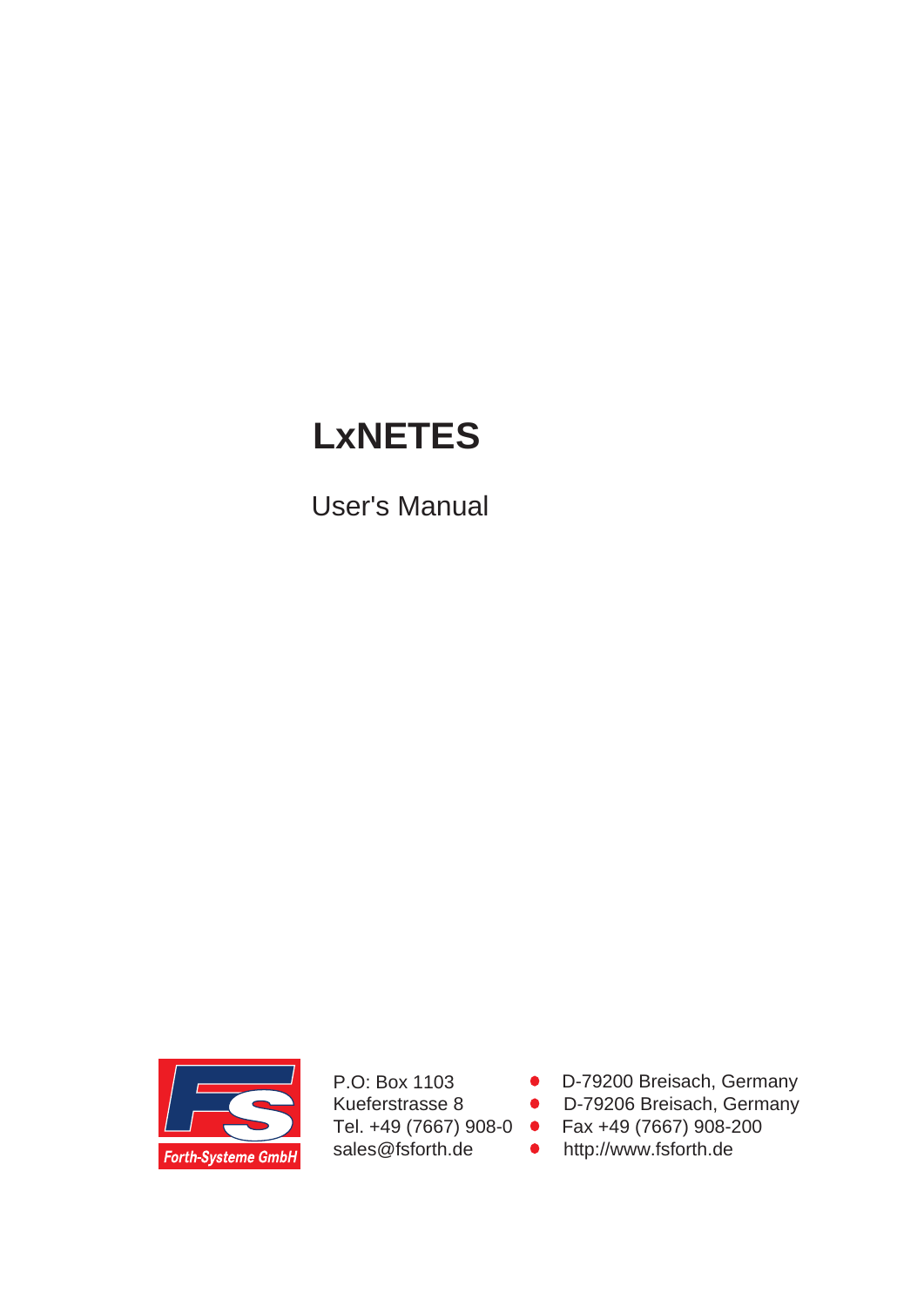# LxNETES

User's Manual

Forth-Systeme GmbH

P.O: Box 1103 • D-79200 Breisach, Germany
Kueferstrasse 8 • D-79206 Breisach, Germany
Tel. +49 (7667) 908-0 • Fax +49 (7667) 908-200
sales@fsforth.de • http://www.fsforth.de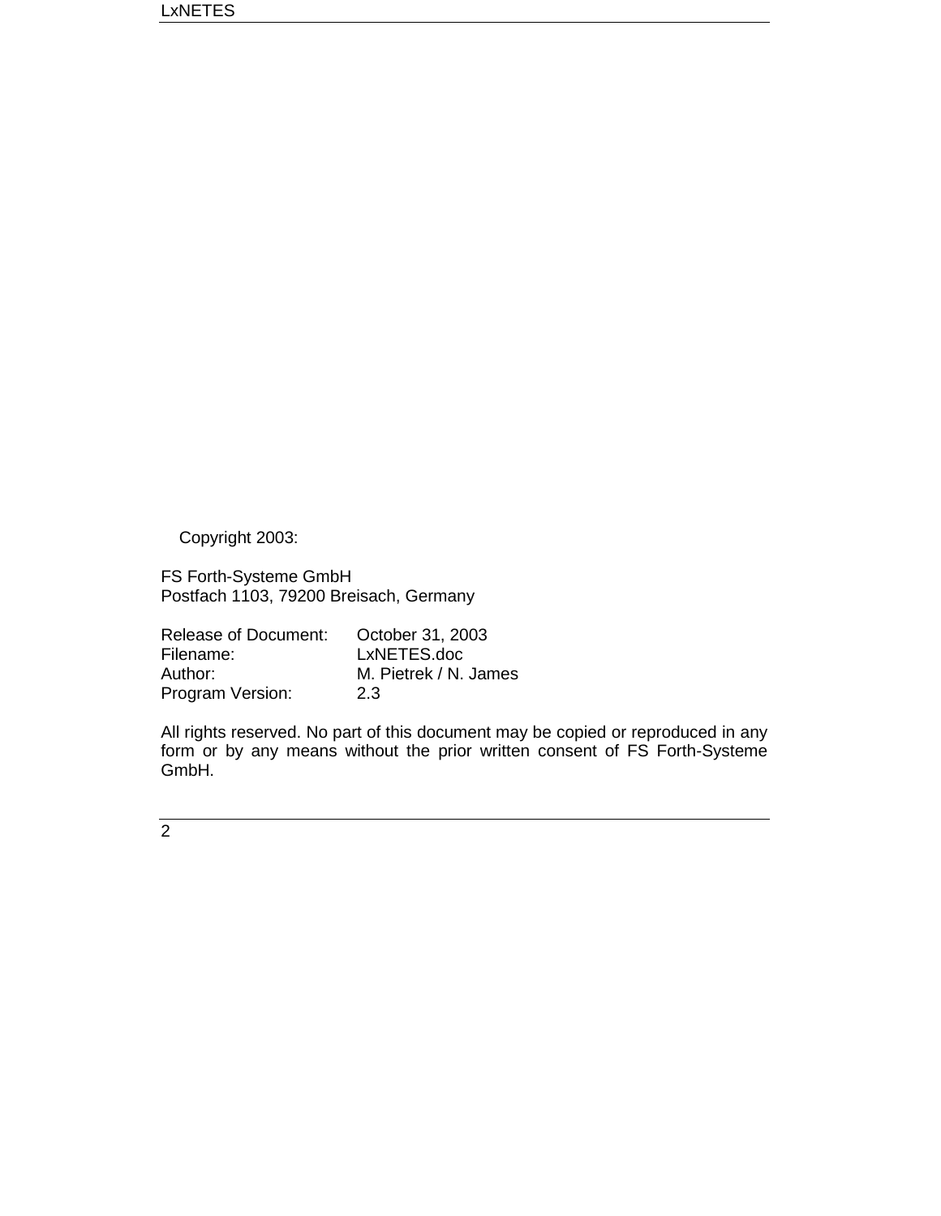Copyright 2003:

FS Forth-Systeme GmbH
Postfach 1103, 79200 Breisach, Germany

| | |
|---|---|
| Release of Document: | October 31, 2003 |
| Filename: | LxNETES.doc |
| Author: | M. Pietrek / N. James |
| Program Version: | 2.3 |

All rights reserved. No part of this document may be copied or reproduced in any form or by any means without the prior written consent of FS Forth-Systeme GmbH.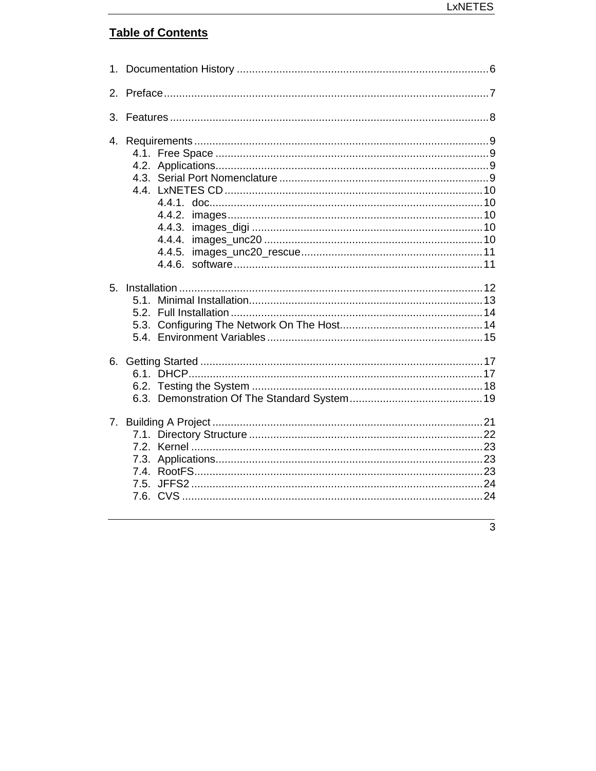## Table of Contents

1. Documentation History ........................................................................................6

2. Preface........................................................................................................7

3. Features......................................................................................................8

4. Requirements...............................................................................................9
   - 4.1. Free Space ........................................................................................9
   - 4.2. Applications........................................................................................9
   - 4.3. Serial Port Nomenclature ......................................................................9
   - 4.4. LxNETES CD......................................................................................10
     - 4.4.1. doc..........................................................................................10
     - 4.4.2. images......................................................................................10
     - 4.4.3. images_digi ...............................................................................10
     - 4.4.4. images_unc20 ............................................................................10
     - 4.4.5. images_unc20_rescue.................................................................11
     - 4.4.6. software....................................................................................11

5. Installation.................................................................................................12
   - 5.1. Minimal Installation.............................................................................13
   - 5.2. Full Installation..................................................................................14
   - 5.3. Configuring The Network On The Host...................................................14
   - 5.4. Environment Variables........................................................................15

6. Getting Started ...........................................................................................17
   - 6.1. DHCP...............................................................................................17
   - 6.2. Testing the System ............................................................................18
   - 6.3. Demonstration Of The Standard System................................................19

7. Building A Project .......................................................................................21
   - 7.1. Directory Structure ............................................................................22
   - 7.2. Kernel .............................................................................................23
   - 7.3. Applications.......................................................................................23
   - 7.4. RootFS.............................................................................................23
   - 7.5. JFFS2 ..............................................................................................24
   - 7.6. CVS ................................................................................................24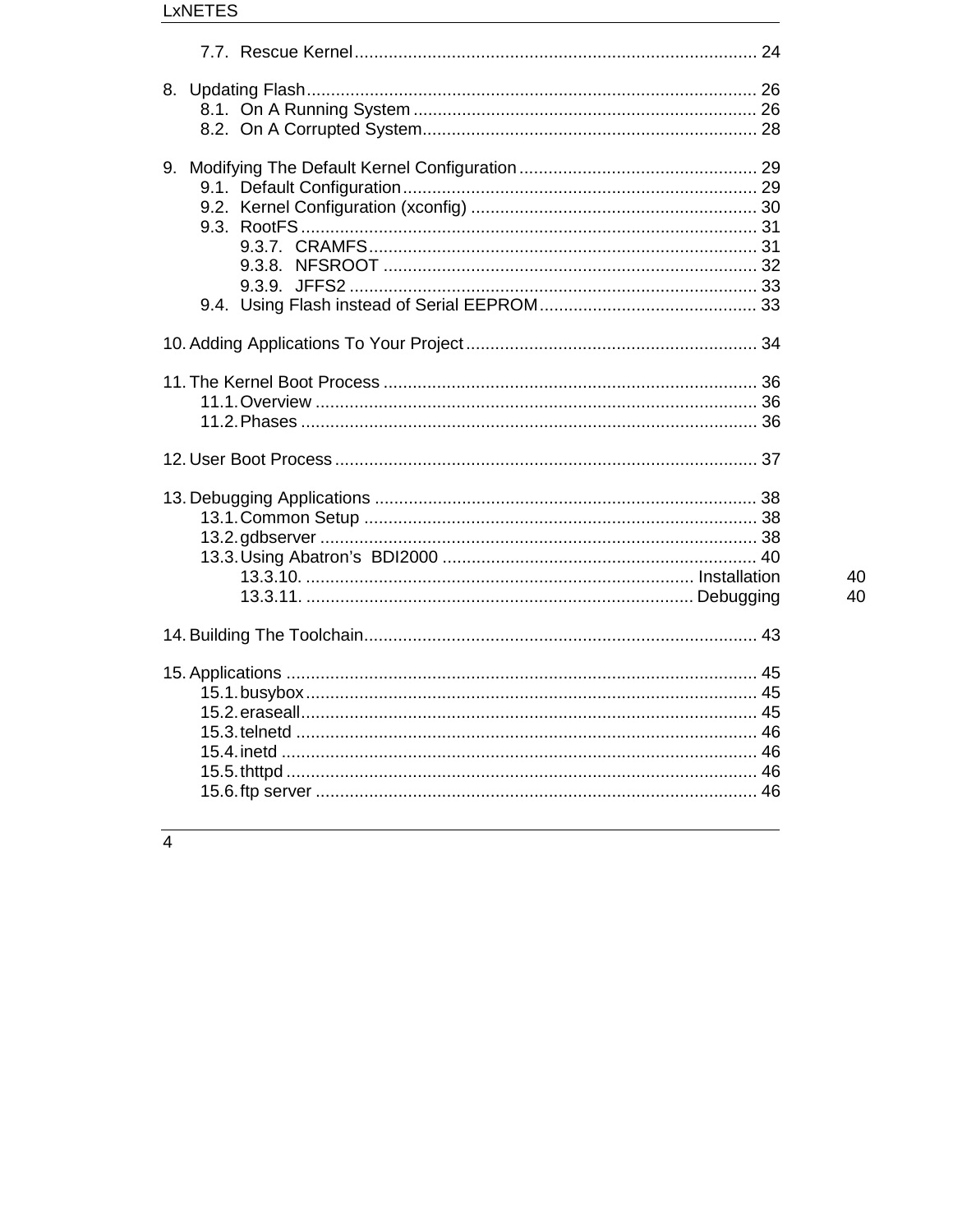7.7. Rescue Kernel .......... 24

8. Updating Flash .......... 26
   8.1. On A Running System .......... 26
   8.2. On A Corrupted System .......... 28

9. Modifying The Default Kernel Configuration .......... 29
   9.1. Default Configuration .......... 29
   9.2. Kernel Configuration (xconfig) .......... 30
   9.3. RootFS .......... 31
      9.3.7. CRAMFS .......... 31
      9.3.8. NFSROOT .......... 32
      9.3.9. JFFS2 .......... 33
   9.4. Using Flash instead of Serial EEPROM .......... 33

10. Adding Applications To Your Project .......... 34

11. The Kernel Boot Process .......... 36
   11.1. Overview .......... 36
   11.2. Phases .......... 36

12. User Boot Process .......... 37

13. Debugging Applications .......... 38
   13.1. Common Setup .......... 38
   13.2. gdbserver .......... 38
   13.3. Using Abatron's BDI2000 .......... 40
      13.3.10. .......... Installation 40
      13.3.11. .......... Debugging 40

14. Building The Toolchain .......... 43

15. Applications .......... 45
   15.1. busybox .......... 45
   15.2. eraseall .......... 45
   15.3. telnetd .......... 46
   15.4. inetd .......... 46
   15.5. thttpd .......... 46
   15.6. ftp server .......... 46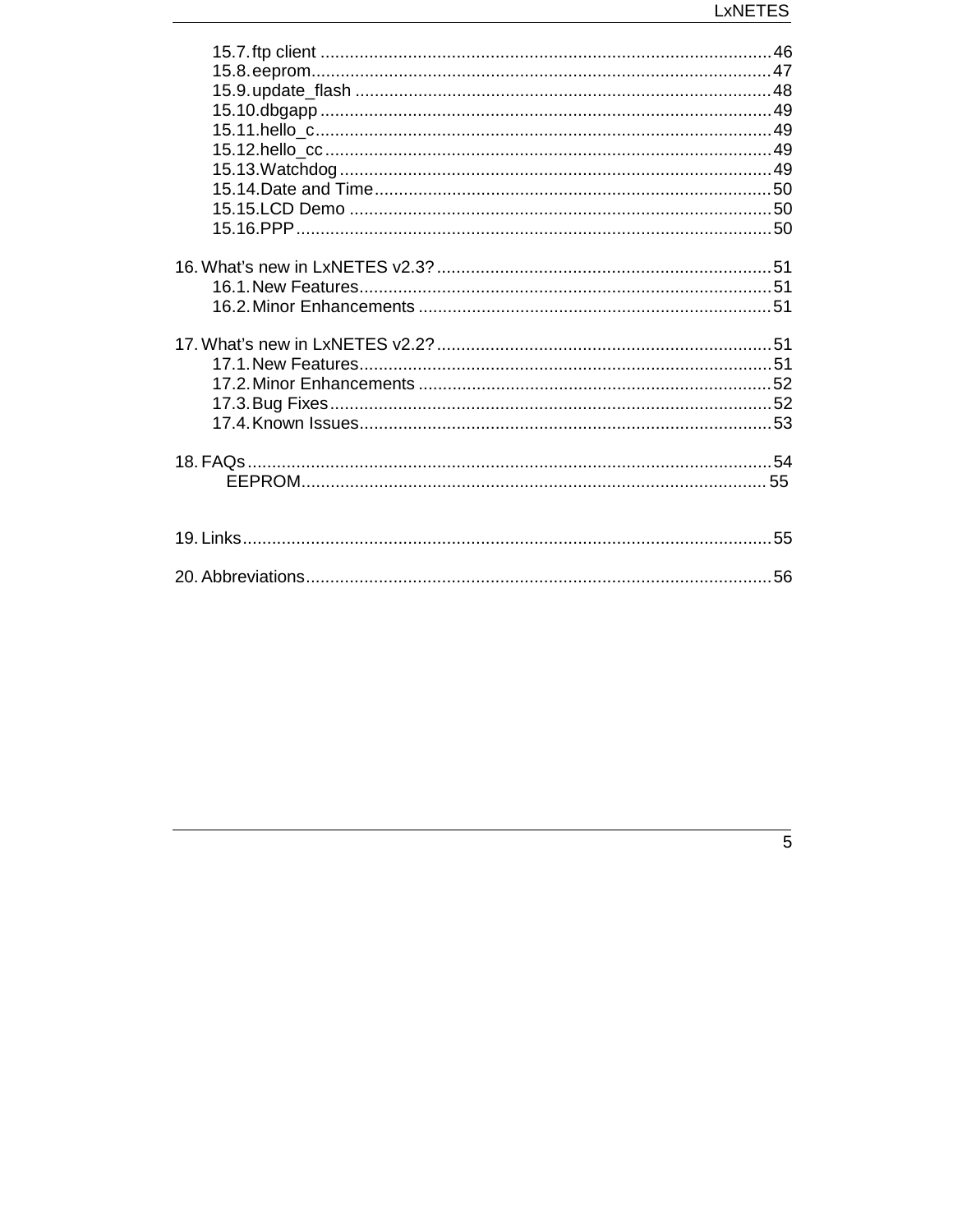15.7. ftp client ........................................................................................46
15.8. eeprom.............................................................................................47
15.9. update_flash .....................................................................................48
15.10. dbgapp ............................................................................................49
15.11. hello_c.............................................................................................49
15.12. hello_cc ...........................................................................................49
15.13. Watchdog ........................................................................................49
15.14. Date and Time.................................................................................50
15.15. LCD Demo ......................................................................................50
15.16. PPP.................................................................................................50

16. What's new in LxNETES v2.3? ....................................................................51
16.1. New Features....................................................................................51
16.2. Minor Enhancements ........................................................................51

17. What's new in LxNETES v2.2? ....................................................................51
17.1. New Features....................................................................................51
17.2. Minor Enhancements ........................................................................52
17.3. Bug Fixes..........................................................................................52
17.4. Known Issues....................................................................................53

18. FAQs..........................................................................................................54
EEPROM...............................................................................................55

19. Links...........................................................................................................55

20. Abbreviations..............................................................................................56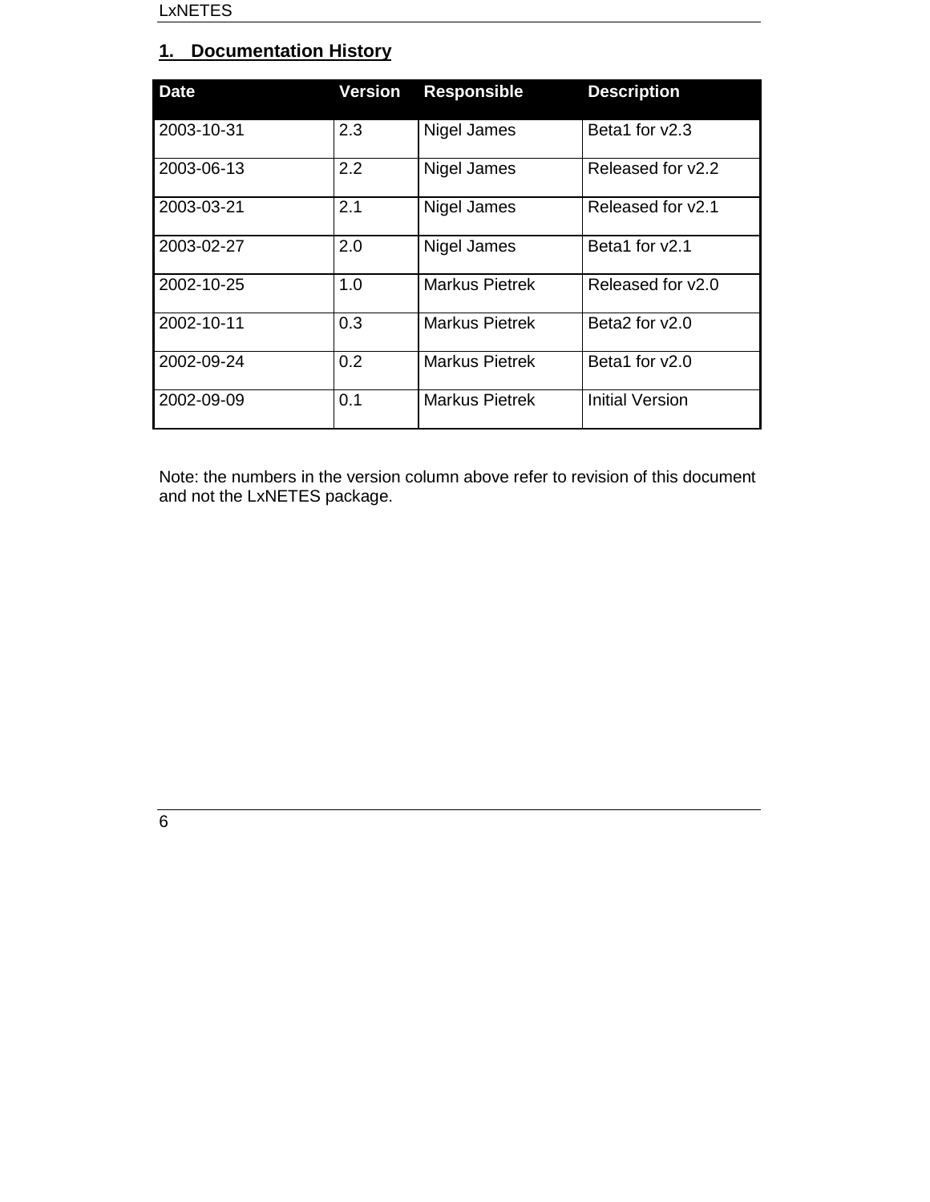# 1. Documentation History

| Date | Version | Responsible | Description |
|---|---|---|---|
| 2003-10-31 | 2.3 | Nigel James | Beta1 for v2.3 |
| 2003-06-13 | 2.2 | Nigel James | Released for v2.2 |
| 2003-03-21 | 2.1 | Nigel James | Released for v2.1 |
| 2003-02-27 | 2.0 | Nigel James | Beta1 for v2.1 |
| 2002-10-25 | 1.0 | Markus Pietrek | Released for v2.0 |
| 2002-10-11 | 0.3 | Markus Pietrek | Beta2 for v2.0 |
| 2002-09-24 | 0.2 | Markus Pietrek | Beta1 for v2.0 |
| 2002-09-09 | 0.1 | Markus Pietrek | Initial Version |

Note: the numbers in the version column above refer to revision of this document and not the LxNETES package.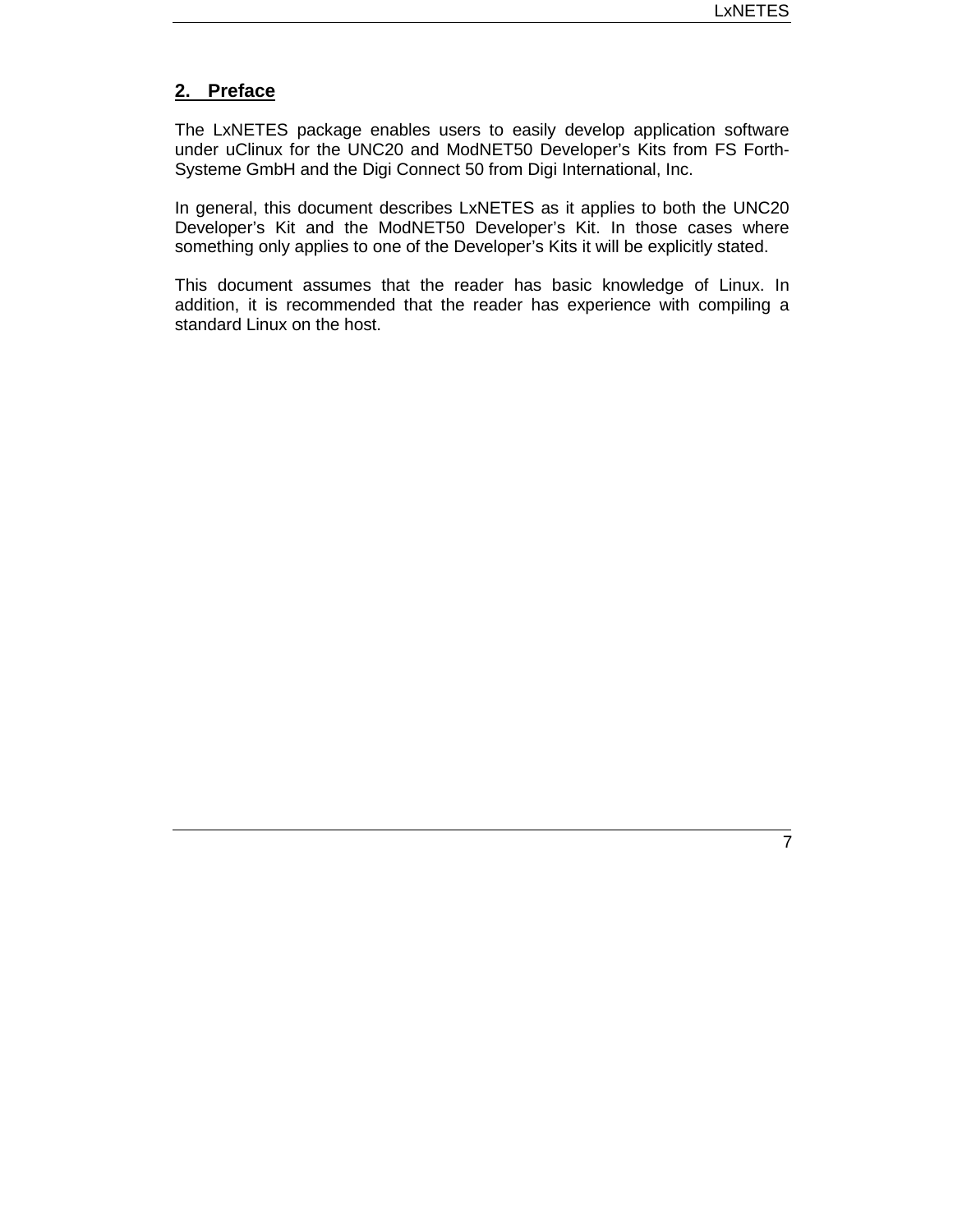## 2. Preface

The LxNETES package enables users to easily develop application software under uClinux for the UNC20 and ModNET50 Developer's Kits from FS Forth-Systeme GmbH and the Digi Connect 50 from Digi International, Inc.

In general, this document describes LxNETES as it applies to both the UNC20 Developer's Kit and the ModNET50 Developer's Kit. In those cases where something only applies to one of the Developer's Kits it will be explicitly stated.

This document assumes that the reader has basic knowledge of Linux. In addition, it is recommended that the reader has experience with compiling a standard Linux on the host.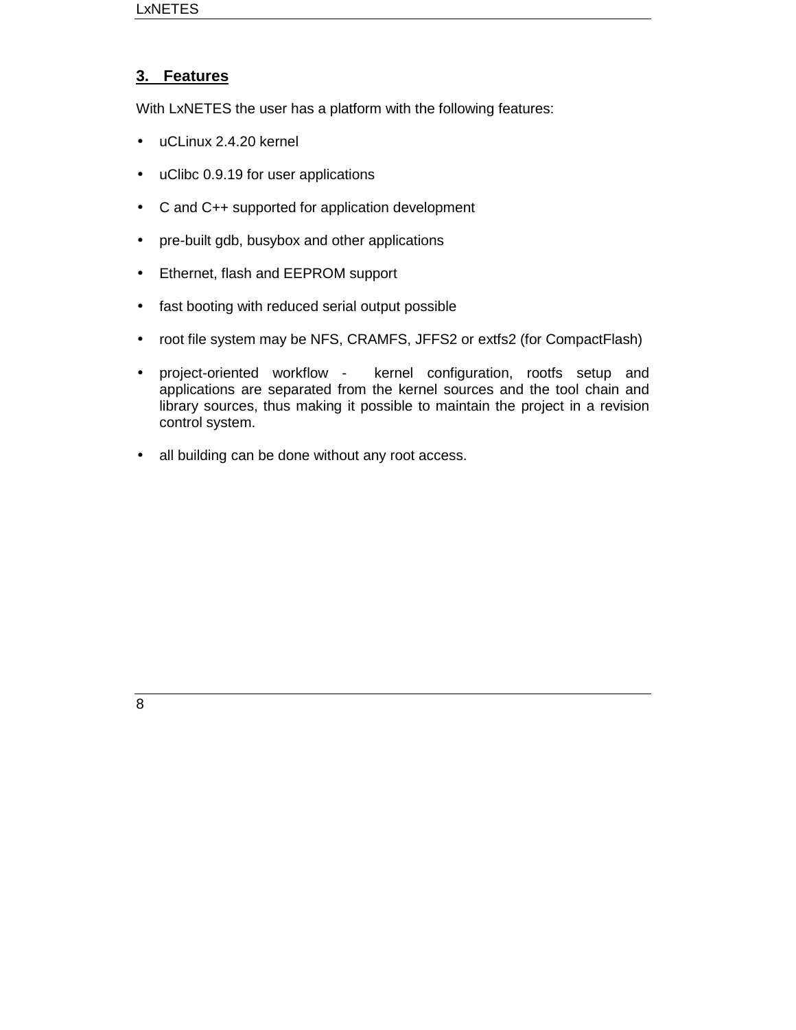## 3. Features

With LxNETES the user has a platform with the following features:

- uCLinux 2.4.20 kernel
- uClibc 0.9.19 for user applications
- C and C++ supported for application development
- pre-built gdb, busybox and other applications
- Ethernet, flash and EEPROM support
- fast booting with reduced serial output possible
- root file system may be NFS, CRAMFS, JFFS2 or extfs2 (for CompactFlash)
- project-oriented workflow - kernel configuration, rootfs setup and applications are separated from the kernel sources and the tool chain and library sources, thus making it possible to maintain the project in a revision control system.
- all building can be done without any root access.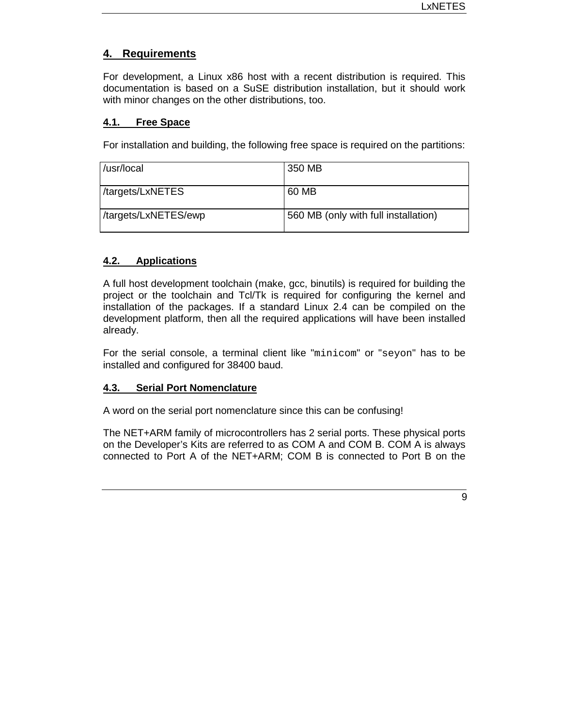## 4. Requirements

For development, a Linux x86 host with a recent distribution is required. This documentation is based on a SuSE distribution installation, but it should work with minor changes on the other distributions, too.

### 4.1. Free Space

For installation and building, the following free space is required on the partitions:

| | |
|---|---|
| /usr/local | 350 MB |
| /targets/LxNETES | 60 MB |
| /targets/LxNETES/ewp | 560 MB (only with full installation) |

### 4.2. Applications

A full host development toolchain (make, gcc, binutils) is required for building the project or the toolchain and Tcl/Tk is required for configuring the kernel and installation of the packages. If a standard Linux 2.4 can be compiled on the development platform, then all the required applications will have been installed already.

For the serial console, a terminal client like "`minicom`" or "`seyon`" has to be installed and configured for 38400 baud.

### 4.3. Serial Port Nomenclature

A word on the serial port nomenclature since this can be confusing!

The NET+ARM family of microcontrollers has 2 serial ports. These physical ports on the Developer's Kits are referred to as COM A and COM B. COM A is always connected to Port A of the NET+ARM; COM B is connected to Port B on the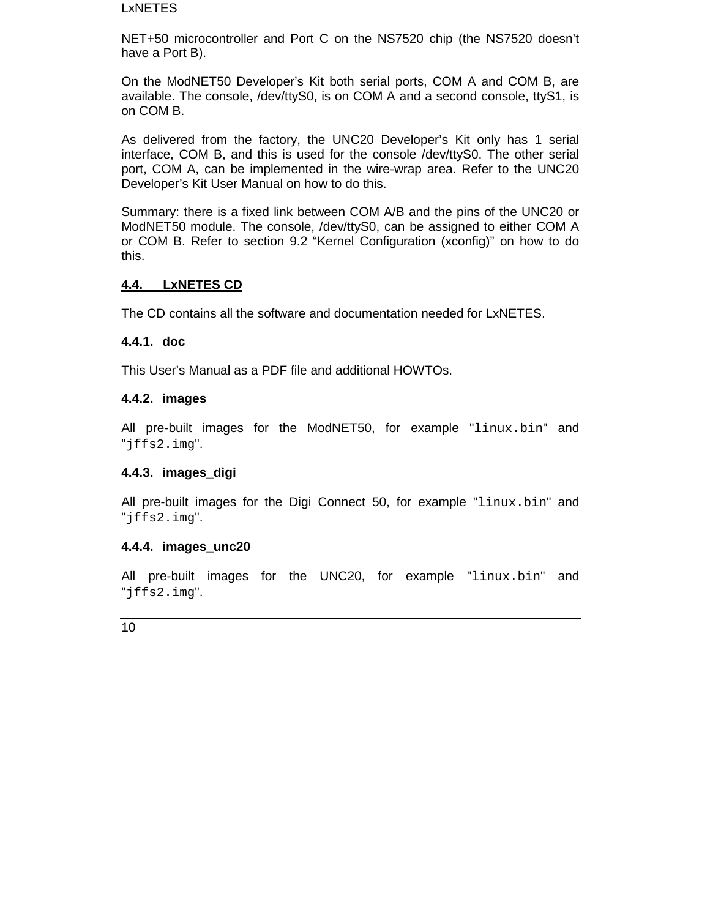NET+50 microcontroller and Port C on the NS7520 chip (the NS7520 doesn't have a Port B).

On the ModNET50 Developer's Kit both serial ports, COM A and COM B, are available. The console, /dev/ttyS0, is on COM A and a second console, ttyS1, is on COM B.

As delivered from the factory, the UNC20 Developer's Kit only has 1 serial interface, COM B, and this is used for the console /dev/ttyS0. The other serial port, COM A, can be implemented in the wire-wrap area. Refer to the UNC20 Developer's Kit User Manual on how to do this.

Summary: there is a fixed link between COM A/B and the pins of the UNC20 or ModNET50 module. The console, /dev/ttyS0, can be assigned to either COM A or COM B. Refer to section 9.2 "Kernel Configuration (xconfig)" on how to do this.

## 4.4. LxNETES CD

The CD contains all the software and documentation needed for LxNETES.

### 4.4.1. doc

This User's Manual as a PDF file and additional HOWTOs.

### 4.4.2. images

All pre-built images for the ModNET50, for example "`linux.bin`" and "`jffs2.img`".

### 4.4.3. images_digi

All pre-built images for the Digi Connect 50, for example "`linux.bin`" and "`jffs2.img`".

### 4.4.4. images_unc20

All pre-built images for the UNC20, for example "`linux.bin`" and "`jffs2.img`".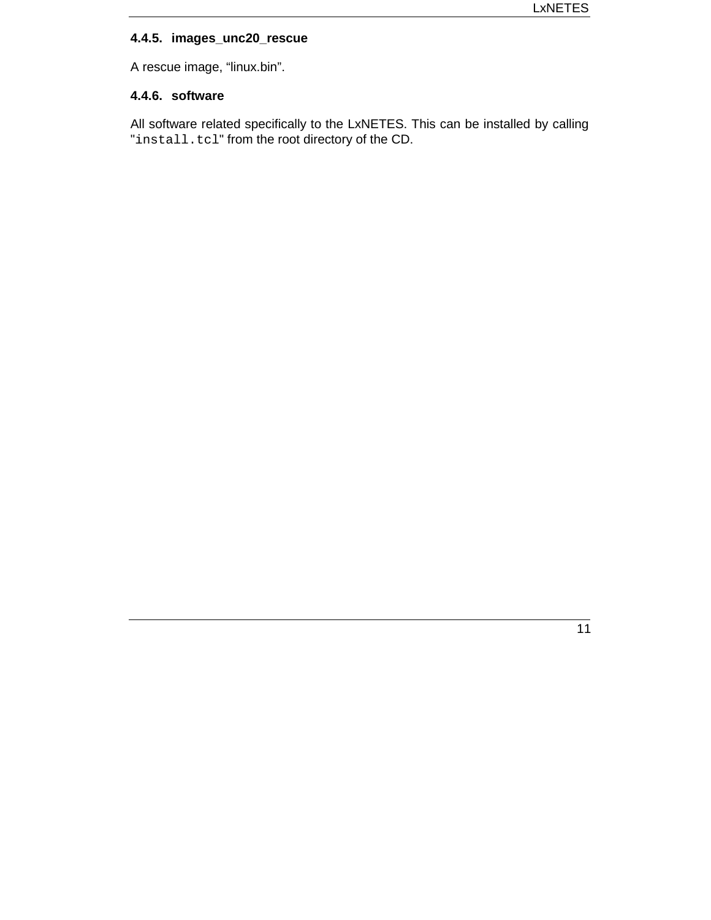#### 4.4.5. images_unc20_rescue

A rescue image, “linux.bin”.

#### 4.4.6. software

All software related specifically to the LxNETES. This can be installed by calling "`install.tcl`" from the root directory of the CD.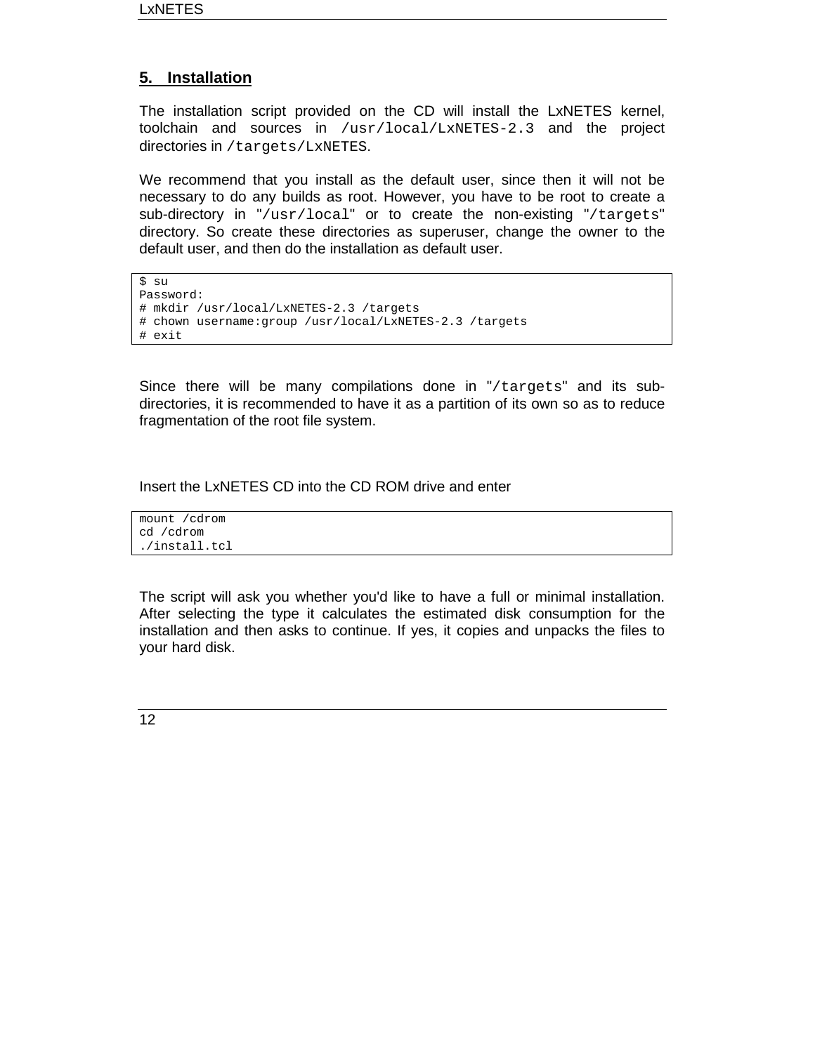## 5. Installation

The installation script provided on the CD will install the LxNETES kernel, toolchain and sources in `/usr/local/LxNETES-2.3` and the project directories in `/targets/LxNETES`.

We recommend that you install as the default user, since then it will not be necessary to do any builds as root. However, you have to be root to create a sub-directory in "`/usr/local`" or to create the non-existing "`/targets`" directory. So create these directories as superuser, change the owner to the default user, and then do the installation as default user.

```
$ su
Password:
# mkdir /usr/local/LxNETES-2.3 /targets
# chown username:group /usr/local/LxNETES-2.3 /targets
# exit
```

Since there will be many compilations done in "`/targets`" and its sub-directories, it is recommended to have it as a partition of its own so as to reduce fragmentation of the root file system.

Insert the LxNETES CD into the CD ROM drive and enter

```
mount /cdrom
cd /cdrom
./install.tcl
```

The script will ask you whether you'd like to have a full or minimal installation. After selecting the type it calculates the estimated disk consumption for the installation and then asks to continue. If yes, it copies and unpacks the files to your hard disk.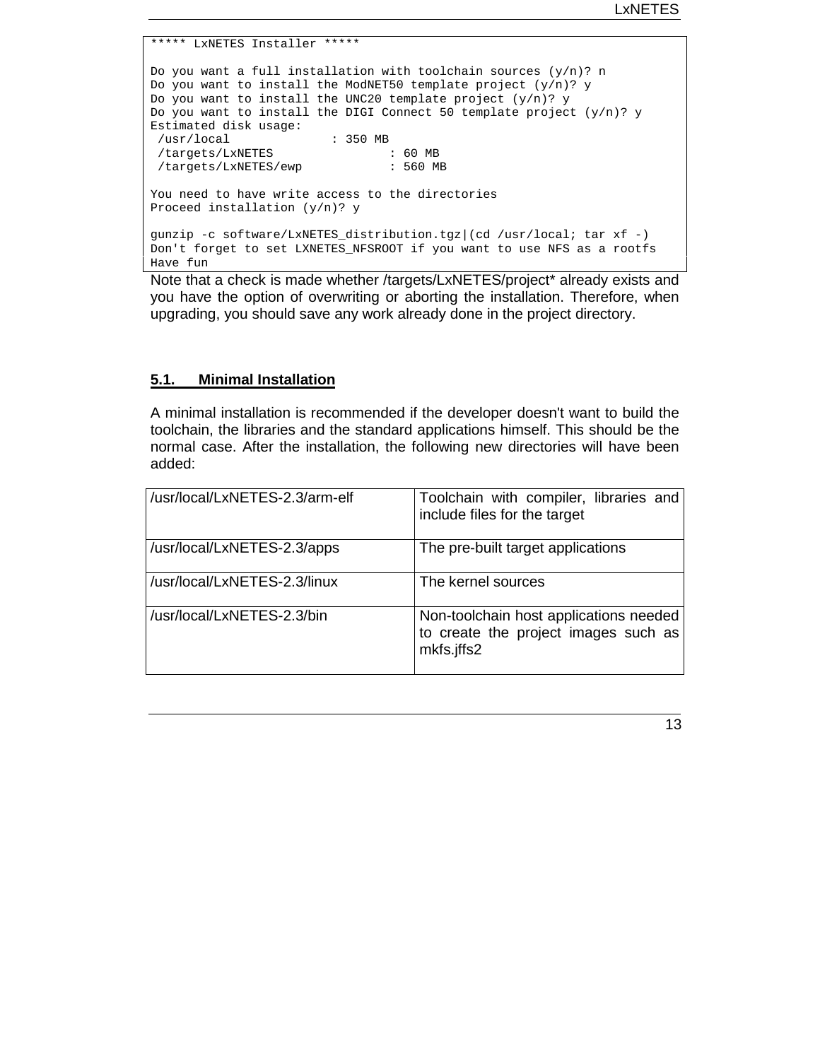```
***** LxNETES Installer *****

Do you want a full installation with toolchain sources (y/n)? n
Do you want to install the ModNET50 template project (y/n)? y
Do you want to install the UNC20 template project (y/n)? y
Do you want to install the DIGI Connect 50 template project (y/n)? y
Estimated disk usage:
 /usr/local             : 350 MB
 /targets/LxNETES                : 60 MB
 /targets/LxNETES/ewp            : 560 MB

You need to have write access to the directories
Proceed installation (y/n)? y

gunzip -c software/LxNETES_distribution.tgz|(cd /usr/local; tar xf -)
Don't forget to set LXNETES_NFSROOT if you want to use NFS as a rootfs
Have fun
```

Note that a check is made whether /targets/LxNETES/project* already exists and you have the option of overwriting or aborting the installation. Therefore, when upgrading, you should save any work already done in the project directory.

## 5.1. Minimal Installation

A minimal installation is recommended if the developer doesn't want to build the toolchain, the libraries and the standard applications himself. This should be the normal case. After the installation, the following new directories will have been added:

| | |
|---|---|
| /usr/local/LxNETES-2.3/arm-elf | Toolchain with compiler, libraries and include files for the target |
| /usr/local/LxNETES-2.3/apps | The pre-built target applications |
| /usr/local/LxNETES-2.3/linux | The kernel sources |
| /usr/local/LxNETES-2.3/bin | Non-toolchain host applications needed to create the project images such as mkfs.jffs2 |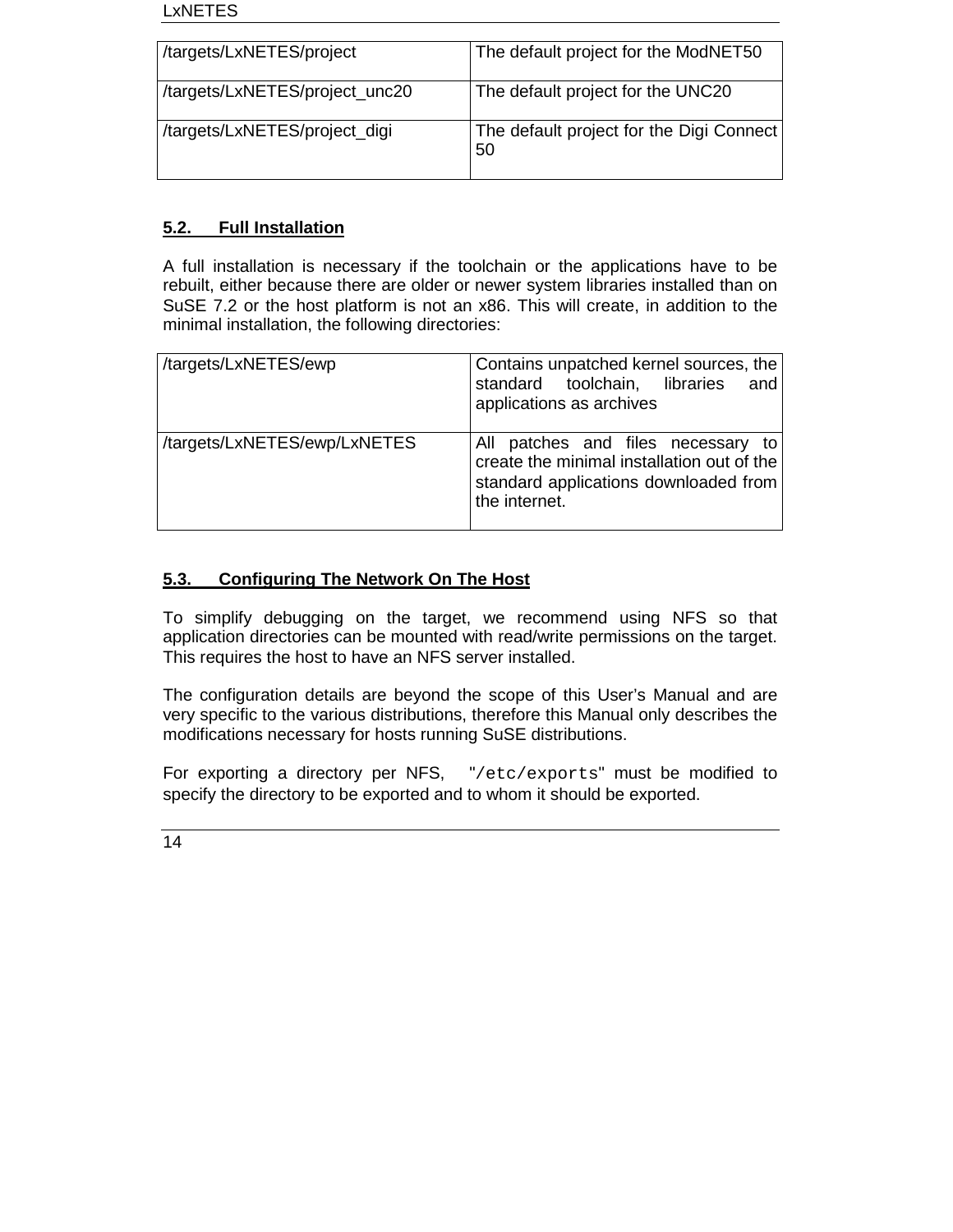| /targets/LxNETES/project | The default project for the ModNET50 |
| --- | --- |
| /targets/LxNETES/project_unc20 | The default project for the UNC20 |
| /targets/LxNETES/project_digi | The default project for the Digi Connect 50 |

## 5.2. Full Installation

A full installation is necessary if the toolchain or the applications have to be rebuilt, either because there are older or newer system libraries installed than on SuSE 7.2 or the host platform is not an x86. This will create, in addition to the minimal installation, the following directories:

| /targets/LxNETES/ewp | Contains unpatched kernel sources, the standard toolchain, libraries and applications as archives |
| --- | --- |
| /targets/LxNETES/ewp/LxNETES | All patches and files necessary to create the minimal installation out of the standard applications downloaded from the internet. |

## 5.3. Configuring The Network On The Host

To simplify debugging on the target, we recommend using NFS so that application directories can be mounted with read/write permissions on the target. This requires the host to have an NFS server installed.

The configuration details are beyond the scope of this User's Manual and are very specific to the various distributions, therefore this Manual only describes the modifications necessary for hosts running SuSE distributions.

For exporting a directory per NFS, "`/etc/exports`" must be modified to specify the directory to be exported and to whom it should be exported.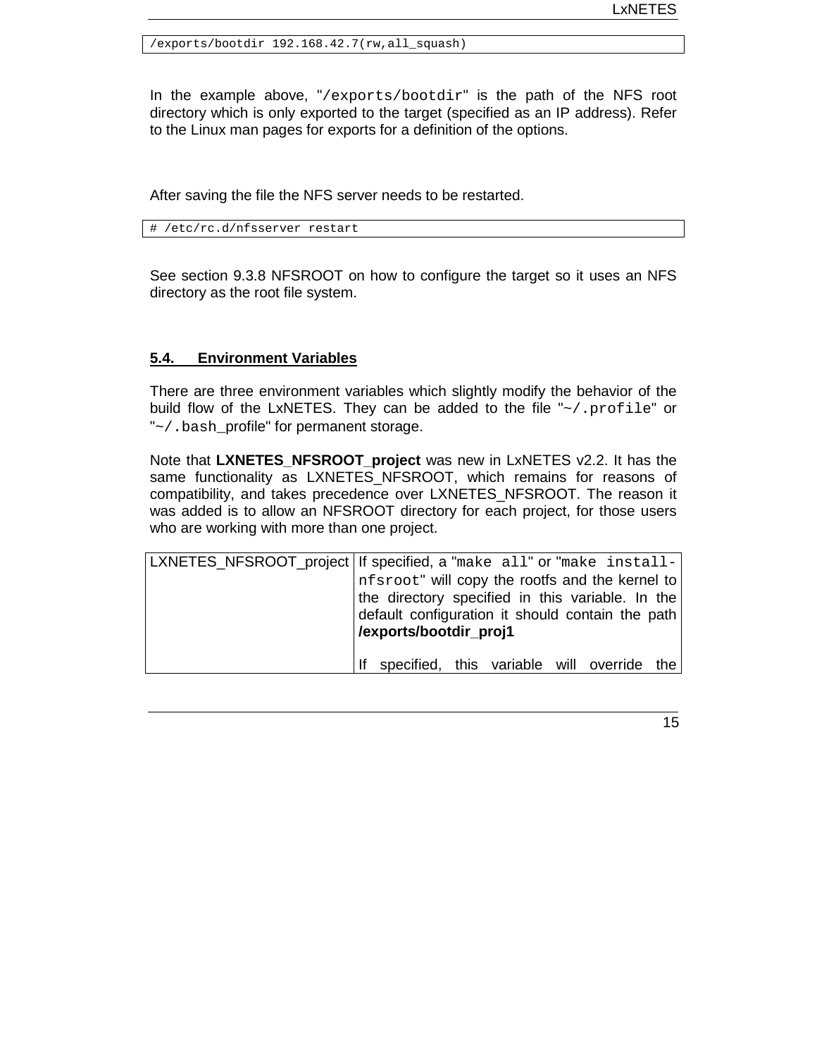```
/exports/bootdir 192.168.42.7(rw,all_squash)
```

In the example above, "/exports/bootdir" is the path of the NFS root directory which is only exported to the target (specified as an IP address). Refer to the Linux man pages for exports for a definition of the options.

After saving the file the NFS server needs to be restarted.

```
# /etc/rc.d/nfsserver restart
```

See section 9.3.8 NFSROOT on how to configure the target so it uses an NFS directory as the root file system.

## 5.4. Environment Variables

There are three environment variables which slightly modify the behavior of the build flow of the LxNETES. They can be added to the file "~/.profile" or "~/.bash_profile" for permanent storage.

Note that **LXNETES_NFSROOT_project** was new in LxNETES v2.2. It has the same functionality as LXNETES_NFSROOT, which remains for reasons of compatibility, and takes precedence over LXNETES_NFSROOT. The reason it was added is to allow an NFSROOT directory for each project, for those users who are working with more than one project.

| | |
|---|---|
| LXNETES_NFSROOT_project | If specified, a "make all" or "make install-nfsroot" will copy the rootfs and the kernel to the directory specified in this variable. In the default configuration it should contain the path **/exports/bootdir_proj1**<br><br>If specified, this variable will override the |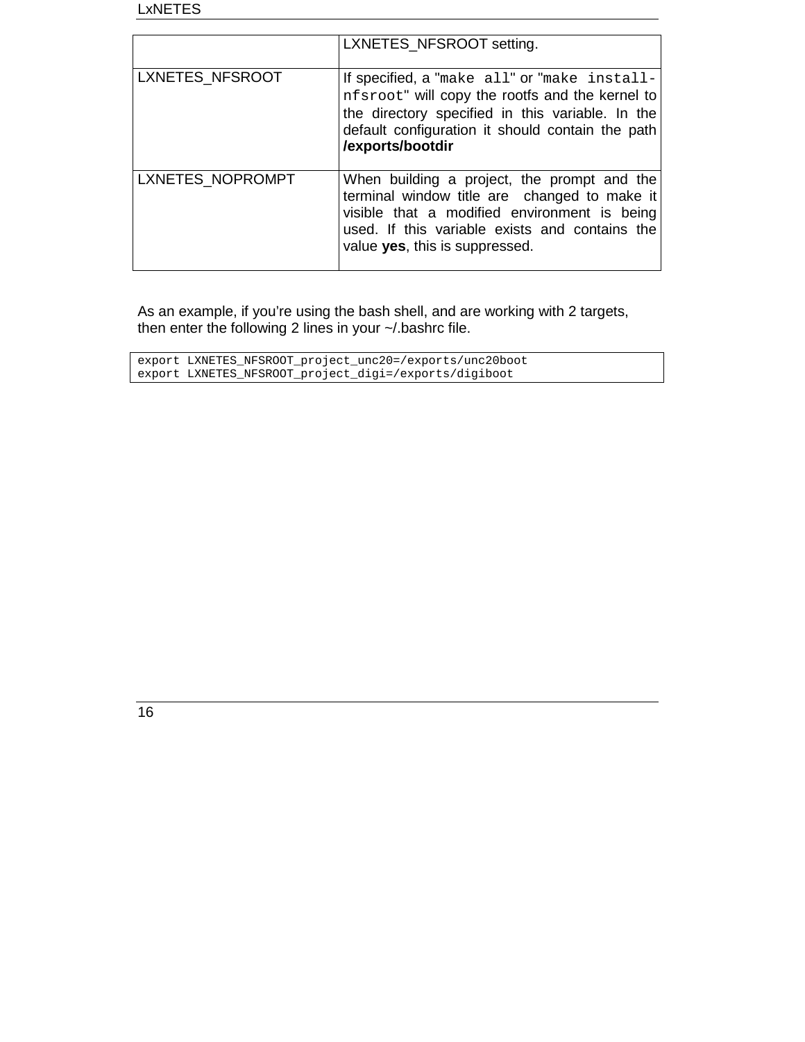|  |  |
|---|---|
|  | LXNETES_NFSROOT setting. |
| LXNETES_NFSROOT | If specified, a "`make all`" or "`make install-nfsroot`" will copy the rootfs and the kernel to the directory specified in this variable. In the default configuration it should contain the path **/exports/bootdir** |
| LXNETES_NOPROMPT | When building a project, the prompt and the terminal window title are changed to make it visible that a modified environment is being used. If this variable exists and contains the value **yes**, this is suppressed. |

As an example, if you're using the bash shell, and are working with 2 targets, then enter the following 2 lines in your ~/.bashrc file.

```
export LXNETES_NFSROOT_project_unc20=/exports/unc20boot
export LXNETES_NFSROOT_project_digi=/exports/digiboot
```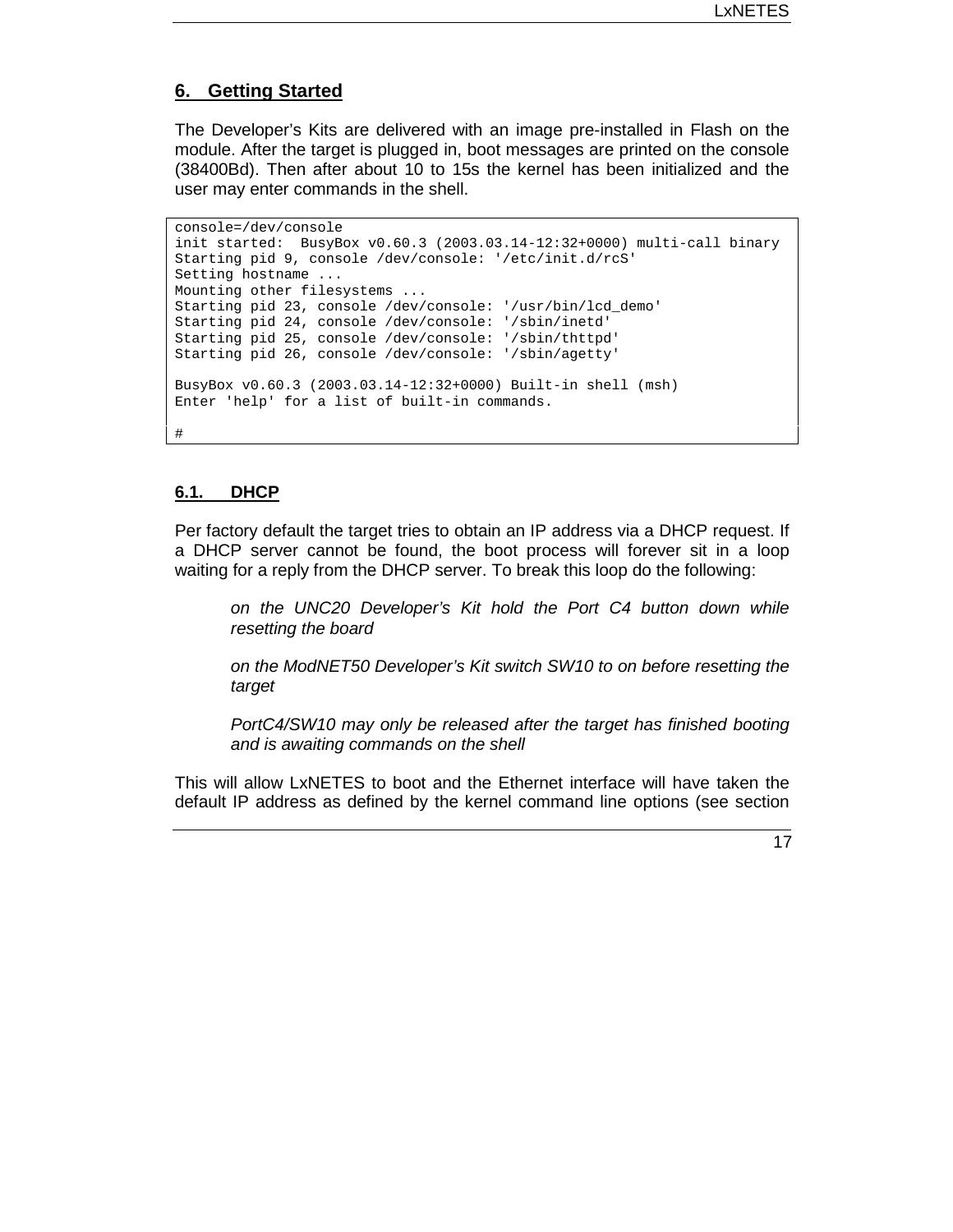## 6. Getting Started

The Developer's Kits are delivered with an image pre-installed in Flash on the module. After the target is plugged in, boot messages are printed on the console (38400Bd). Then after about 10 to 15s the kernel has been initialized and the user may enter commands in the shell.

```
console=/dev/console
init started:  BusyBox v0.60.3 (2003.03.14-12:32+0000) multi-call binary
Starting pid 9, console /dev/console: '/etc/init.d/rcS'
Setting hostname ...
Mounting other filesystems ...
Starting pid 23, console /dev/console: '/usr/bin/lcd_demo'
Starting pid 24, console /dev/console: '/sbin/inetd'
Starting pid 25, console /dev/console: '/sbin/thttpd'
Starting pid 26, console /dev/console: '/sbin/agetty'

BusyBox v0.60.3 (2003.03.14-12:32+0000) Built-in shell (msh)
Enter 'help' for a list of built-in commands.

#
```

### 6.1. DHCP

Per factory default the target tries to obtain an IP address via a DHCP request. If a DHCP server cannot be found, the boot process will forever sit in a loop waiting for a reply from the DHCP server. To break this loop do the following:

> *on the UNC20 Developer's Kit hold the Port C4 button down while resetting the board*
>
> *on the ModNET50 Developer's Kit switch SW10 to on before resetting the target*
>
> *PortC4/SW10 may only be released after the target has finished booting and is awaiting commands on the shell*

This will allow LxNETES to boot and the Ethernet interface will have taken the default IP address as defined by the kernel command line options (see section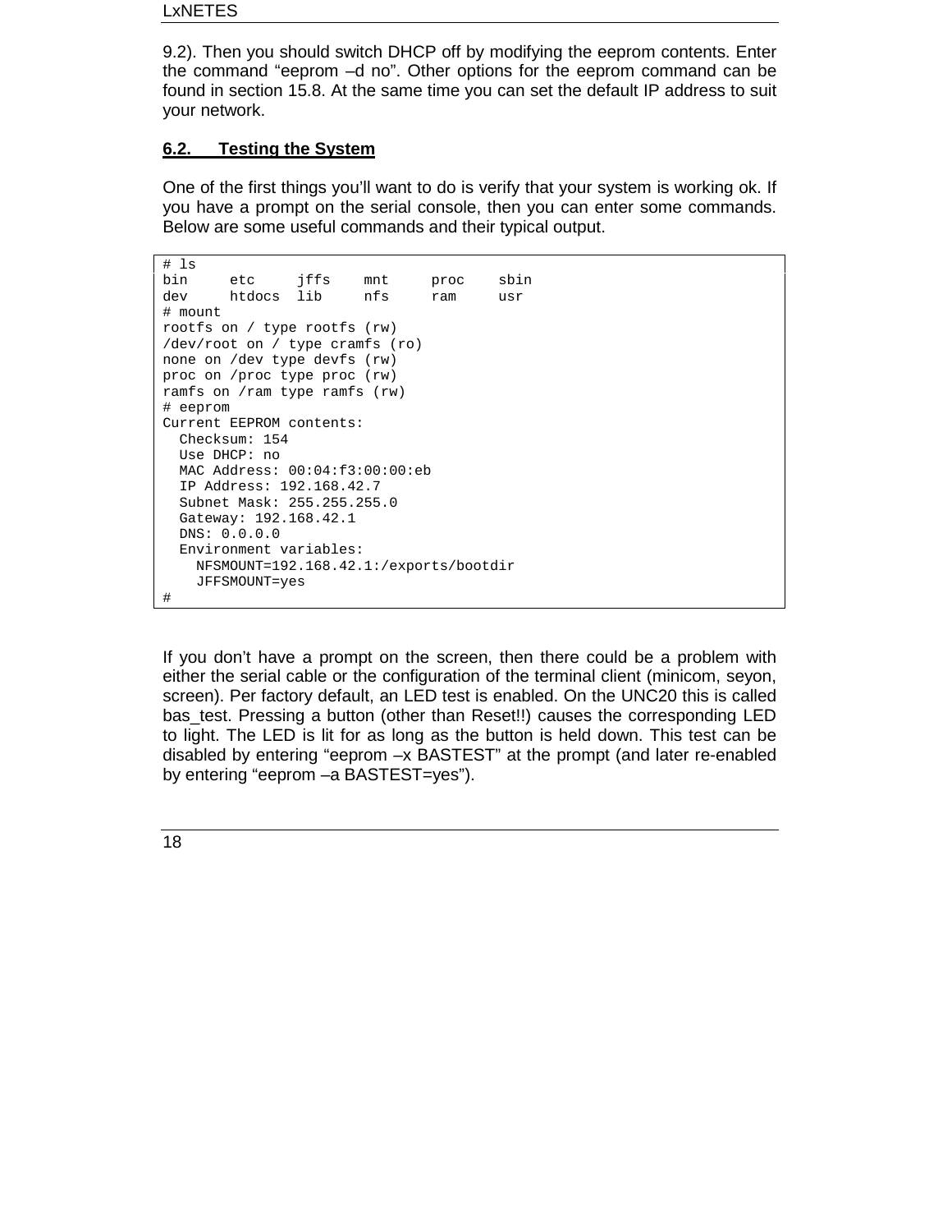9.2). Then you should switch DHCP off by modifying the eeprom contents. Enter the command "eeprom –d no". Other options for the eeprom command can be found in section 15.8. At the same time you can set the default IP address to suit your network.

## 6.2. Testing the System

One of the first things you'll want to do is verify that your system is working ok. If you have a prompt on the serial console, then you can enter some commands. Below are some useful commands and their typical output.

```
# ls
bin     etc     jffs    mnt     proc    sbin
dev     htdocs  lib     nfs     ram     usr
# mount
rootfs on / type rootfs (rw)
/dev/root on / type cramfs (ro)
none on /dev type devfs (rw)
proc on /proc type proc (rw)
ramfs on /ram type ramfs (rw)
# eeprom
Current EEPROM contents:
  Checksum: 154
  Use DHCP: no
  MAC Address: 00:04:f3:00:00:eb
  IP Address: 192.168.42.7
  Subnet Mask: 255.255.255.0
  Gateway: 192.168.42.1
  DNS: 0.0.0.0
  Environment variables:
    NFSMOUNT=192.168.42.1:/exports/bootdir
    JFFSMOUNT=yes
#
```

If you don't have a prompt on the screen, then there could be a problem with either the serial cable or the configuration of the terminal client (minicom, seyon, screen). Per factory default, an LED test is enabled. On the UNC20 this is called bas_test. Pressing a button (other than Reset!!) causes the corresponding LED to light. The LED is lit for as long as the button is held down. This test can be disabled by entering "eeprom –x BASTEST" at the prompt (and later re-enabled by entering "eeprom –a BASTEST=yes").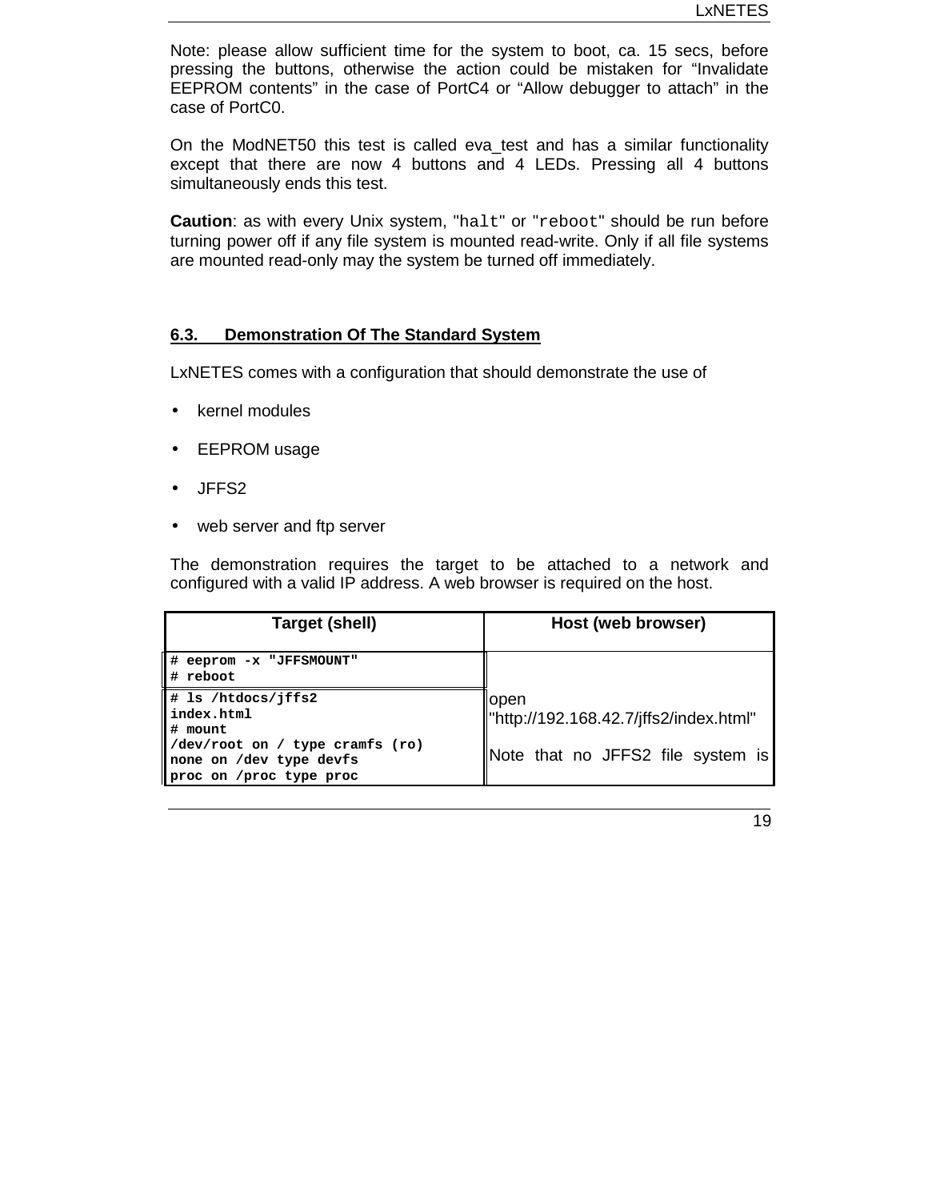Note: please allow sufficient time for the system to boot, ca. 15 secs, before pressing the buttons, otherwise the action could be mistaken for “Invalidate EEPROM contents” in the case of PortC4 or “Allow debugger to attach” in the case of PortC0.

On the ModNET50 this test is called eva_test and has a similar functionality except that there are now 4 buttons and 4 LEDs. Pressing all 4 buttons simultaneously ends this test.

**Caution**: as with every Unix system, "`halt`" or "`reboot`" should be run before turning power off if any file system is mounted read-write. Only if all file systems are mounted read-only may the system be turned off immediately.

## 6.3. Demonstration Of The Standard System

LxNETES comes with a configuration that should demonstrate the use of

- kernel modules
- EEPROM usage
- JFFS2
- web server and ftp server

The demonstration requires the target to be attached to a network and configured with a valid IP address. A web browser is required on the host.

| Target (shell) | Host (web browser) |
|---|---|
| `# eeprom -x "JFFSMOUNT"`<br>`# reboot` | |
| `# ls /htdocs/jffs2`<br>`index.html`<br>`# mount`<br>`/dev/root on / type cramfs (ro)`<br>`none on /dev type devfs`<br>`proc on /proc type proc` | open "http://192.168.42.7/jffs2/index.html"<br><br>Note that no JFFS2 file system is |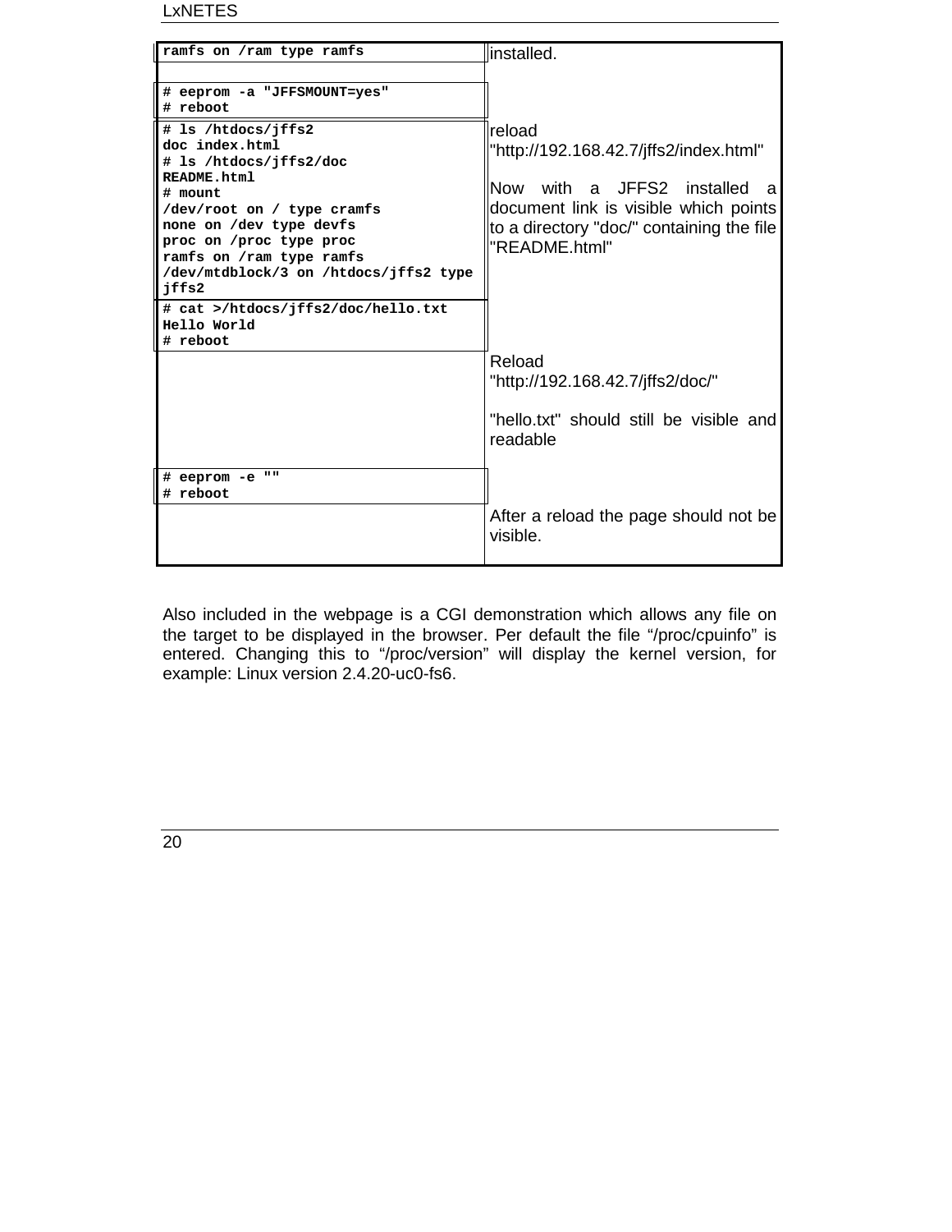| | |
|---|---|
| `ramfs on /ram type ramfs` | installed. |
| | |
| `# eeprom -a "JFFSMOUNT=yes"`<br>`# reboot` | |
| `# ls /htdocs/jffs2`<br>`doc index.html`<br>`# ls /htdocs/jffs2/doc`<br>`README.html`<br>`# mount`<br>`/dev/root on / type cramfs`<br>`none on /dev type devfs`<br>`proc on /proc type proc`<br>`ramfs on /ram type ramfs`<br>`/dev/mtdblock/3 on /htdocs/jffs2 type jffs2` | reload "http://192.168.42.7/jffs2/index.html"<br><br>Now with a JFFS2 installed a document link is visible which points to a directory "doc/" containing the file "README.html" |
| `# cat >/htdocs/jffs2/doc/hello.txt`<br>`Hello World`<br>`# reboot` | |
| | Reload "http://192.168.42.7/jffs2/doc/"<br><br>"hello.txt" should still be visible and readable |
| `# eeprom -e ""`<br>`# reboot` | |
| | After a reload the page should not be visible. |

Also included in the webpage is a CGI demonstration which allows any file on the target to be displayed in the browser. Per default the file “/proc/cpuinfo” is entered. Changing this to “/proc/version” will display the kernel version, for example: Linux version 2.4.20-uc0-fs6.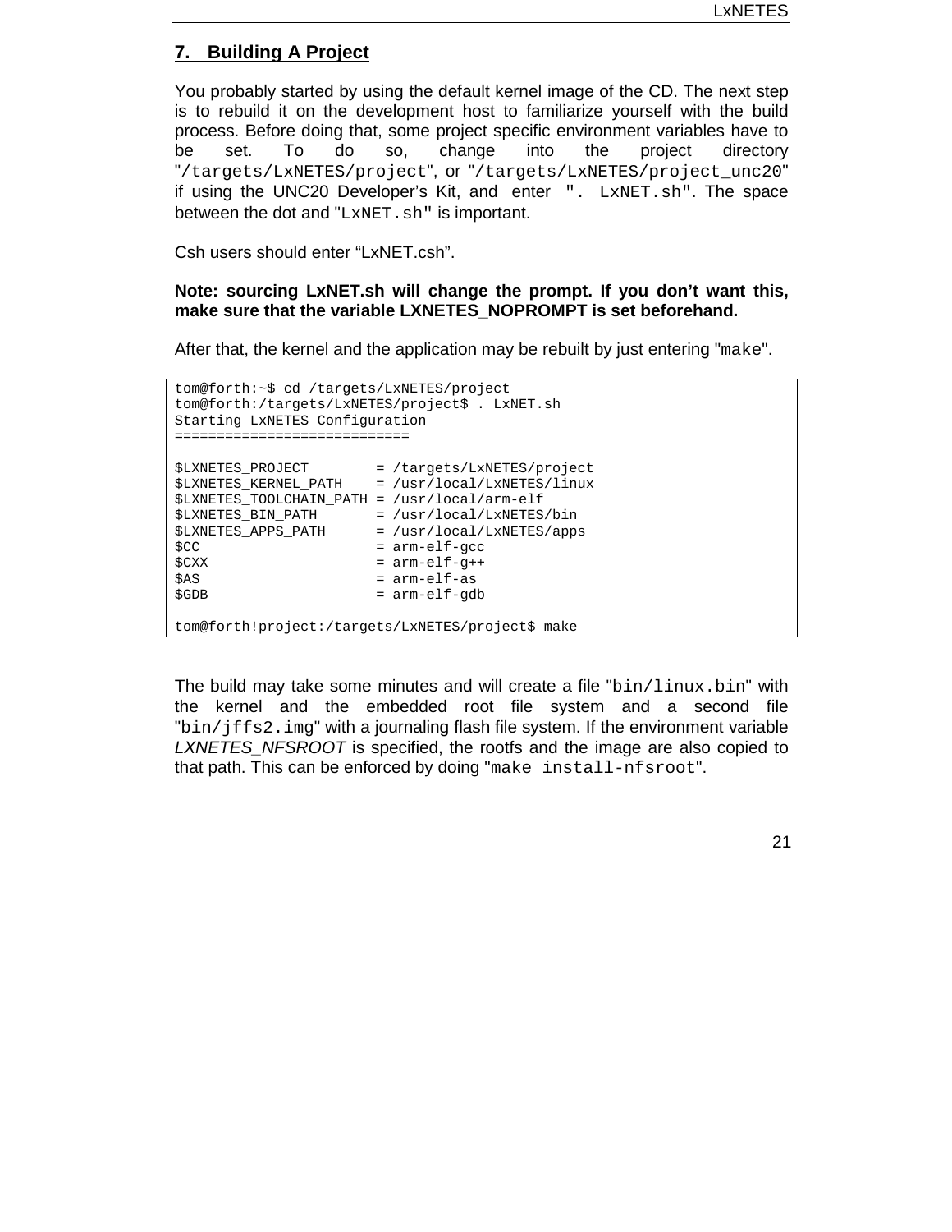## 7. Building A Project

You probably started by using the default kernel image of the CD. The next step is to rebuild it on the development host to familiarize yourself with the build process. Before doing that, some project specific environment variables have to be set. To do so, change into the project directory "`/targets/LxNETES/project`", or "`/targets/LxNETES/project_unc20`" if using the UNC20 Developer's Kit, and enter "`. LxNET.sh`". The space between the dot and "`LxNET.sh`" is important.

Csh users should enter "LxNET.csh".

**Note: sourcing LxNET.sh will change the prompt. If you don't want this, make sure that the variable LXNETES_NOPROMPT is set beforehand.**

After that, the kernel and the application may be rebuilt by just entering "`make`".

```
tom@forth:~$ cd /targets/LxNETES/project
tom@forth:/targets/LxNETES/project$ . LxNET.sh
Starting LxNETES Configuration
============================

$LXNETES_PROJECT        = /targets/LxNETES/project
$LXNETES_KERNEL_PATH    = /usr/local/LxNETES/linux
$LXNETES_TOOLCHAIN_PATH = /usr/local/arm-elf
$LXNETES_BIN_PATH       = /usr/local/LxNETES/bin
$LXNETES_APPS_PATH      = /usr/local/LxNETES/apps
$CC                     = arm-elf-gcc
$CXX                    = arm-elf-g++
$AS                     = arm-elf-as
$GDB                    = arm-elf-gdb

tom@forth!project:/targets/LxNETES/project$ make
```

The build may take some minutes and will create a file "`bin/linux.bin`" with the kernel and the embedded root file system and a second file "`bin/jffs2.img`" with a journaling flash file system. If the environment variable *LXNETES_NFSROOT* is specified, the rootfs and the image are also copied to that path. This can be enforced by doing "`make install-nfsroot`".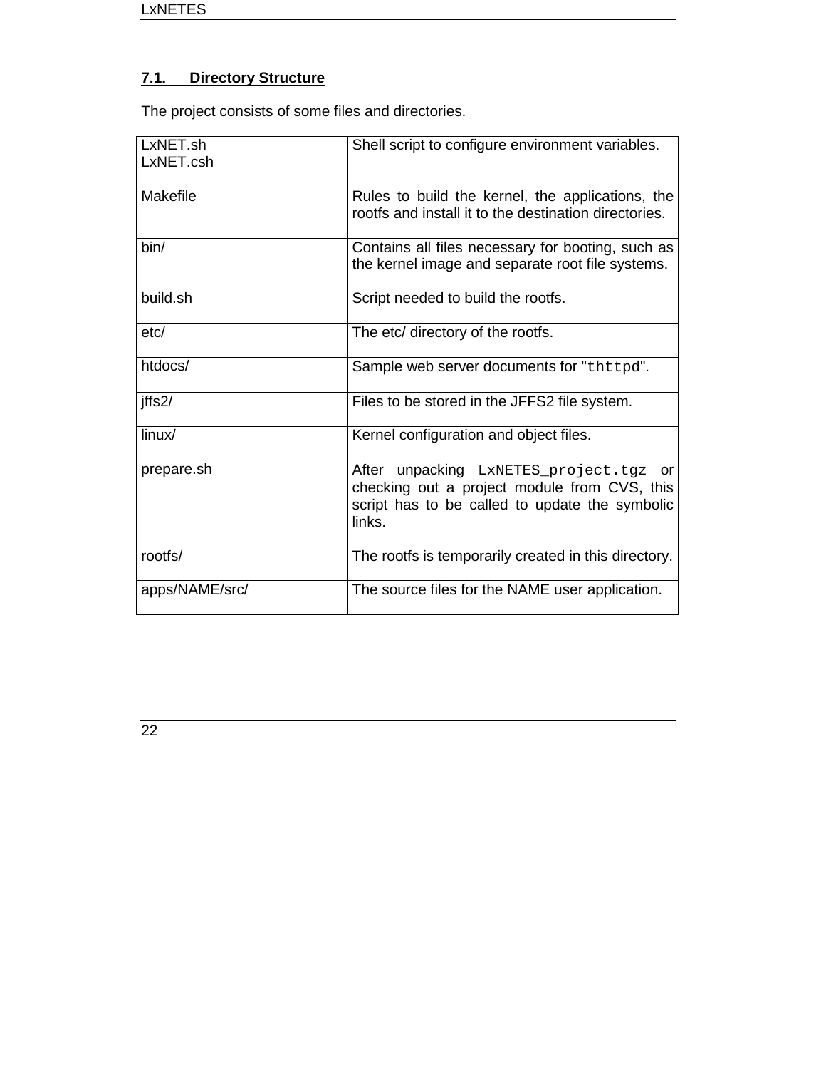## 7.1. Directory Structure

The project consists of some files and directories.

| | |
|---|---|
| LxNET.sh<br>LxNET.csh | Shell script to configure environment variables. |
| Makefile | Rules to build the kernel, the applications, the rootfs and install it to the destination directories. |
| bin/ | Contains all files necessary for booting, such as the kernel image and separate root file systems. |
| build.sh | Script needed to build the rootfs. |
| etc/ | The etc/ directory of the rootfs. |
| htdocs/ | Sample web server documents for "`thttpd`". |
| jffs2/ | Files to be stored in the JFFS2 file system. |
| linux/ | Kernel configuration and object files. |
| prepare.sh | After unpacking `LxNETES_project.tgz` or checking out a project module from CVS, this script has to be called to update the symbolic links. |
| rootfs/ | The rootfs is temporarily created in this directory. |
| apps/NAME/src/ | The source files for the NAME user application. |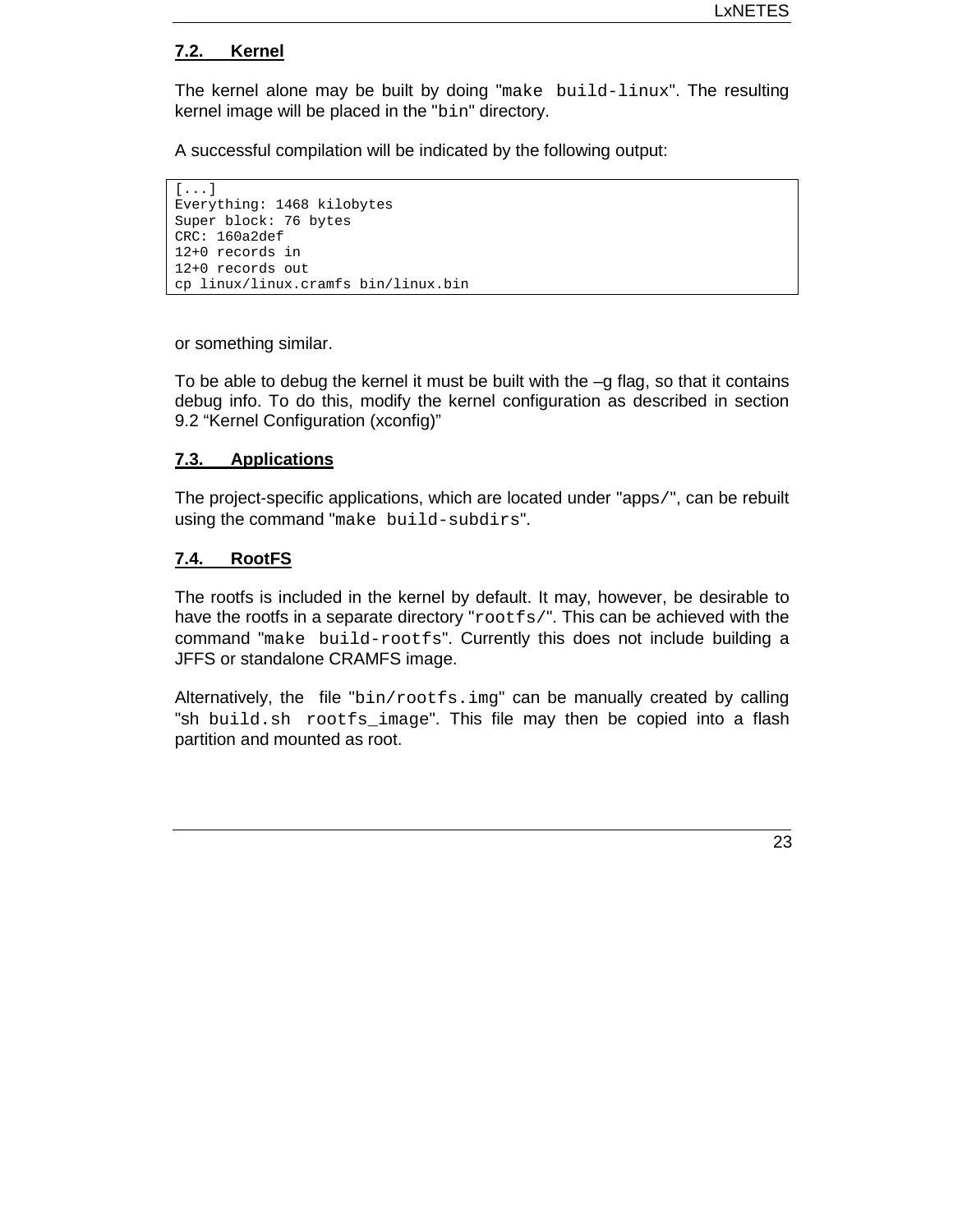## 7.2. Kernel

The kernel alone may be built by doing "`make build-linux`". The resulting kernel image will be placed in the "`bin`" directory.

A successful compilation will be indicated by the following output:

```
[...]
Everything: 1468 kilobytes
Super block: 76 bytes
CRC: 160a2def
12+0 records in
12+0 records out
cp linux/linux.cramfs bin/linux.bin
```

or something similar.

To be able to debug the kernel it must be built with the –g flag, so that it contains debug info. To do this, modify the kernel configuration as described in section 9.2 "Kernel Configuration (xconfig)"

## 7.3. Applications

The project-specific applications, which are located under "apps/", can be rebuilt using the command "`make build-subdirs`".

## 7.4. RootFS

The rootfs is included in the kernel by default. It may, however, be desirable to have the rootfs in a separate directory "`rootfs/`". This can be achieved with the command "`make build-rootfs`". Currently this does not include building a JFFS or standalone CRAMFS image.

Alternatively, the file "`bin/rootfs.img`" can be manually created by calling "sh `build.sh rootfs_image`". This file may then be copied into a flash partition and mounted as root.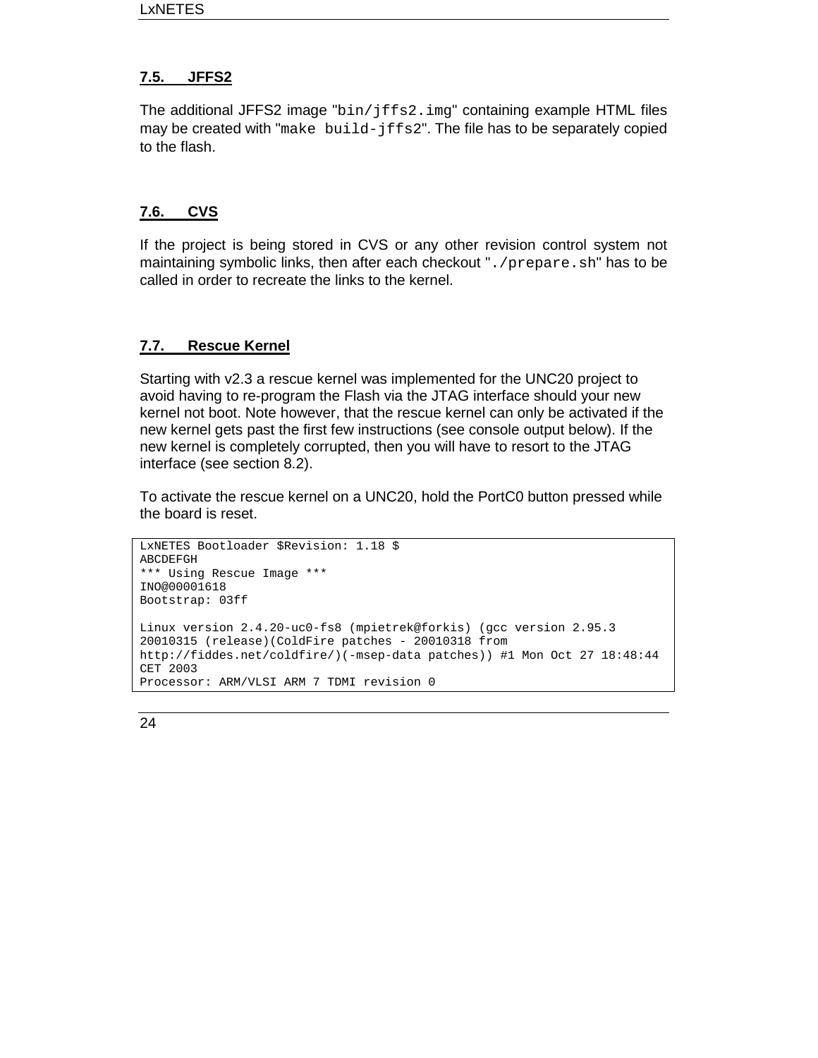## 7.5. JFFS2

The additional JFFS2 image "`bin/jffs2.img`" containing example HTML files may be created with "`make build-jffs2`". The file has to be separately copied to the flash.

## 7.6. CVS

If the project is being stored in CVS or any other revision control system not maintaining symbolic links, then after each checkout "`./prepare.sh`" has to be called in order to recreate the links to the kernel.

## 7.7. Rescue Kernel

Starting with v2.3 a rescue kernel was implemented for the UNC20 project to avoid having to re-program the Flash via the JTAG interface should your new kernel not boot. Note however, that the rescue kernel can only be activated if the new kernel gets past the first few instructions (see console output below). If the new kernel is completely corrupted, then you will have to resort to the JTAG interface (see section 8.2).

To activate the rescue kernel on a UNC20, hold the PortC0 button pressed while the board is reset.

```
LxNETES Bootloader $Revision: 1.18 $
ABCDEFGH
*** Using Rescue Image ***
INO@00001618
Bootstrap: 03ff

Linux version 2.4.20-uc0-fs8 (mpietrek@forkis) (gcc version 2.95.3
20010315 (release)(ColdFire patches - 20010318 from
http://fiddes.net/coldfire/)(-msep-data patches)) #1 Mon Oct 27 18:48:44
CET 2003
Processor: ARM/VLSI ARM 7 TDMI revision 0
```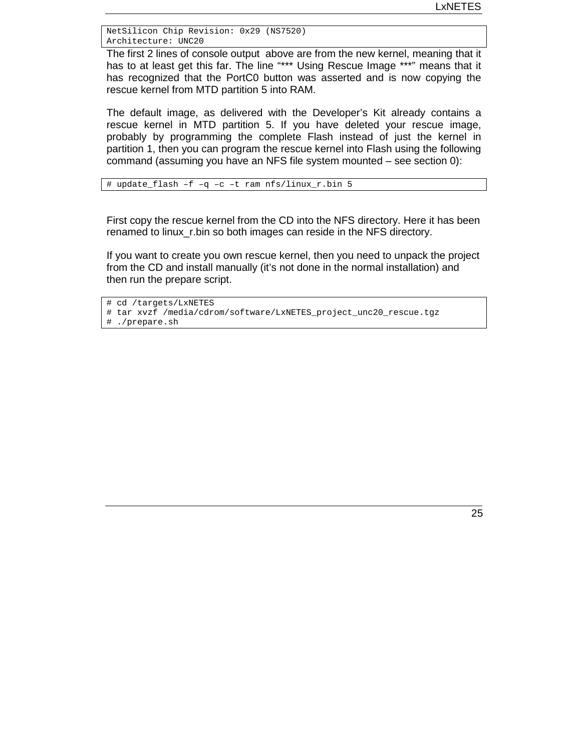```
NetSilicon Chip Revision: 0x29 (NS7520)
Architecture: UNC20
```

The first 2 lines of console output above are from the new kernel, meaning that it has to at least get this far. The line "*** Using Rescue Image ***" means that it has recognized that the PortC0 button was asserted and is now copying the rescue kernel from MTD partition 5 into RAM.

The default image, as delivered with the Developer's Kit already contains a rescue kernel in MTD partition 5. If you have deleted your rescue image, probably by programming the complete Flash instead of just the kernel in partition 1, then you can program the rescue kernel into Flash using the following command (assuming you have an NFS file system mounted – see section 0):

```
# update_flash –f –q –c –t ram nfs/linux_r.bin 5
```

First copy the rescue kernel from the CD into the NFS directory. Here it has been renamed to linux_r.bin so both images can reside in the NFS directory.

If you want to create you own rescue kernel, then you need to unpack the project from the CD and install manually (it's not done in the normal installation) and then run the prepare script.

```
# cd /targets/LxNETES
# tar xvzf /media/cdrom/software/LxNETES_project_unc20_rescue.tgz
# ./prepare.sh
```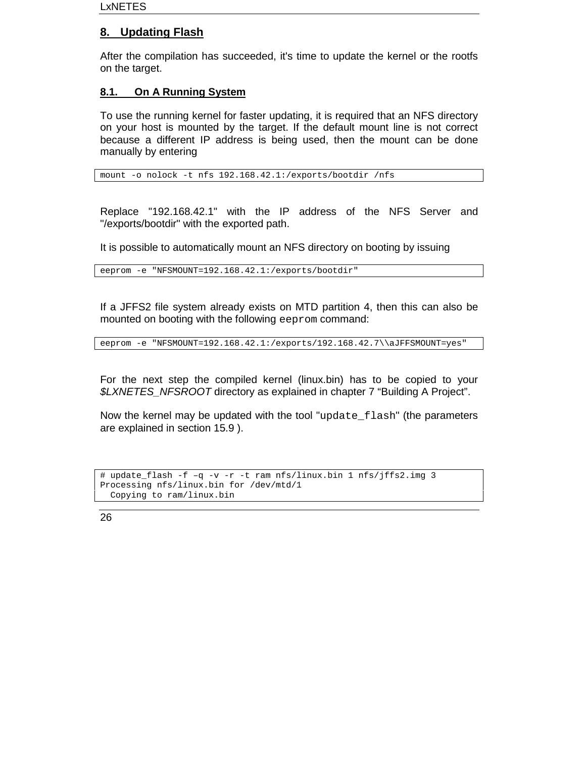## 8. Updating Flash

After the compilation has succeeded, it's time to update the kernel or the rootfs on the target.

### 8.1. On A Running System

To use the running kernel for faster updating, it is required that an NFS directory on your host is mounted by the target. If the default mount line is not correct because a different IP address is being used, then the mount can be done manually by entering

```
mount -o nolock -t nfs 192.168.42.1:/exports/bootdir /nfs
```

Replace "192.168.42.1" with the IP address of the NFS Server and "/exports/bootdir" with the exported path.

It is possible to automatically mount an NFS directory on booting by issuing

```
eeprom -e "NFSMOUNT=192.168.42.1:/exports/bootdir"
```

If a JFFS2 file system already exists on MTD partition 4, then this can also be mounted on booting with the following `eeprom` command:

```
eeprom -e "NFSMOUNT=192.168.42.1:/exports/192.168.42.7\\aJFFSMOUNT=yes"
```

For the next step the compiled kernel (linux.bin) has to be copied to your *$LXNETES_NFSROOT* directory as explained in chapter 7 “Building A Project”.

Now the kernel may be updated with the tool "`update_flash`" (the parameters are explained in section 15.9 ).

```
# update_flash -f –q -v -r -t ram nfs/linux.bin 1 nfs/jffs2.img 3
Processing nfs/linux.bin for /dev/mtd/1
  Copying to ram/linux.bin
```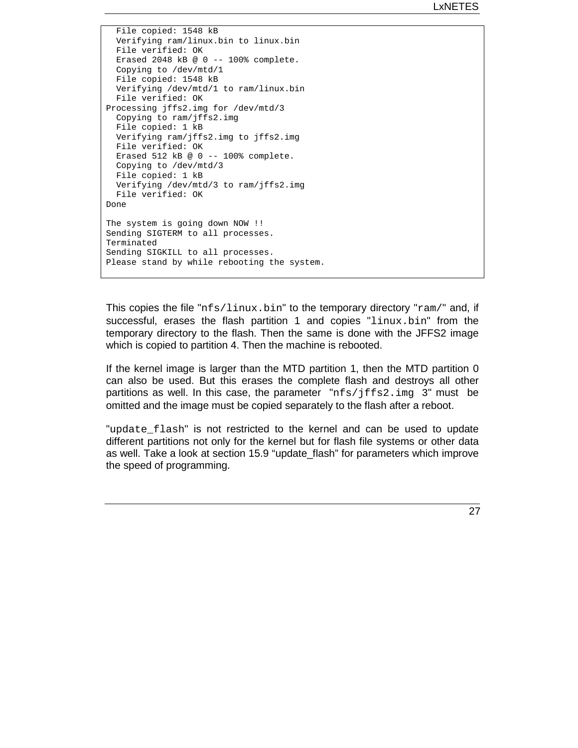```
  File copied: 1548 kB
  Verifying ram/linux.bin to linux.bin
  File verified: OK
  Erased 2048 kB @ 0 -- 100% complete.
  Copying to /dev/mtd/1
  File copied: 1548 kB
  Verifying /dev/mtd/1 to ram/linux.bin
  File verified: OK
Processing jffs2.img for /dev/mtd/3
  Copying to ram/jffs2.img
  File copied: 1 kB
  Verifying ram/jffs2.img to jffs2.img
  File verified: OK
  Erased 512 kB @ 0 -- 100% complete.
  Copying to /dev/mtd/3
  File copied: 1 kB
  Verifying /dev/mtd/3 to ram/jffs2.img
  File verified: OK
Done

The system is going down NOW !!
Sending SIGTERM to all processes.
Terminated
Sending SIGKILL to all processes.
Please stand by while rebooting the system.
```

This copies the file "`nfs/linux.bin`" to the temporary directory "`ram/`" and, if successful, erases the flash partition 1 and copies "`linux.bin`" from the temporary directory to the flash. Then the same is done with the JFFS2 image which is copied to partition 4. Then the machine is rebooted.

If the kernel image is larger than the MTD partition 1, then the MTD partition 0 can also be used. But this erases the complete flash and destroys all other partitions as well. In this case, the parameter "`nfs/jffs2.img 3`" must be omitted and the image must be copied separately to the flash after a reboot.

"`update_flash`" is not restricted to the kernel and can be used to update different partitions not only for the kernel but for flash file systems or other data as well. Take a look at section 15.9 “update_flash” for parameters which improve the speed of programming.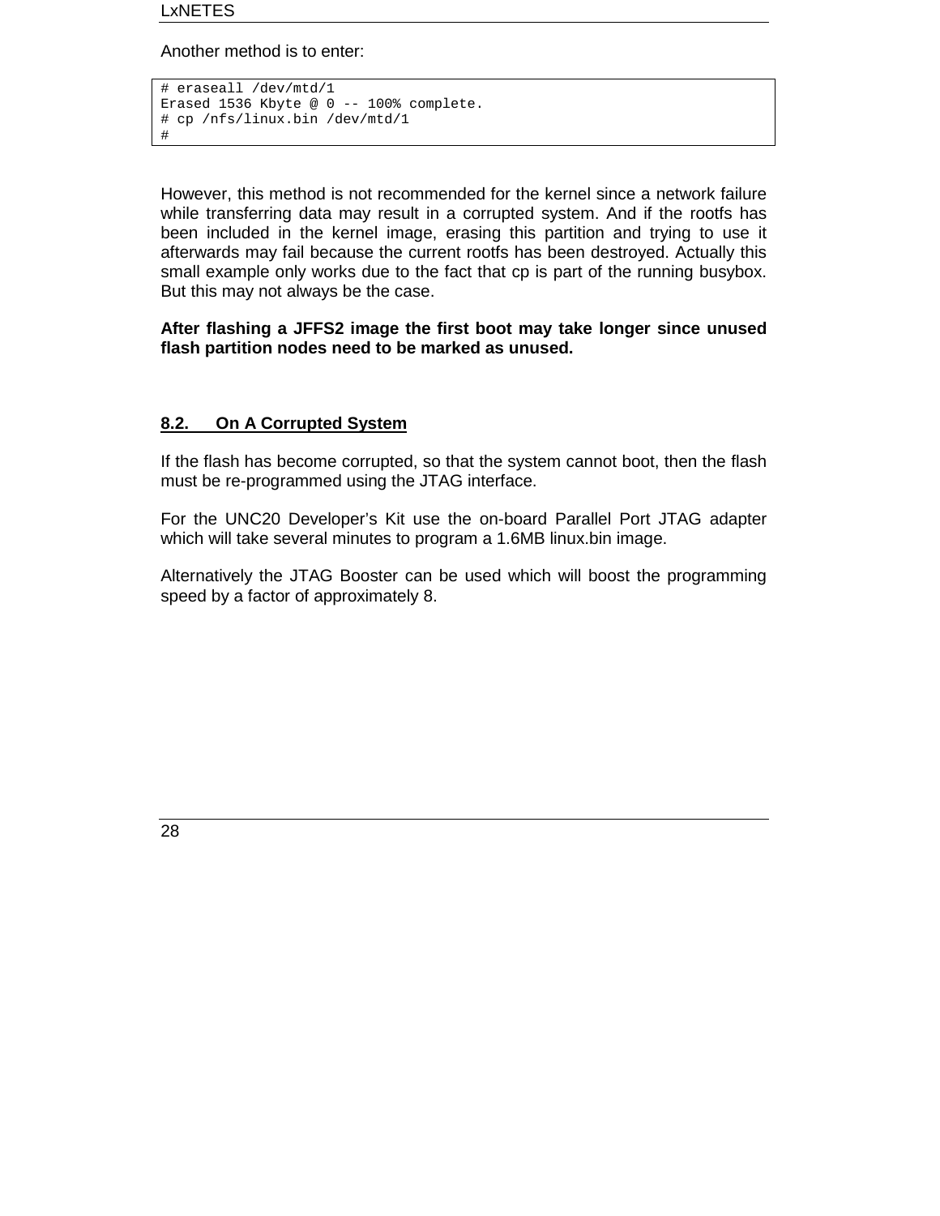Another method is to enter:

```
# eraseall /dev/mtd/1
Erased 1536 Kbyte @ 0 -- 100% complete.
# cp /nfs/linux.bin /dev/mtd/1
#
```

However, this method is not recommended for the kernel since a network failure while transferring data may result in a corrupted system. And if the rootfs has been included in the kernel image, erasing this partition and trying to use it afterwards may fail because the current rootfs has been destroyed. Actually this small example only works due to the fact that cp is part of the running busybox. But this may not always be the case.

**After flashing a JFFS2 image the first boot may take longer since unused flash partition nodes need to be marked as unused.**

## 8.2. On A Corrupted System

If the flash has become corrupted, so that the system cannot boot, then the flash must be re-programmed using the JTAG interface.

For the UNC20 Developer's Kit use the on-board Parallel Port JTAG adapter which will take several minutes to program a 1.6MB linux.bin image.

Alternatively the JTAG Booster can be used which will boost the programming speed by a factor of approximately 8.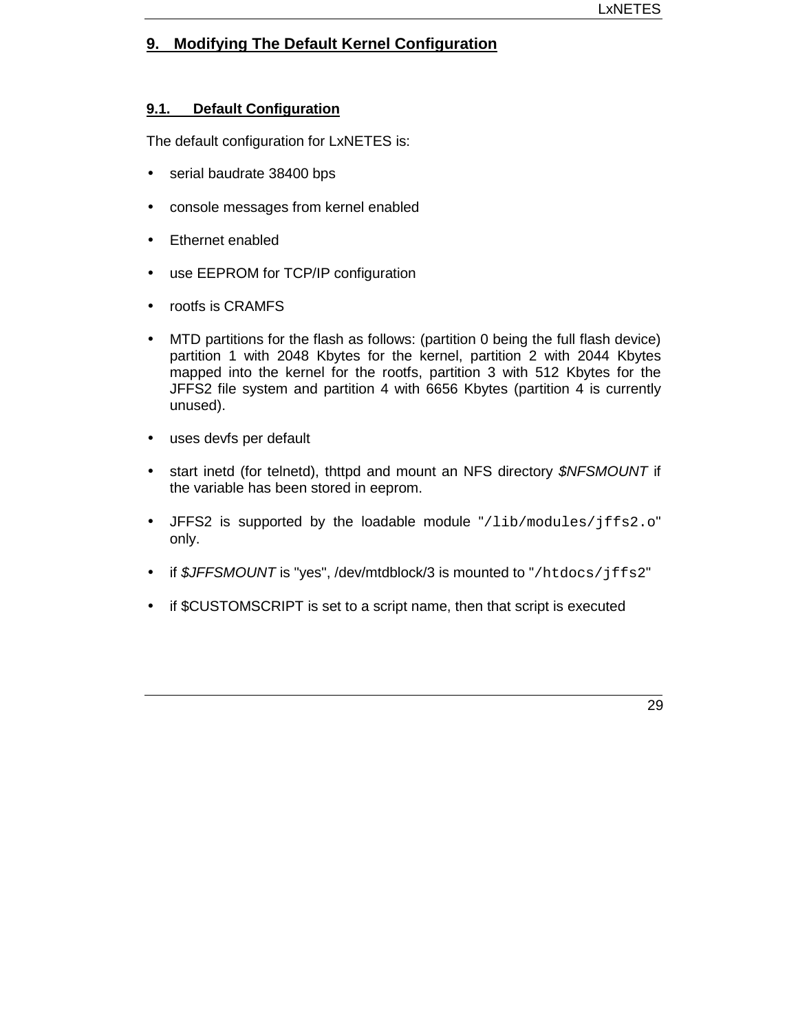# 9. Modifying The Default Kernel Configuration

## 9.1. Default Configuration

The default configuration for LxNETES is:

- serial baudrate 38400 bps
- console messages from kernel enabled
- Ethernet enabled
- use EEPROM for TCP/IP configuration
- rootfs is CRAMFS
- MTD partitions for the flash as follows: (partition 0 being the full flash device) partition 1 with 2048 Kbytes for the kernel, partition 2 with 2044 Kbytes mapped into the kernel for the rootfs, partition 3 with 512 Kbytes for the JFFS2 file system and partition 4 with 6656 Kbytes (partition 4 is currently unused).
- uses devfs per default
- start inetd (for telnetd), thttpd and mount an NFS directory *$NFSMOUNT* if the variable has been stored in eeprom.
- JFFS2 is supported by the loadable module "`/lib/modules/jffs2.o`" only.
- if *$JFFSMOUNT* is "yes", /dev/mtdblock/3 is mounted to "`/htdocs/jffs2`"
- if $CUSTOMSCRIPT is set to a script name, then that script is executed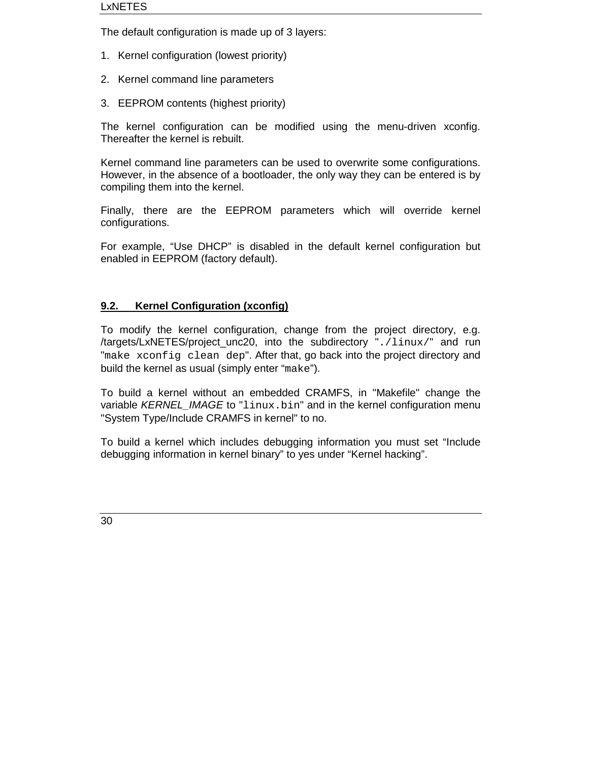The default configuration is made up of 3 layers:

1. Kernel configuration (lowest priority)
2. Kernel command line parameters
3. EEPROM contents (highest priority)

The kernel configuration can be modified using the menu-driven xconfig. Thereafter the kernel is rebuilt.

Kernel command line parameters can be used to overwrite some configurations. However, in the absence of a bootloader, the only way they can be entered is by compiling them into the kernel.

Finally, there are the EEPROM parameters which will override kernel configurations.

For example, “Use DHCP” is disabled in the default kernel configuration but enabled in EEPROM (factory default).

## 9.2. Kernel Configuration (xconfig)

To modify the kernel configuration, change from the project directory, e.g. /targets/LxNETES/project_unc20, into the subdirectory "`./linux/`" and run "`make xconfig clean dep`". After that, go back into the project directory and build the kernel as usual (simply enter “`make`”).

To build a kernel without an embedded CRAMFS, in "Makefile" change the variable *KERNEL_IMAGE* to "`linux.bin`" and in the kernel configuration menu "System Type/Include CRAMFS in kernel" to no.

To build a kernel which includes debugging information you must set “Include debugging information in kernel binary” to yes under “Kernel hacking”.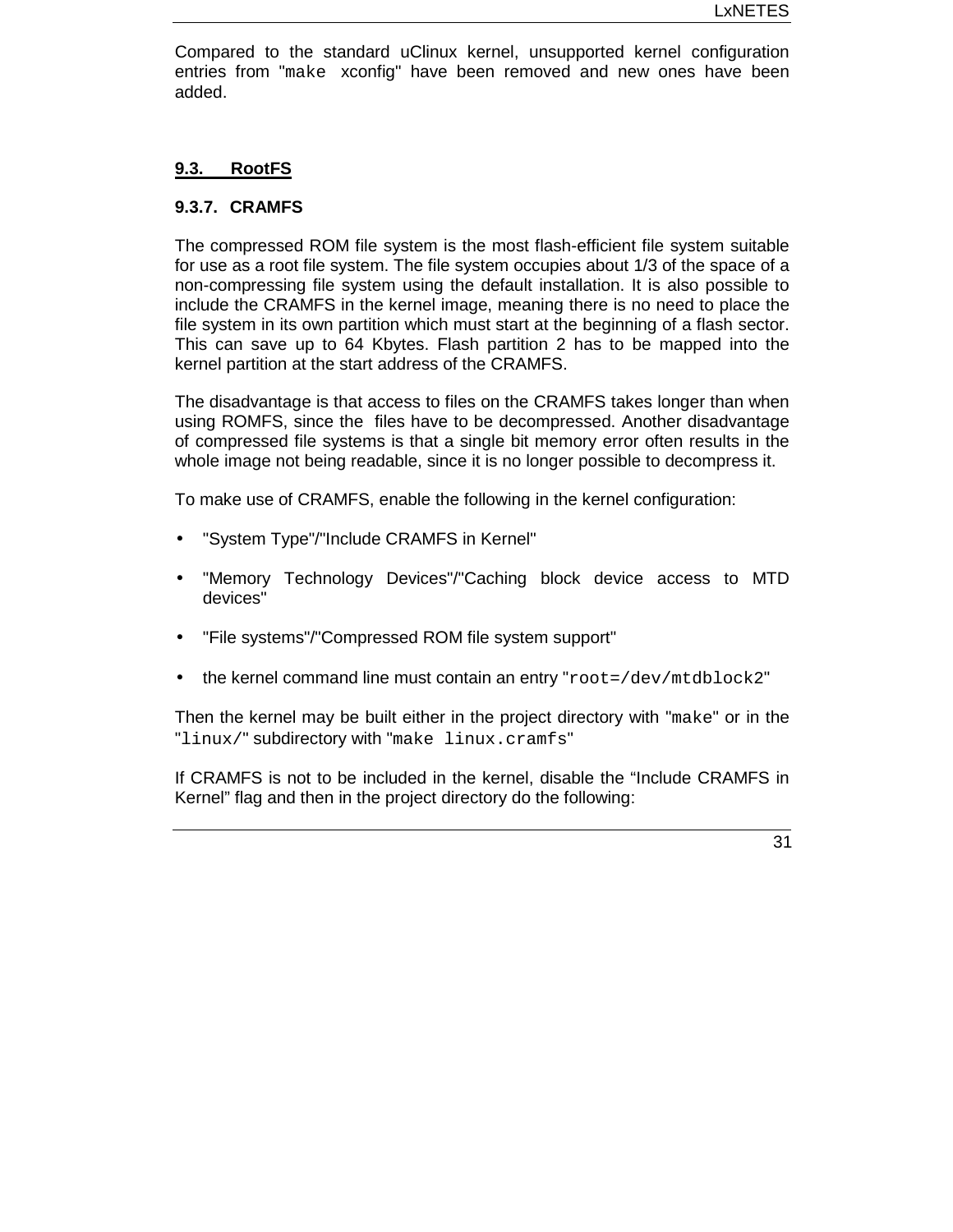Compared to the standard uClinux kernel, unsupported kernel configuration entries from "`make` xconfig" have been removed and new ones have been added.

## 9.3. RootFS

### 9.3.7. CRAMFS

The compressed ROM file system is the most flash-efficient file system suitable for use as a root file system. The file system occupies about 1/3 of the space of a non-compressing file system using the default installation. It is also possible to include the CRAMFS in the kernel image, meaning there is no need to place the file system in its own partition which must start at the beginning of a flash sector. This can save up to 64 Kbytes. Flash partition 2 has to be mapped into the kernel partition at the start address of the CRAMFS.

The disadvantage is that access to files on the CRAMFS takes longer than when using ROMFS, since the files have to be decompressed. Another disadvantage of compressed file systems is that a single bit memory error often results in the whole image not being readable, since it is no longer possible to decompress it.

To make use of CRAMFS, enable the following in the kernel configuration:

- "System Type"/"Include CRAMFS in Kernel"
- "Memory Technology Devices"/"Caching block device access to MTD devices"
- "File systems"/"Compressed ROM file system support"
- the kernel command line must contain an entry "`root=/dev/mtdblock2`"

Then the kernel may be built either in the project directory with "`make`" or in the "`linux/`" subdirectory with "`make linux.cramfs`"

If CRAMFS is not to be included in the kernel, disable the “Include CRAMFS in Kernel” flag and then in the project directory do the following: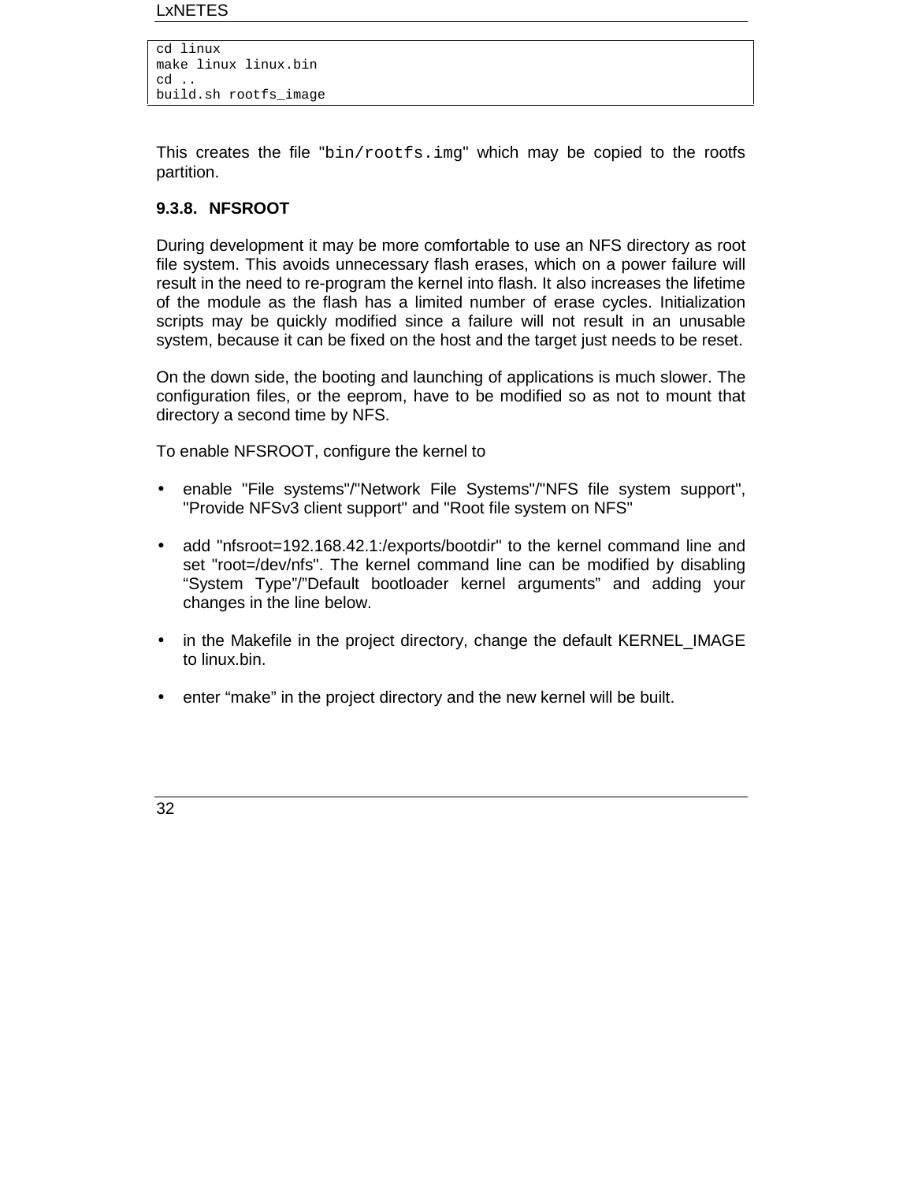```
cd linux
make linux linux.bin
cd ..
build.sh rootfs_image
```

This creates the file "`bin/rootfs.img`" which may be copied to the rootfs partition.

### 9.3.8. NFSROOT

During development it may be more comfortable to use an NFS directory as root file system. This avoids unnecessary flash erases, which on a power failure will result in the need to re-program the kernel into flash. It also increases the lifetime of the module as the flash has a limited number of erase cycles. Initialization scripts may be quickly modified since a failure will not result in an unusable system, because it can be fixed on the host and the target just needs to be reset.

On the down side, the booting and launching of applications is much slower. The configuration files, or the eeprom, have to be modified so as not to mount that directory a second time by NFS.

To enable NFSROOT, configure the kernel to

- enable "File systems"/"Network File Systems"/"NFS file system support", "Provide NFSv3 client support" and "Root file system on NFS"
- add "nfsroot=192.168.42.1:/exports/bootdir" to the kernel command line and set "root=/dev/nfs". The kernel command line can be modified by disabling “System Type”/”Default bootloader kernel arguments” and adding your changes in the line below.
- in the Makefile in the project directory, change the default KERNEL_IMAGE to linux.bin.
- enter “make” in the project directory and the new kernel will be built.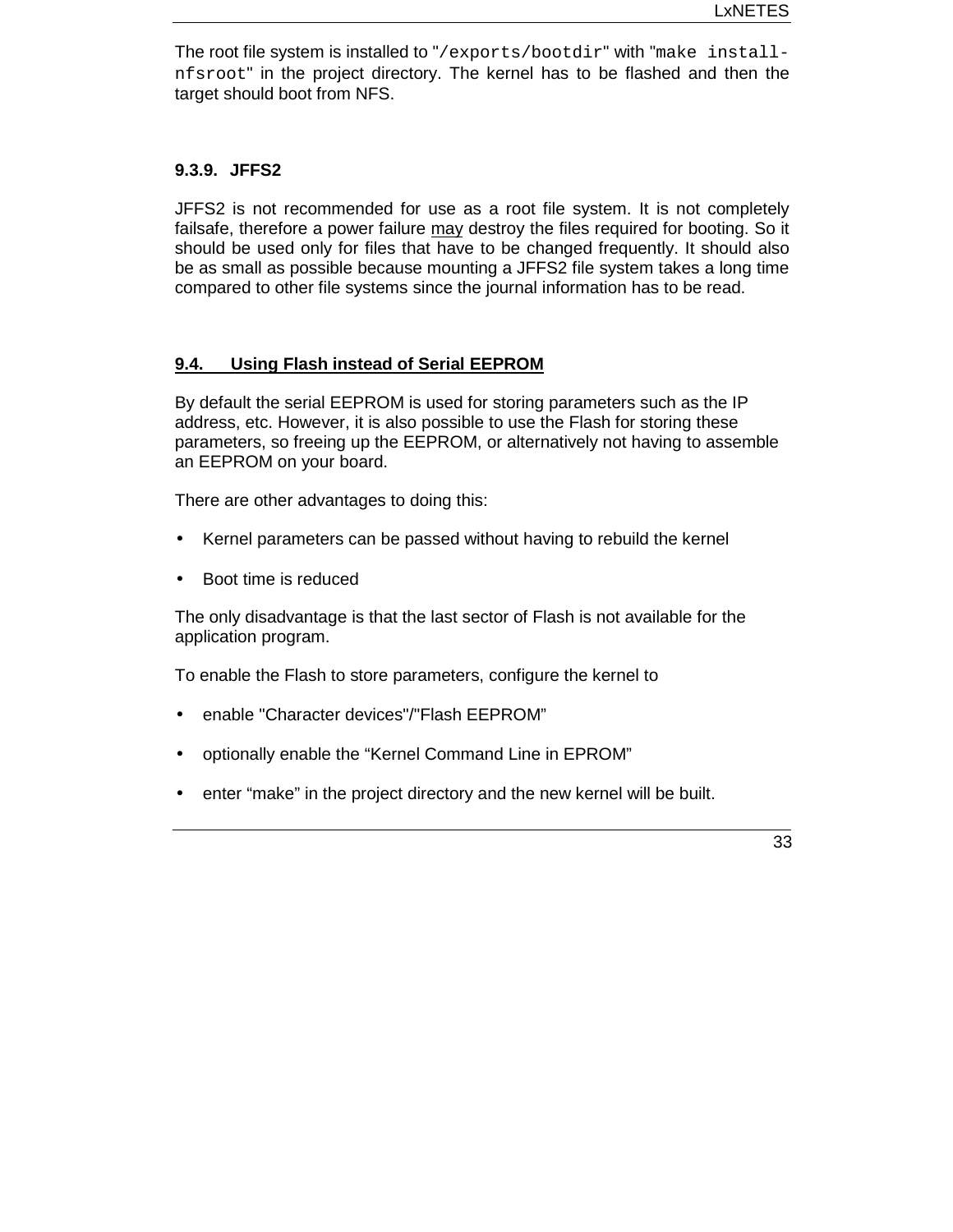The root file system is installed to "`/exports/bootdir`" with "`make install-nfsroot`" in the project directory. The kernel has to be flashed and then the target should boot from NFS.

### 9.3.9. JFFS2

JFFS2 is not recommended for use as a root file system. It is not completely failsafe, therefore a power failure <u>may</u> destroy the files required for booting. So it should be used only for files that have to be changed frequently. It should also be as small as possible because mounting a JFFS2 file system takes a long time compared to other file systems since the journal information has to be read.

## 9.4. Using Flash instead of Serial EEPROM

By default the serial EEPROM is used for storing parameters such as the IP address, etc. However, it is also possible to use the Flash for storing these parameters, so freeing up the EEPROM, or alternatively not having to assemble an EEPROM on your board.

There are other advantages to doing this:

- Kernel parameters can be passed without having to rebuild the kernel
- Boot time is reduced

The only disadvantage is that the last sector of Flash is not available for the application program.

To enable the Flash to store parameters, configure the kernel to

- enable "Character devices"/"Flash EEPROM"
- optionally enable the "Kernel Command Line in EPROM"
- enter "make" in the project directory and the new kernel will be built.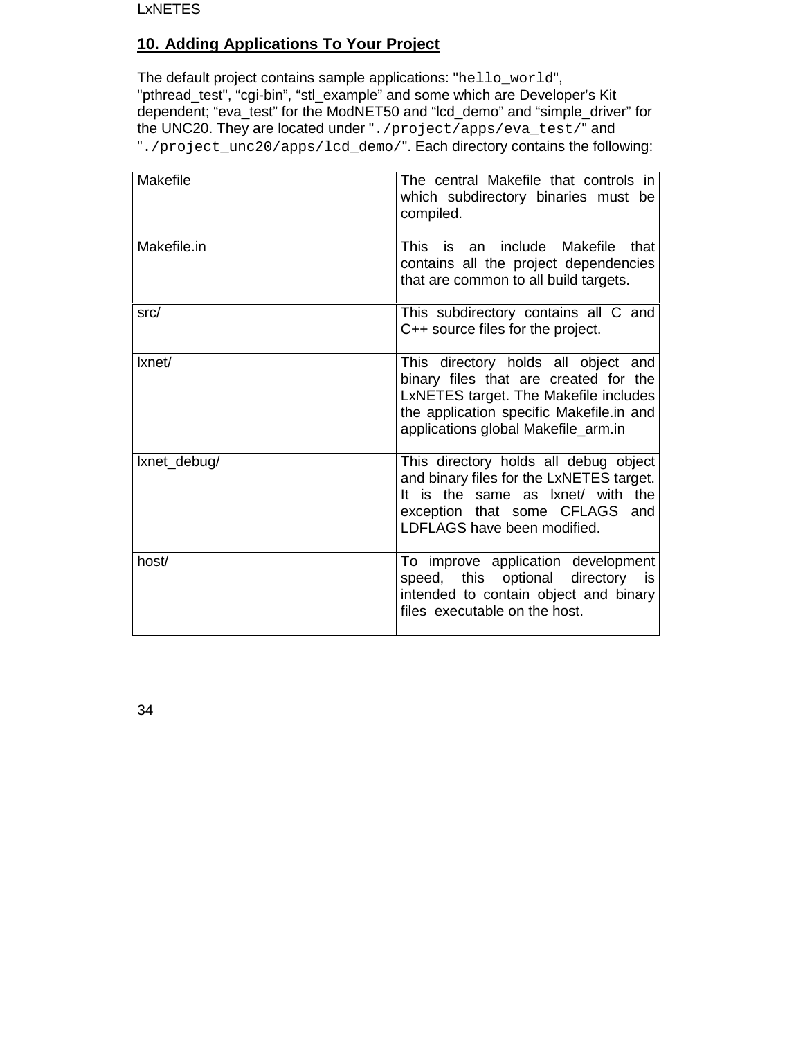## 10. Adding Applications To Your Project

The default project contains sample applications: "`hello_world`", "pthread_test", “cgi-bin”, “stl_example” and some which are Developer’s Kit dependent; “eva_test” for the ModNET50 and “lcd_demo” and “simple_driver” for the UNC20. They are located under "`./project/apps/eva_test/`" and "`./project_unc20/apps/lcd_demo/`". Each directory contains the following:

| | |
|---|---|
| Makefile | The central Makefile that controls in which subdirectory binaries must be compiled. |
| Makefile.in | This is an include Makefile that contains all the project dependencies that are common to all build targets. |
| src/ | This subdirectory contains all C and C++ source files for the project. |
| lxnet/ | This directory holds all object and binary files that are created for the LxNETES target. The Makefile includes the application specific Makefile.in and applications global Makefile_arm.in |
| lxnet_debug/ | This directory holds all debug object and binary files for the LxNETES target. It is the same as lxnet/ with the exception that some CFLAGS and LDFLAGS have been modified. |
| host/ | To improve application development speed, this optional directory is intended to contain object and binary files executable on the host. |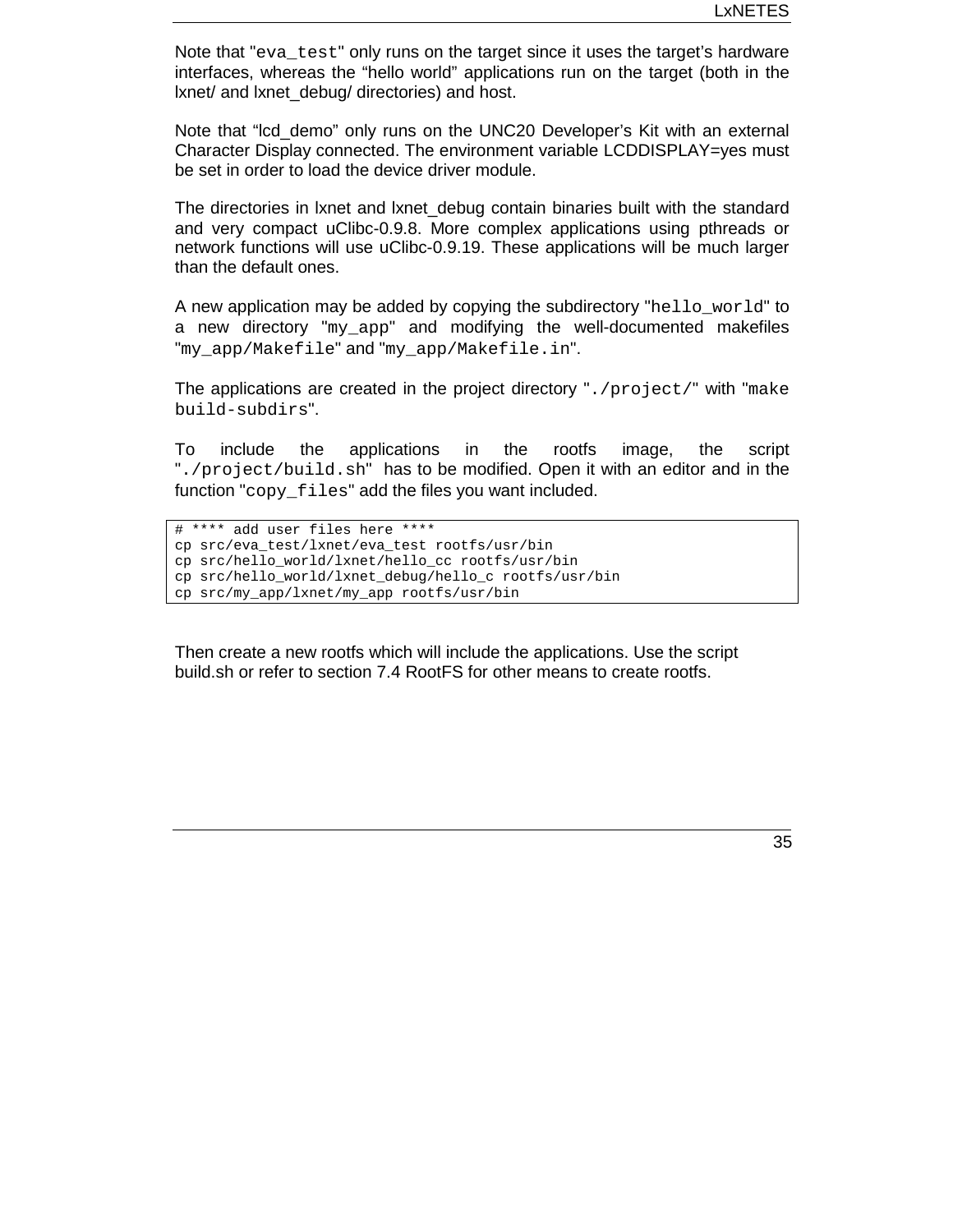Note that "`eva_test`" only runs on the target since it uses the target's hardware interfaces, whereas the "hello world" applications run on the target (both in the lxnet/ and lxnet_debug/ directories) and host.

Note that "lcd_demo" only runs on the UNC20 Developer's Kit with an external Character Display connected. The environment variable LCDDISPLAY=yes must be set in order to load the device driver module.

The directories in lxnet and lxnet_debug contain binaries built with the standard and very compact uClibc-0.9.8. More complex applications using pthreads or network functions will use uClibc-0.9.19. These applications will be much larger than the default ones.

A new application may be added by copying the subdirectory "`hello_world`" to a new directory "`my_app`" and modifying the well-documented makefiles "`my_app/Makefile`" and "`my_app/Makefile.in`".

The applications are created in the project directory "`./project/`" with "`make build-subdirs`".

To include the applications in the rootfs image, the script "`./project/build.sh`" has to be modified. Open it with an editor and in the function "`copy_files`" add the files you want included.

```
# **** add user files here ****
cp src/eva_test/lxnet/eva_test rootfs/usr/bin
cp src/hello_world/lxnet/hello_cc rootfs/usr/bin
cp src/hello_world/lxnet_debug/hello_c rootfs/usr/bin
cp src/my_app/lxnet/my_app rootfs/usr/bin
```

Then create a new rootfs which will include the applications. Use the script build.sh or refer to section 7.4 RootFS for other means to create rootfs.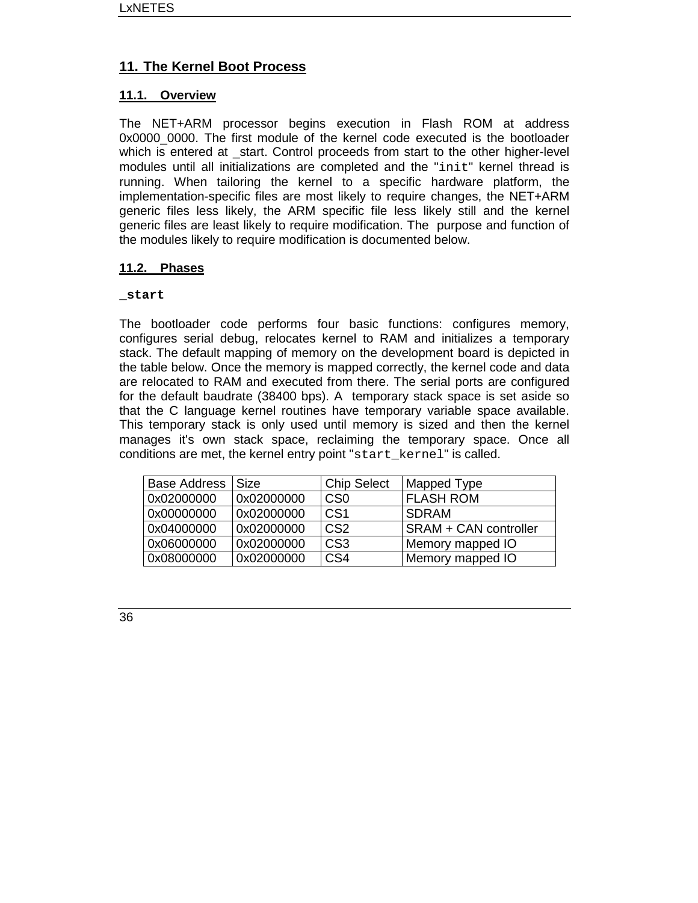# 11. The Kernel Boot Process

## 11.1. Overview

The NET+ARM processor begins execution in Flash ROM at address 0x0000_0000. The first module of the kernel code executed is the bootloader which is entered at _start. Control proceeds from start to the other higher-level modules until all initializations are completed and the "`init`" kernel thread is running. When tailoring the kernel to a specific hardware platform, the implementation-specific files are most likely to require changes, the NET+ARM generic files less likely, the ARM specific file less likely still and the kernel generic files are least likely to require modification. The purpose and function of the modules likely to require modification is documented below.

## 11.2. Phases

**`_start`**

The bootloader code performs four basic functions: configures memory, configures serial debug, relocates kernel to RAM and initializes a temporary stack. The default mapping of memory on the development board is depicted in the table below. Once the memory is mapped correctly, the kernel code and data are relocated to RAM and executed from there. The serial ports are configured for the default baudrate (38400 bps). A temporary stack space is set aside so that the C language kernel routines have temporary variable space available. This temporary stack is only used until memory is sized and then the kernel manages it's own stack space, reclaiming the temporary space. Once all conditions are met, the kernel entry point "`start_kernel`" is called.

| Base Address | Size | Chip Select | Mapped Type |
|---|---|---|---|
| 0x02000000 | 0x02000000 | CS0 | FLASH ROM |
| 0x00000000 | 0x02000000 | CS1 | SDRAM |
| 0x04000000 | 0x02000000 | CS2 | SRAM + CAN controller |
| 0x06000000 | 0x02000000 | CS3 | Memory mapped IO |
| 0x08000000 | 0x02000000 | CS4 | Memory mapped IO |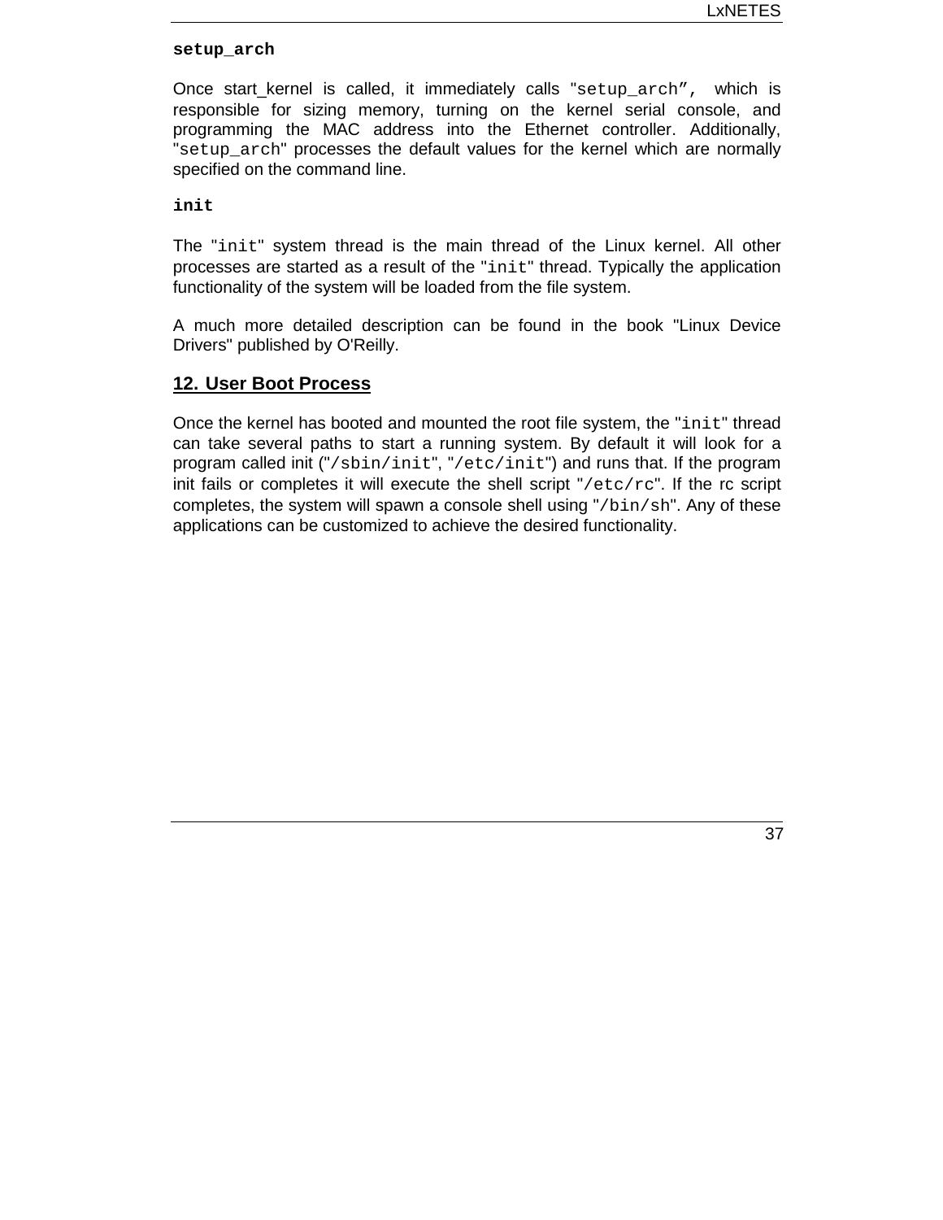**`setup_arch`**

Once start_kernel is called, it immediately calls "`setup_arch`", which is responsible for sizing memory, turning on the kernel serial console, and programming the MAC address into the Ethernet controller. Additionally, "`setup_arch`" processes the default values for the kernel which are normally specified on the command line.

**`init`**

The "`init`" system thread is the main thread of the Linux kernel. All other processes are started as a result of the "`init`" thread. Typically the application functionality of the system will be loaded from the file system.

A much more detailed description can be found in the book "Linux Device Drivers" published by O'Reilly.

## 12. User Boot Process

Once the kernel has booted and mounted the root file system, the "`init`" thread can take several paths to start a running system. By default it will look for a program called init ("`/sbin/init`", "`/etc/init`") and runs that. If the program init fails or completes it will execute the shell script "`/etc/rc`". If the rc script completes, the system will spawn a console shell using "`/bin/sh`". Any of these applications can be customized to achieve the desired functionality.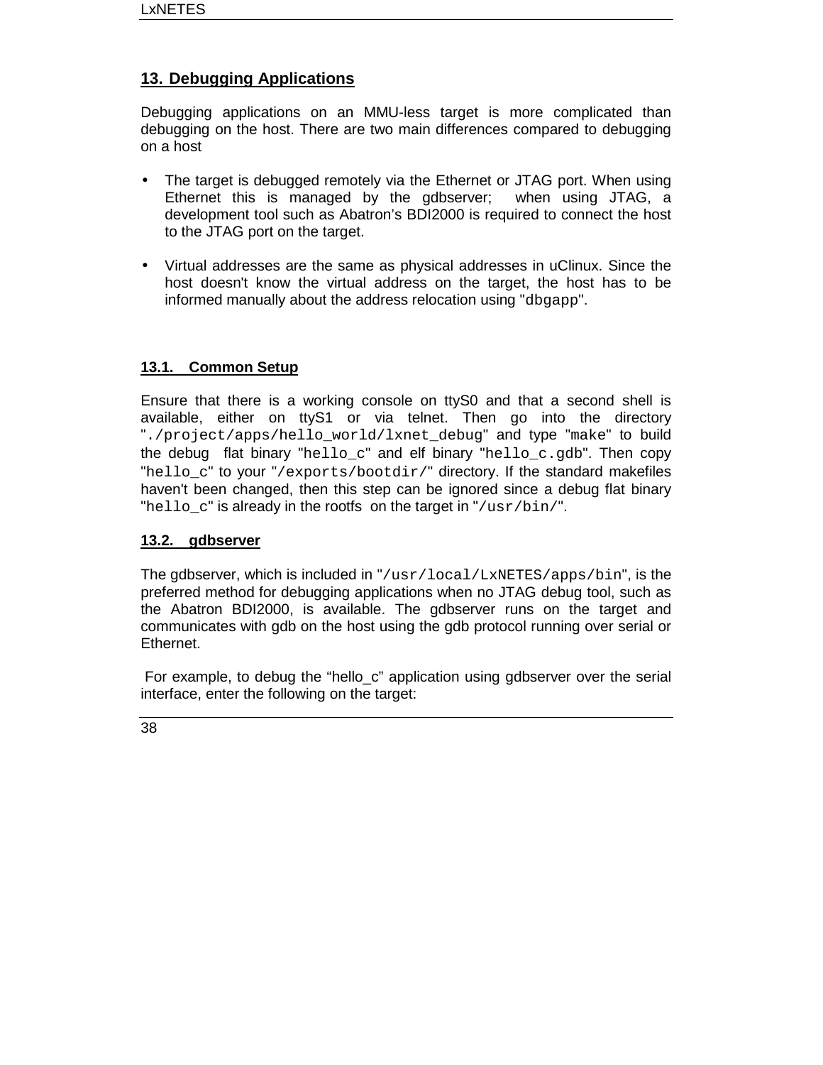## 13. Debugging Applications

Debugging applications on an MMU-less target is more complicated than debugging on the host. There are two main differences compared to debugging on a host

- The target is debugged remotely via the Ethernet or JTAG port. When using Ethernet this is managed by the gdbserver; when using JTAG, a development tool such as Abatron's BDI2000 is required to connect the host to the JTAG port on the target.
- Virtual addresses are the same as physical addresses in uClinux. Since the host doesn't know the virtual address on the target, the host has to be informed manually about the address relocation using "`dbgapp`".

### 13.1. Common Setup

Ensure that there is a working console on ttyS0 and that a second shell is available, either on ttyS1 or via telnet. Then go into the directory "`./project/apps/hello_world/lxnet_debug`" and type "`make`" to build the debug flat binary "`hello_c`" and elf binary "`hello_c.gdb`". Then copy "`hello_c`" to your "`/exports/bootdir/`" directory. If the standard makefiles haven't been changed, then this step can be ignored since a debug flat binary "`hello_c`" is already in the rootfs on the target in "`/usr/bin/`".

### 13.2. gdbserver

The gdbserver, which is included in "`/usr/local/LxNETES/apps/bin`", is the preferred method for debugging applications when no JTAG debug tool, such as the Abatron BDI2000, is available. The gdbserver runs on the target and communicates with gdb on the host using the gdb protocol running over serial or Ethernet.

For example, to debug the "hello_c" application using gdbserver over the serial interface, enter the following on the target: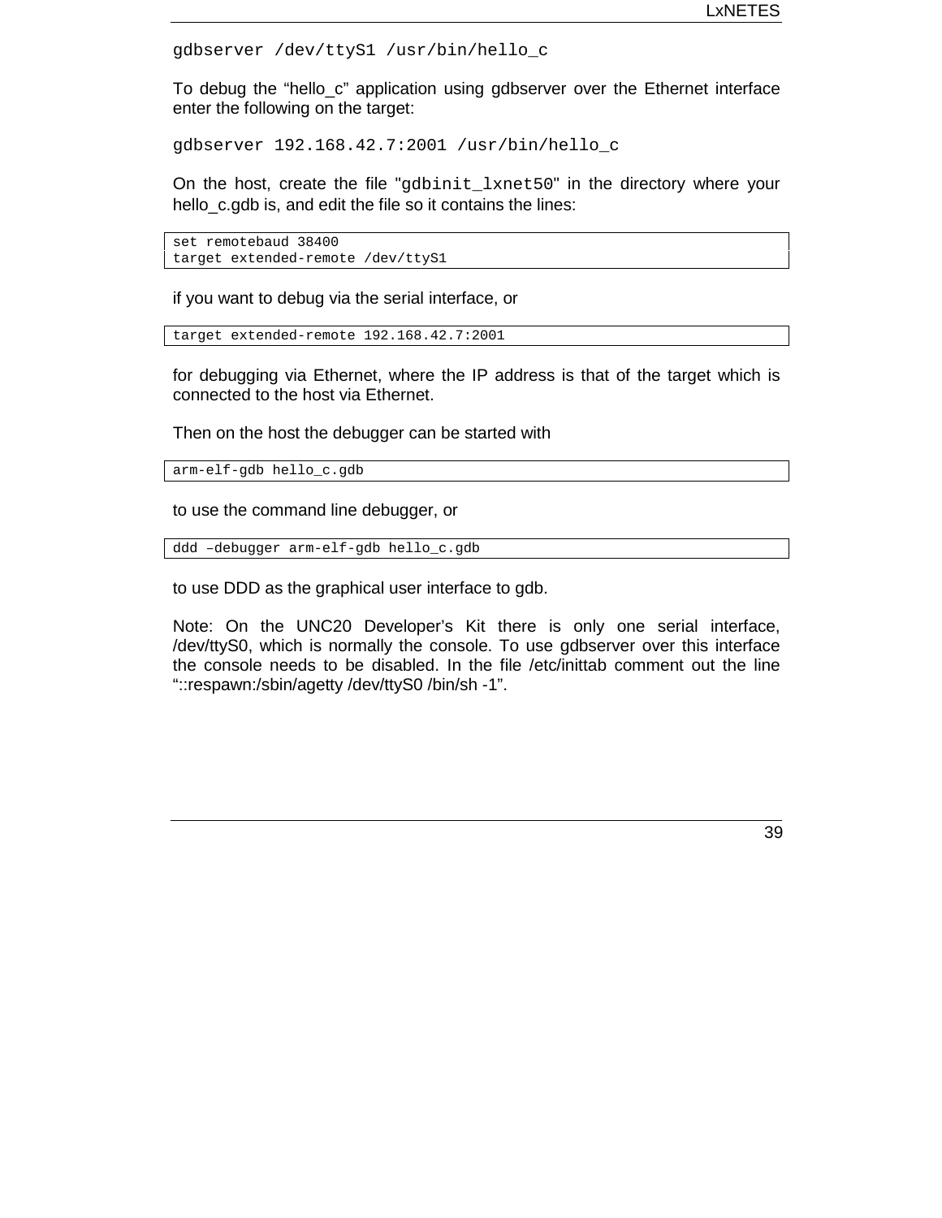```
gdbserver /dev/ttyS1 /usr/bin/hello_c
```

To debug the "hello_c" application using gdbserver over the Ethernet interface enter the following on the target:

```
gdbserver 192.168.42.7:2001 /usr/bin/hello_c
```

On the host, create the file "gdbinit_lxnet50" in the directory where your hello_c.gdb is, and edit the file so it contains the lines:

```
set remotebaud 38400
target extended-remote /dev/ttyS1
```

if you want to debug via the serial interface, or

```
target extended-remote 192.168.42.7:2001
```

for debugging via Ethernet, where the IP address is that of the target which is connected to the host via Ethernet.

Then on the host the debugger can be started with

```
arm-elf-gdb hello_c.gdb
```

to use the command line debugger, or

```
ddd –debugger arm-elf-gdb hello_c.gdb
```

to use DDD as the graphical user interface to gdb.

Note: On the UNC20 Developer's Kit there is only one serial interface, /dev/ttyS0, which is normally the console. To use gdbserver over this interface the console needs to be disabled. In the file /etc/inittab comment out the line "::respawn:/sbin/agetty /dev/ttyS0 /bin/sh -1".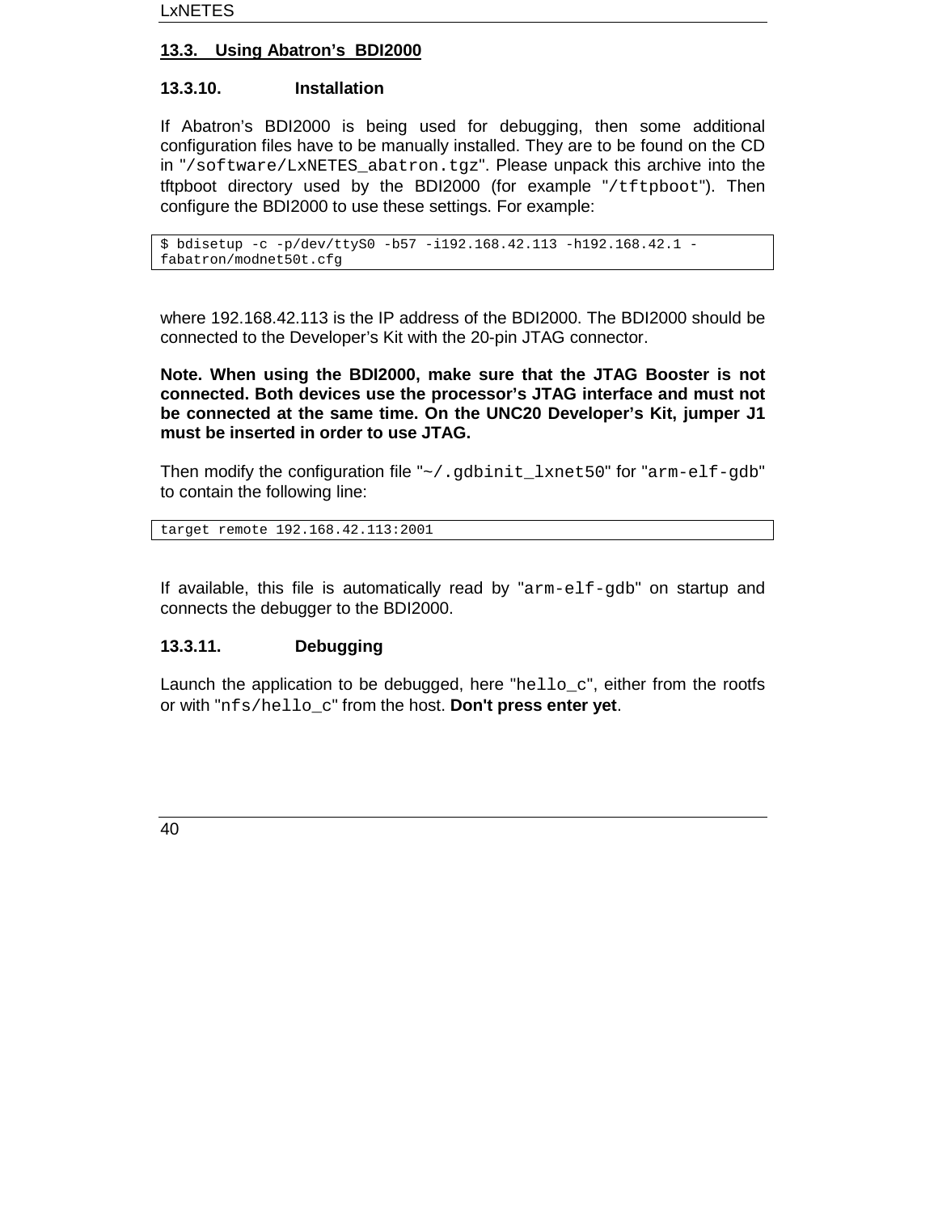## 13.3. Using Abatron's BDI2000

### 13.3.10. Installation

If Abatron's BDI2000 is being used for debugging, then some additional configuration files have to be manually installed. They are to be found on the CD in "`/software/LxNETES_abatron.tgz`". Please unpack this archive into the tftpboot directory used by the BDI2000 (for example "`/tftpboot`"). Then configure the BDI2000 to use these settings. For example:

```
$ bdisetup -c -p/dev/ttyS0 -b57 -i192.168.42.113 -h192.168.42.1 -
fabatron/modnet50t.cfg
```

where 192.168.42.113 is the IP address of the BDI2000. The BDI2000 should be connected to the Developer's Kit with the 20-pin JTAG connector.

**Note. When using the BDI2000, make sure that the JTAG Booster is not connected. Both devices use the processor's JTAG interface and must not be connected at the same time. On the UNC20 Developer's Kit, jumper J1 must be inserted in order to use JTAG.**

Then modify the configuration file "`~/.gdbinit_lxnet50`" for "`arm-elf-gdb`" to contain the following line:

```
target remote 192.168.42.113:2001
```

If available, this file is automatically read by "`arm-elf-gdb`" on startup and connects the debugger to the BDI2000.

### 13.3.11. Debugging

Launch the application to be debugged, here "`hello_c`", either from the rootfs or with "`nfs/hello_c`" from the host. **Don't press enter yet**.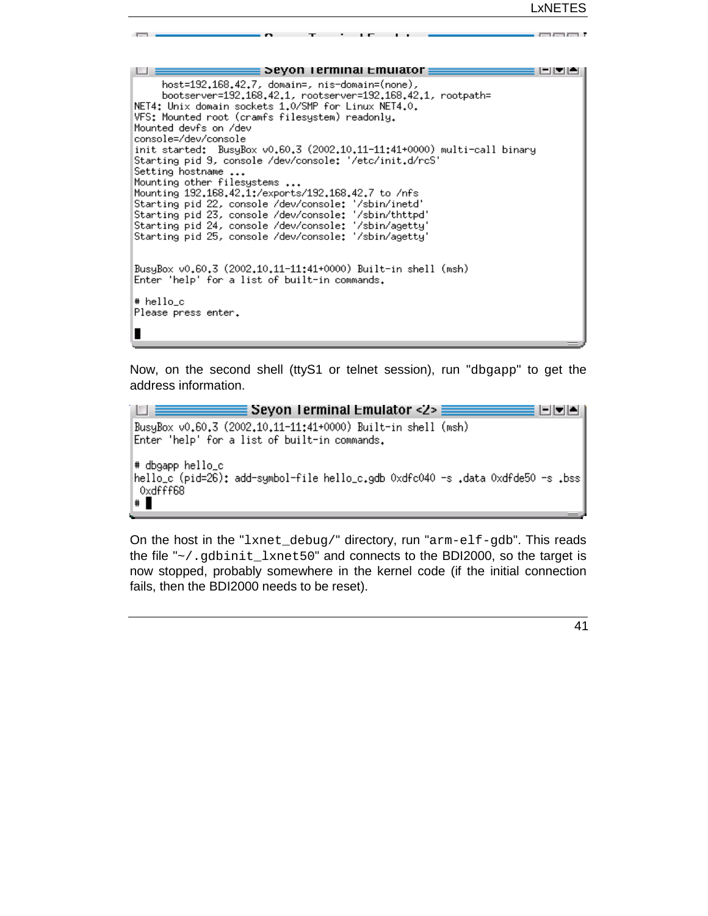```
Seyon Terminal Emulator
    host=192.168.42.7, domain=, nis-domain=(none),
    bootserver=192.168.42.1, rootserver=192.168.42.1, rootpath=
NET4: Unix domain sockets 1.0/SMP for Linux NET4.0.
VFS: Mounted root (cramfs filesystem) readonly.
Mounted devfs on /dev
console=/dev/console
init started:  BusyBox v0.60.3 (2002.10.11-11:41+0000) multi-call binary
Starting pid 9, console /dev/console: '/etc/init.d/rcS'
Setting hostname ...
Mounting other filesystems ...
Mounting 192.168.42.1:/exports/192.168.42.7 to /nfs
Starting pid 22, console /dev/console: '/sbin/inetd'
Starting pid 23, console /dev/console: '/sbin/thttpd'
Starting pid 24, console /dev/console: '/sbin/agetty'
Starting pid 25, console /dev/console: '/sbin/agetty'


BusyBox v0.60.3 (2002.10.11-11:41+0000) Built-in shell (msh)
Enter 'help' for a list of built-in commands.

# hello_c
Please press enter.
```

Now, on the second shell (ttyS1 or telnet session), run "`dbgapp`" to get the address information.

```
Seyon Terminal Emulator <2>
BusyBox v0.60.3 (2002.10.11-11:41+0000) Built-in shell (msh)
Enter 'help' for a list of built-in commands.

# dbgapp hello_c
hello_c (pid=26): add-symbol-file hello_c.gdb 0xdfc040 -s .data 0xdfde50 -s .bss
 0xdfff68
#
```

On the host in the "`lxnet_debug/`" directory, run "`arm-elf-gdb`". This reads the file "`~/.gdbinit_lxnet50`" and connects to the BDI2000, so the target is now stopped, probably somewhere in the kernel code (if the initial connection fails, then the BDI2000 needs to be reset).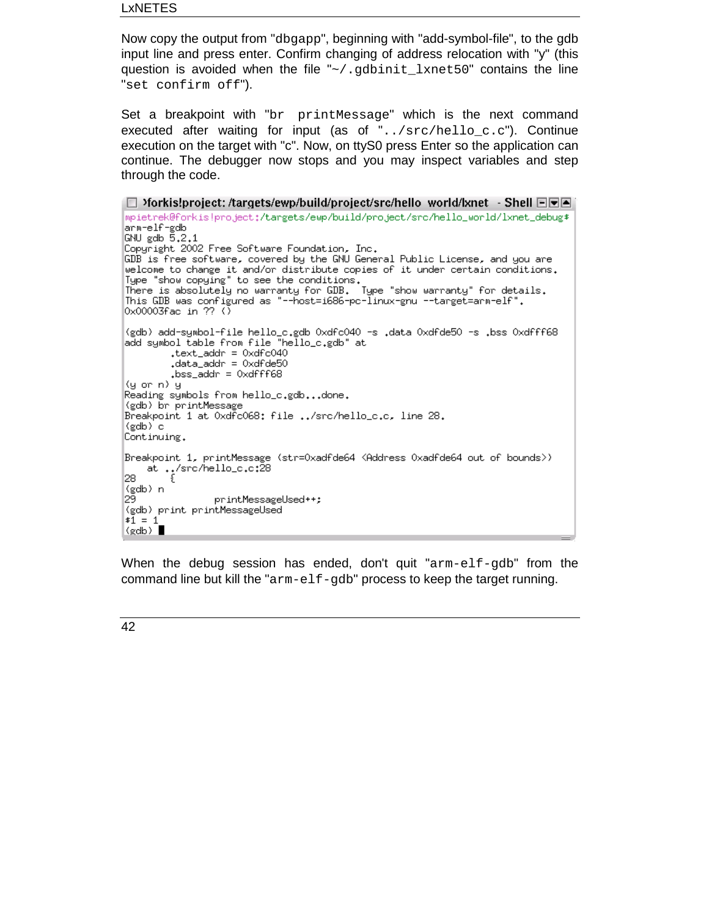Now copy the output from "dbgapp", beginning with "add-symbol-file", to the gdb input line and press enter. Confirm changing of address relocation with "y" (this question is avoided when the file "~/.gdbinit_lxnet50" contains the line "set confirm off").

Set a breakpoint with "br printMessage" which is the next command executed after waiting for input (as of "../src/hello_c.c"). Continue execution on the target with "c". Now, on ttyS0 press Enter so the application can continue. The debugger now stops and you may inspect variables and step through the code.

```
>forkis!project: /targets/ewp/build/project/src/hello_world/lxnet - Shell
mpietrek@forkis!project:/targets/ewp/build/project/src/hello_world/lxnet_debug$
arm-elf-gdb
GNU gdb 5.2.1
Copyright 2002 Free Software Foundation, Inc.
GDB is free software, covered by the GNU General Public License, and you are
welcome to change it and/or distribute copies of it under certain conditions.
Type "show copying" to see the conditions.
There is absolutely no warranty for GDB.  Type "show warranty" for details.
This GDB was configured as "--host=i686-pc-linux-gnu --target=arm-elf".
0x00003fac in ?? ()

(gdb) add-symbol-file hello_c.gdb 0xdfc040 -s .data 0xdfde50 -s .bss 0xdfff68
add symbol table from file "hello_c.gdb" at
        .text_addr = 0xdfc040
        .data_addr = 0xdfde50
        .bss_addr = 0xdfff68
(y or n) y
Reading symbols from hello_c.gdb...done.
(gdb) br printMessage
Breakpoint 1 at 0xdfc068: file ../src/hello_c.c, line 28.
(gdb) c
Continuing.

Breakpoint 1, printMessage (str=0xadfde64 <Address 0xadfde64 out of bounds>)
    at ../src/hello_c.c:28
28      {
(gdb) n
29              printMessageUsed++;
(gdb) print printMessageUsed
$1 = 1
(gdb) 
```

When the debug session has ended, don't quit "arm-elf-gdb" from the command line but kill the "arm-elf-gdb" process to keep the target running.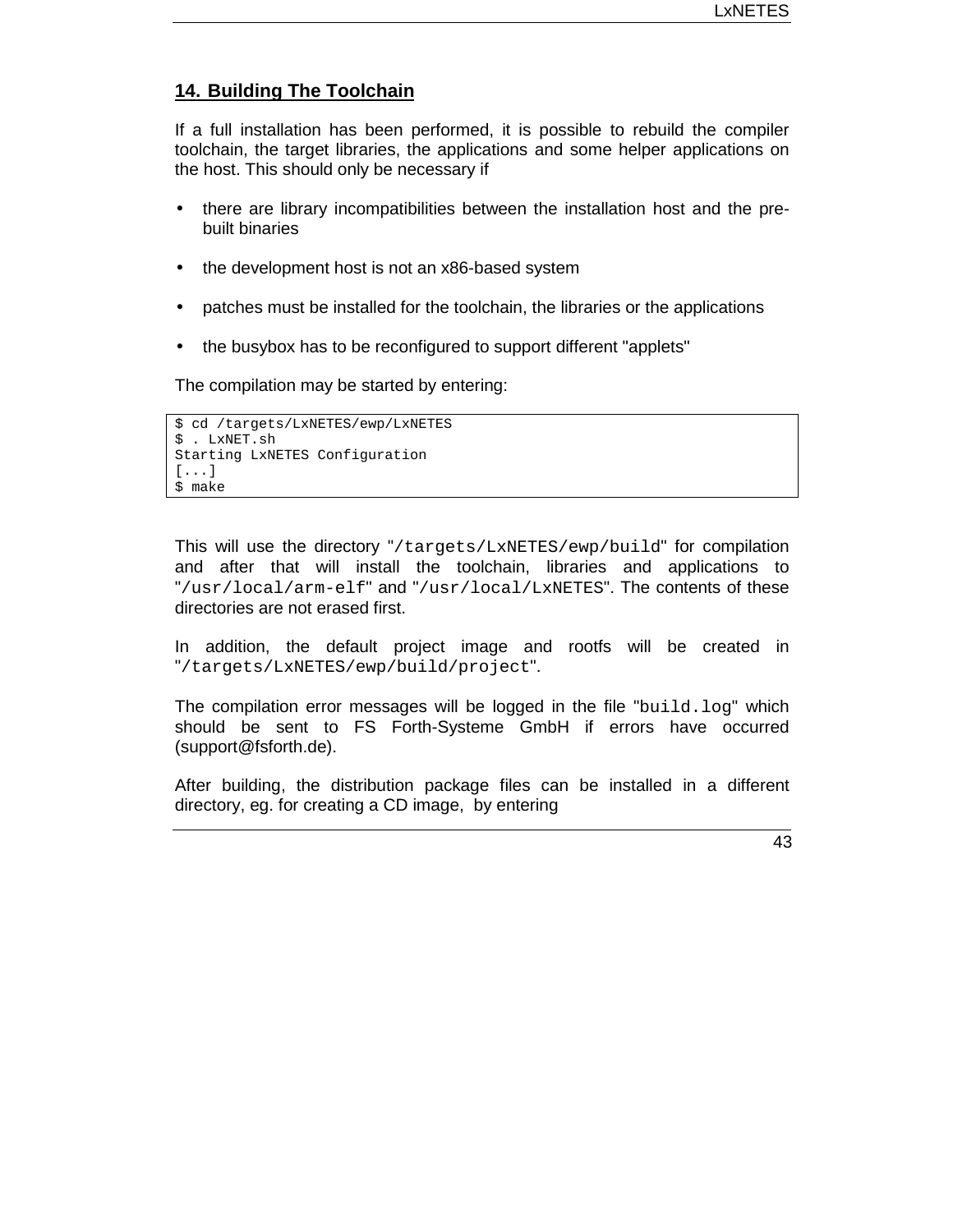## 14. Building The Toolchain

If a full installation has been performed, it is possible to rebuild the compiler toolchain, the target libraries, the applications and some helper applications on the host. This should only be necessary if

- there are library incompatibilities between the installation host and the pre-built binaries
- the development host is not an x86-based system
- patches must be installed for the toolchain, the libraries or the applications
- the busybox has to be reconfigured to support different "applets"

The compilation may be started by entering:

```
$ cd /targets/LxNETES/ewp/LxNETES
$ . LxNET.sh
Starting LxNETES Configuration
[...]
$ make
```

This will use the directory "`/targets/LxNETES/ewp/build`" for compilation and after that will install the toolchain, libraries and applications to "`/usr/local/arm-elf`" and "`/usr/local/LxNETES`". The contents of these directories are not erased first.

In addition, the default project image and rootfs will be created in "`/targets/LxNETES/ewp/build/project`".

The compilation error messages will be logged in the file "`build.log`" which should be sent to FS Forth-Systeme GmbH if errors have occurred (support@fsforth.de).

After building, the distribution package files can be installed in a different directory, eg. for creating a CD image, by entering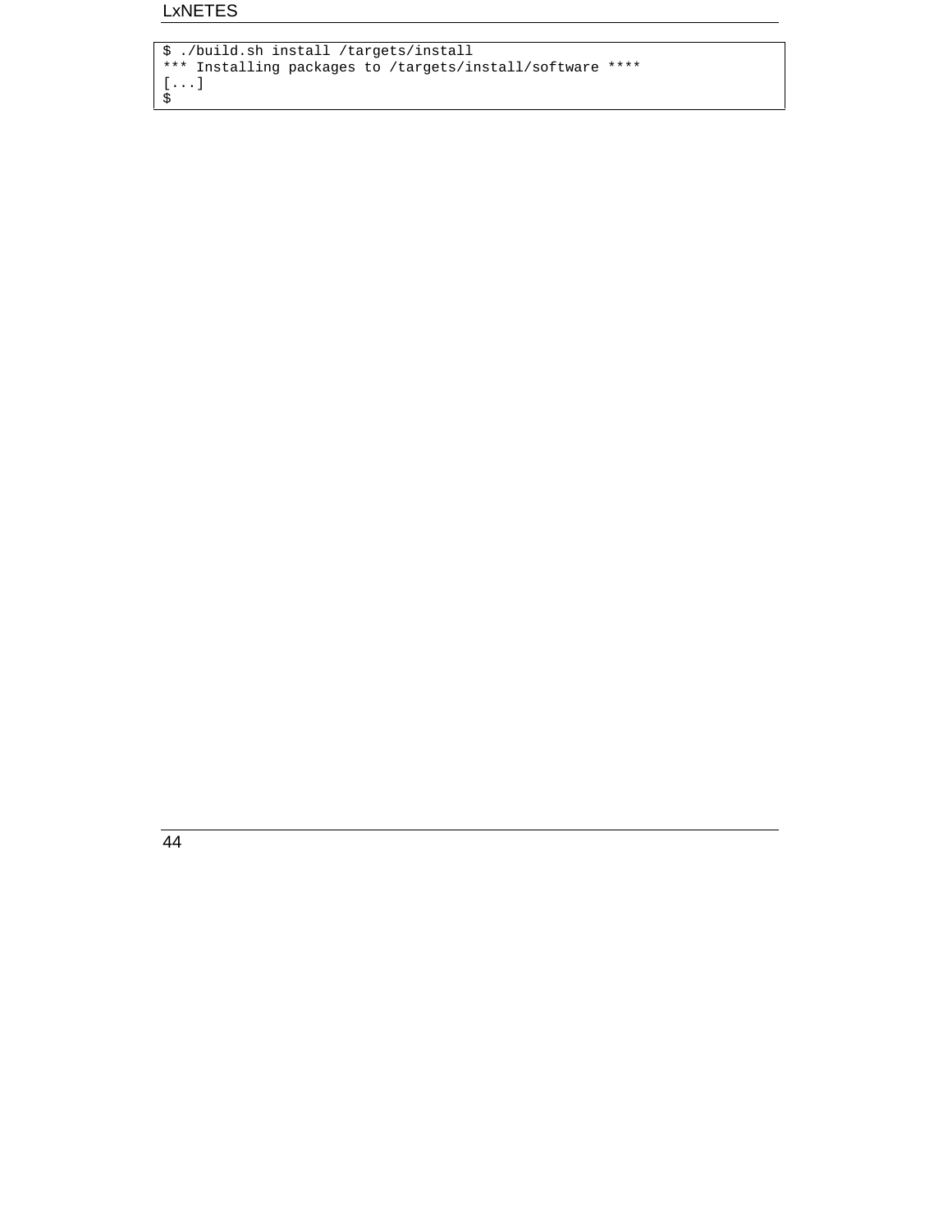```
$ ./build.sh install /targets/install
*** Installing packages to /targets/install/software ****
[...]
$
```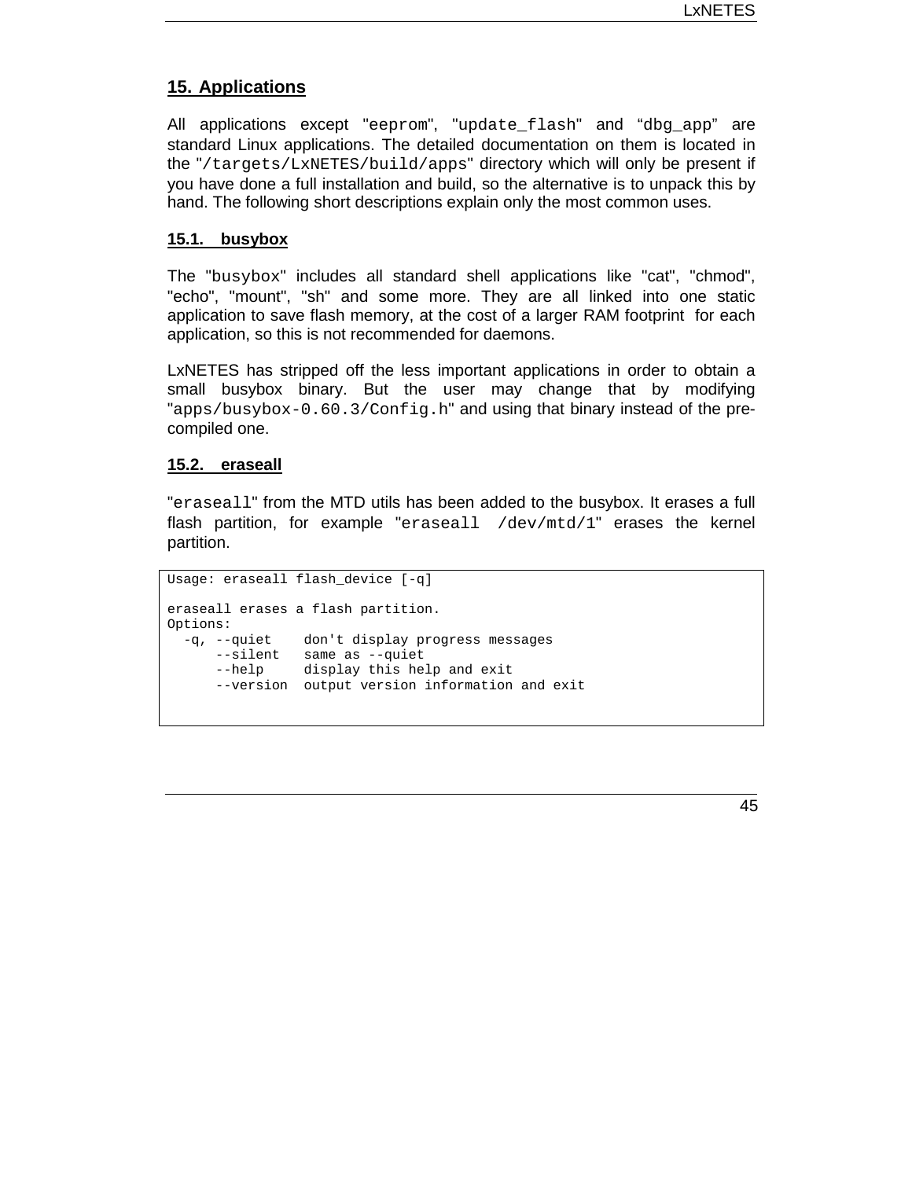## 15. Applications

All applications except "eeprom", "update_flash" and “dbg_app” are standard Linux applications. The detailed documentation on them is located in the "/targets/LxNETES/build/apps" directory which will only be present if you have done a full installation and build, so the alternative is to unpack this by hand. The following short descriptions explain only the most common uses.

### 15.1. busybox

The "busybox" includes all standard shell applications like "cat", "chmod", "echo", "mount", "sh" and some more. They are all linked into one static application to save flash memory, at the cost of a larger RAM footprint for each application, so this is not recommended for daemons.

LxNETES has stripped off the less important applications in order to obtain a small busybox binary. But the user may change that by modifying "apps/busybox-0.60.3/Config.h" and using that binary instead of the pre-compiled one.

### 15.2. eraseall

"eraseall" from the MTD utils has been added to the busybox. It erases a full flash partition, for example "eraseall /dev/mtd/1" erases the kernel partition.

```
Usage: eraseall flash_device [-q]

eraseall erases a flash partition.
Options:
  -q, --quiet    don't display progress messages
      --silent   same as --quiet
      --help     display this help and exit
      --version  output version information and exit
```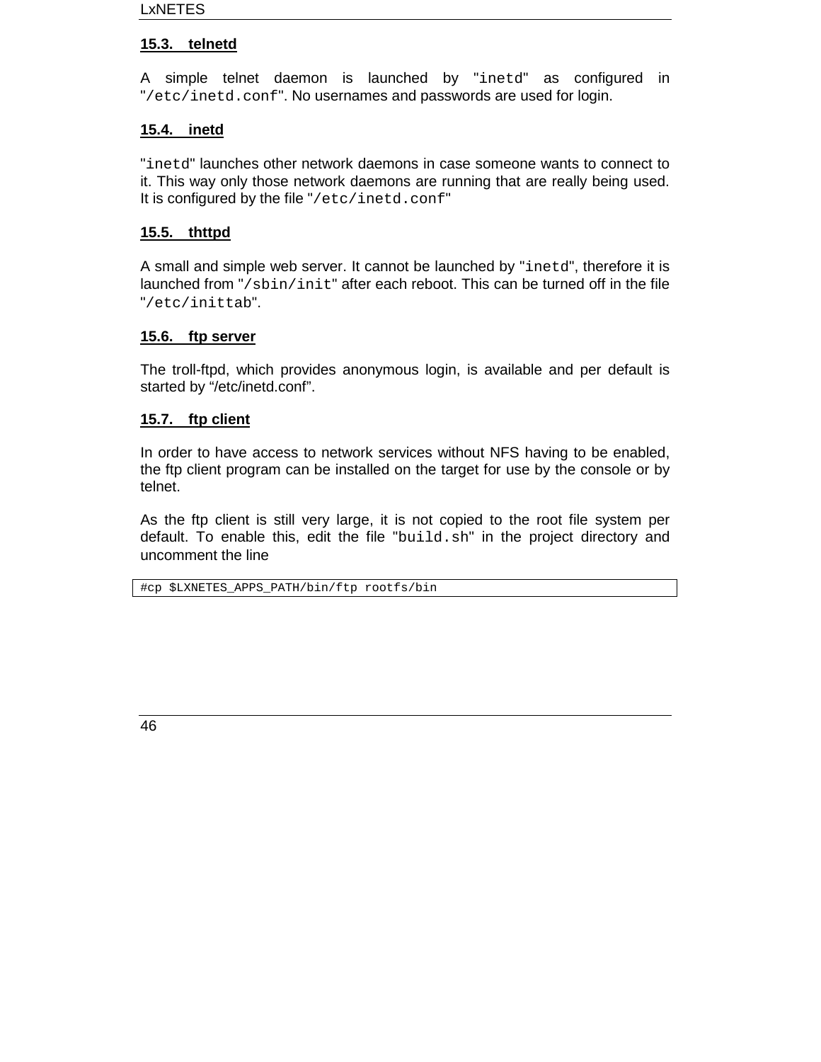### 15.3. telnetd

A simple telnet daemon is launched by "`inetd`" as configured in "`/etc/inetd.conf`". No usernames and passwords are used for login.

### 15.4. inetd

"`inetd`" launches other network daemons in case someone wants to connect to it. This way only those network daemons are running that are really being used. It is configured by the file "`/etc/inetd.conf`"

### 15.5. thttpd

A small and simple web server. It cannot be launched by "`inetd`", therefore it is launched from "`/sbin/init`" after each reboot. This can be turned off in the file "`/etc/inittab`".

### 15.6. ftp server

The troll-ftpd, which provides anonymous login, is available and per default is started by “/etc/inetd.conf”.

### 15.7. ftp client

In order to have access to network services without NFS having to be enabled, the ftp client program can be installed on the target for use by the console or by telnet.

As the ftp client is still very large, it is not copied to the root file system per default. To enable this, edit the file "`build.sh`" in the project directory and uncomment the line

```
#cp $LXNETES_APPS_PATH/bin/ftp rootfs/bin
```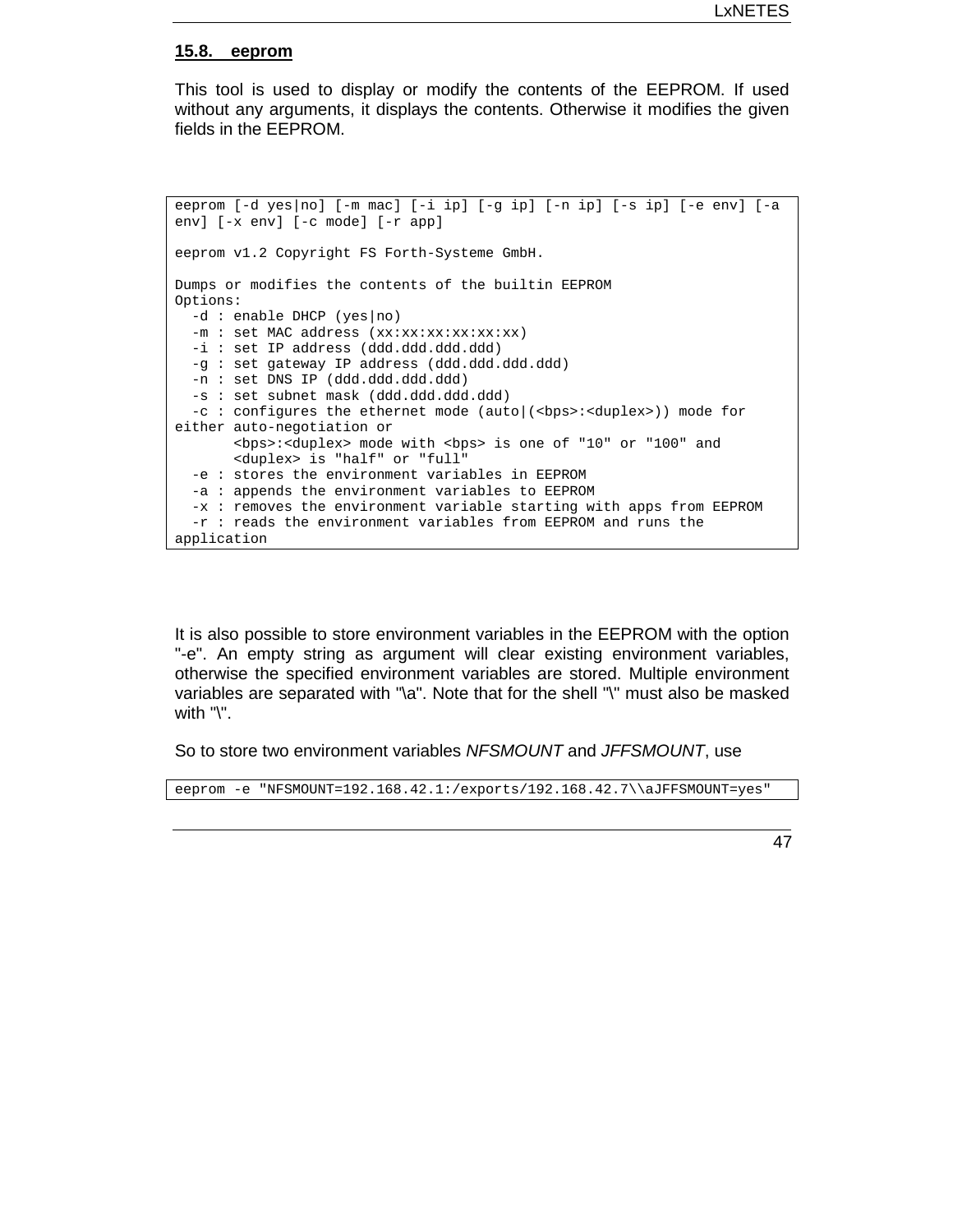## 15.8. eeprom

This tool is used to display or modify the contents of the EEPROM. If used without any arguments, it displays the contents. Otherwise it modifies the given fields in the EEPROM.

```
eeprom [-d yes|no] [-m mac] [-i ip] [-g ip] [-n ip] [-s ip] [-e env] [-a
env] [-x env] [-c mode] [-r app]

eeprom v1.2 Copyright FS Forth-Systeme GmbH.

Dumps or modifies the contents of the builtin EEPROM
Options:
  -d : enable DHCP (yes|no)
  -m : set MAC address (xx:xx:xx:xx:xx:xx)
  -i : set IP address (ddd.ddd.ddd.ddd)
  -g : set gateway IP address (ddd.ddd.ddd.ddd)
  -n : set DNS IP (ddd.ddd.ddd.ddd)
  -s : set subnet mask (ddd.ddd.ddd.ddd)
  -c : configures the ethernet mode (auto|(<bps>:<duplex>)) mode for
either auto-negotiation or
       <bps>:<duplex> mode with <bps> is one of "10" or "100" and
       <duplex> is "half" or "full"
  -e : stores the environment variables in EEPROM
  -a : appends the environment variables to EEPROM
  -x : removes the environment variable starting with apps from EEPROM
  -r : reads the environment variables from EEPROM and runs the
application
```

It is also possible to store environment variables in the EEPROM with the option "-e". An empty string as argument will clear existing environment variables, otherwise the specified environment variables are stored. Multiple environment variables are separated with "\a". Note that for the shell "\" must also be masked with "\".

So to store two environment variables *NFSMOUNT* and *JFFSMOUNT*, use

```
eeprom -e "NFSMOUNT=192.168.42.1:/exports/192.168.42.7\\aJFFSMOUNT=yes"
```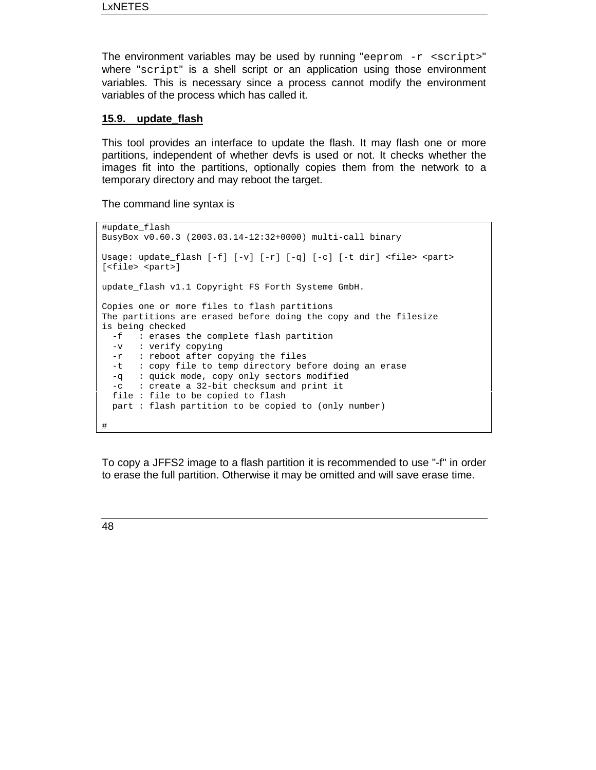The environment variables may be used by running "`eeprom -r <script>`" where "`script`" is a shell script or an application using those environment variables. This is necessary since a process cannot modify the environment variables of the process which has called it.

## 15.9. update_flash

This tool provides an interface to update the flash. It may flash one or more partitions, independent of whether devfs is used or not. It checks whether the images fit into the partitions, optionally copies them from the network to a temporary directory and may reboot the target.

The command line syntax is

```
#update_flash
BusyBox v0.60.3 (2003.03.14-12:32+0000) multi-call binary

Usage: update_flash [-f] [-v] [-r] [-q] [-c] [-t dir] <file> <part>
[<file> <part>]

update_flash v1.1 Copyright FS Forth Systeme GmbH.

Copies one or more files to flash partitions
The partitions are erased before doing the copy and the filesize
is being checked
  -f   : erases the complete flash partition
  -v   : verify copying
  -r   : reboot after copying the files
  -t   : copy file to temp directory before doing an erase
  -q   : quick mode, copy only sectors modified
  -c   : create a 32-bit checksum and print it
  file : file to be copied to flash
  part : flash partition to be copied to (only number)

#
```

To copy a JFFS2 image to a flash partition it is recommended to use "-f" in order to erase the full partition. Otherwise it may be omitted and will save erase time.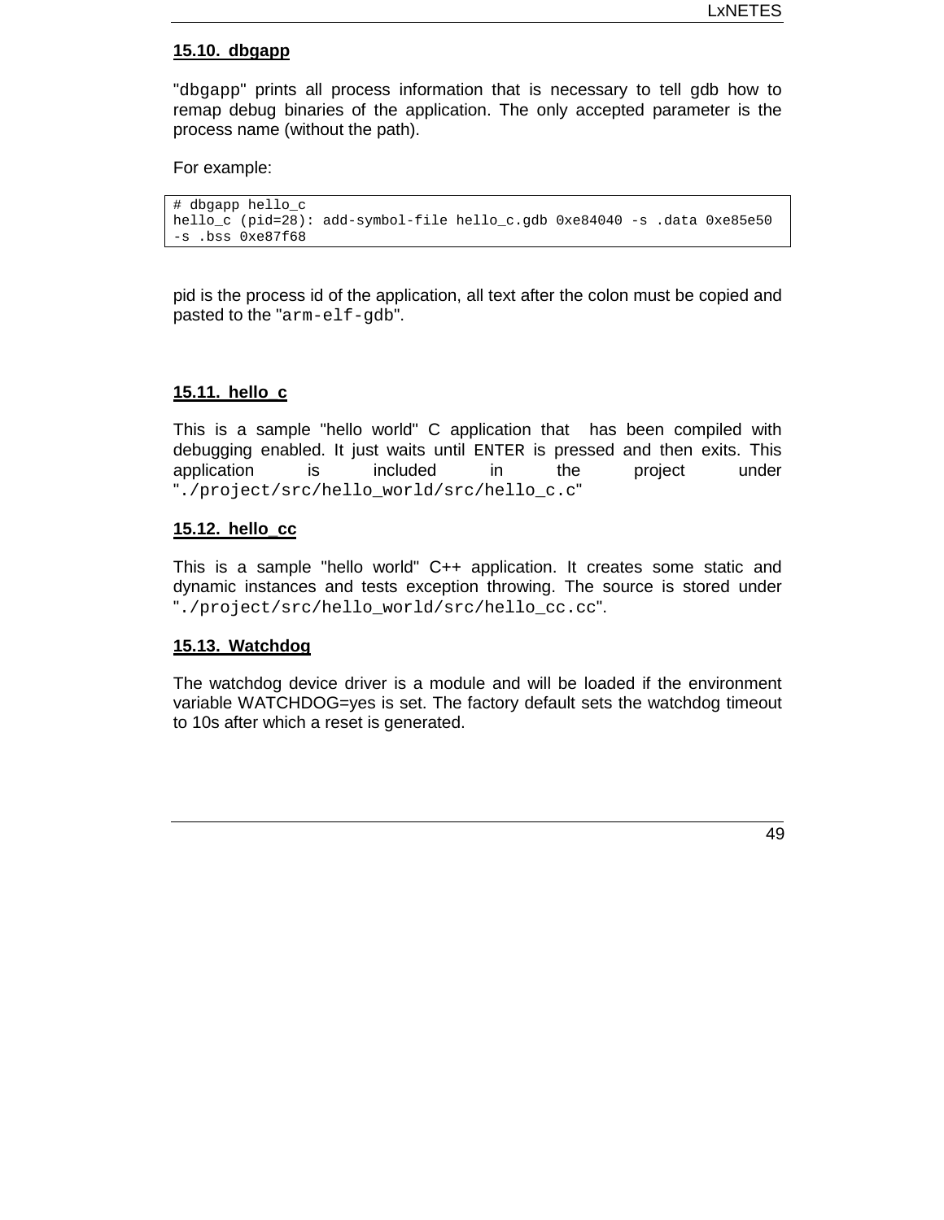## 15.10. dbgapp

"dbgapp" prints all process information that is necessary to tell gdb how to remap debug binaries of the application. The only accepted parameter is the process name (without the path).

For example:

```
# dbgapp hello_c
hello_c (pid=28): add-symbol-file hello_c.gdb 0xe84040 -s .data 0xe85e50
-s .bss 0xe87f68
```

pid is the process id of the application, all text after the colon must be copied and pasted to the "arm-elf-gdb".

## 15.11. hello_c

This is a sample "hello world" C application that has been compiled with debugging enabled. It just waits until ENTER is pressed and then exits. This application is included in the project under "./project/src/hello_world/src/hello_c.c"

## 15.12. hello_cc

This is a sample "hello world" C++ application. It creates some static and dynamic instances and tests exception throwing. The source is stored under "./project/src/hello_world/src/hello_cc.cc".

## 15.13. Watchdog

The watchdog device driver is a module and will be loaded if the environment variable WATCHDOG=yes is set. The factory default sets the watchdog timeout to 10s after which a reset is generated.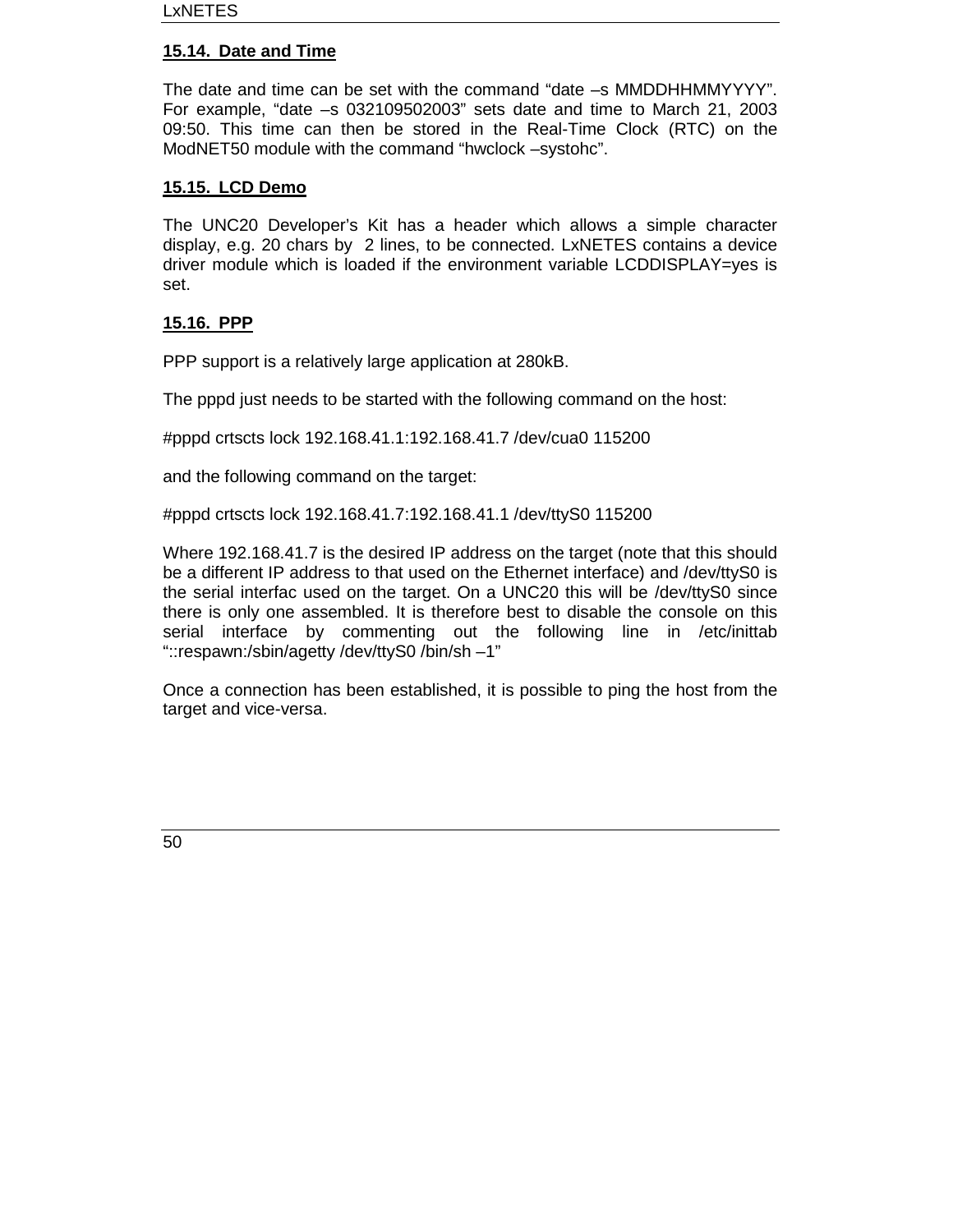## 15.14. Date and Time

The date and time can be set with the command “date –s MMDDHHMMYYYY”. For example, “date –s 032109502003” sets date and time to March 21, 2003 09:50. This time can then be stored in the Real-Time Clock (RTC) on the ModNET50 module with the command “hwclock –systohc”.

## 15.15. LCD Demo

The UNC20 Developer’s Kit has a header which allows a simple character display, e.g. 20 chars by 2 lines, to be connected. LxNETES contains a device driver module which is loaded if the environment variable LCDDISPLAY=yes is set.

## 15.16. PPP

PPP support is a relatively large application at 280kB.

The pppd just needs to be started with the following command on the host:

#pppd crtscts lock 192.168.41.1:192.168.41.7 /dev/cua0 115200

and the following command on the target:

#pppd crtscts lock 192.168.41.7:192.168.41.1 /dev/ttyS0 115200

Where 192.168.41.7 is the desired IP address on the target (note that this should be a different IP address to that used on the Ethernet interface) and /dev/ttyS0 is the serial interfac used on the target. On a UNC20 this will be /dev/ttyS0 since there is only one assembled. It is therefore best to disable the console on this serial interface by commenting out the following line in /etc/inittab “::respawn:/sbin/agetty /dev/ttyS0 /bin/sh –1”

Once a connection has been established, it is possible to ping the host from the target and vice-versa.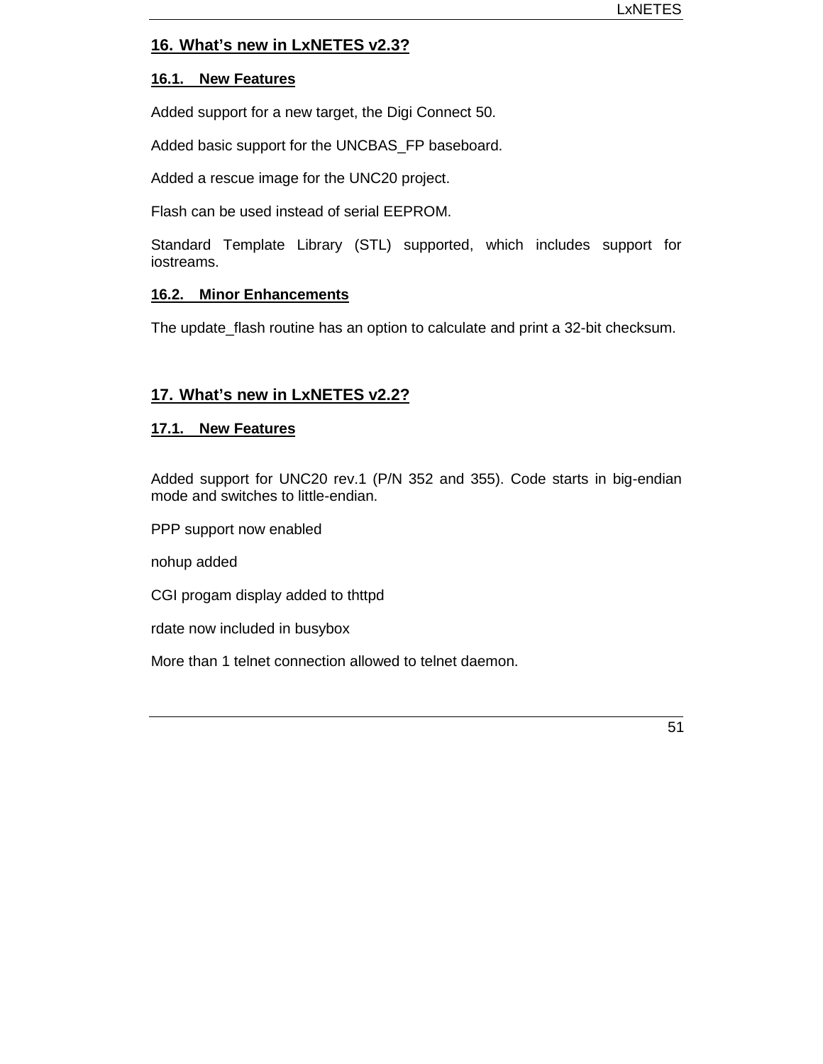## 16. What's new in LxNETES v2.3?

### 16.1. New Features

Added support for a new target, the Digi Connect 50.

Added basic support for the UNCBAS_FP baseboard.

Added a rescue image for the UNC20 project.

Flash can be used instead of serial EEPROM.

Standard Template Library (STL) supported, which includes support for iostreams.

### 16.2. Minor Enhancements

The update_flash routine has an option to calculate and print a 32-bit checksum.

## 17. What's new in LxNETES v2.2?

### 17.1. New Features

Added support for UNC20 rev.1 (P/N 352 and 355). Code starts in big-endian mode and switches to little-endian.

PPP support now enabled

nohup added

CGI progam display added to thttpd

rdate now included in busybox

More than 1 telnet connection allowed to telnet daemon.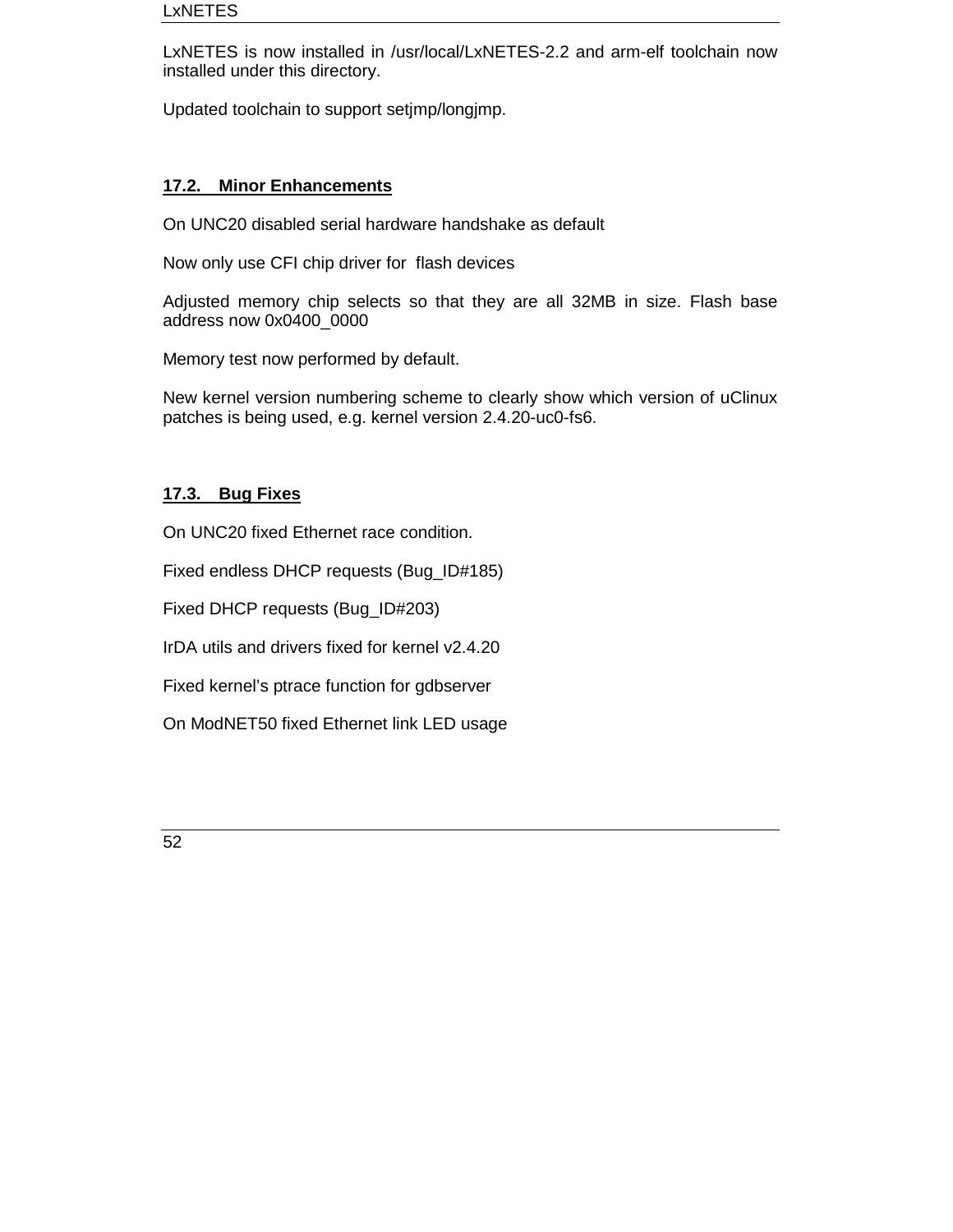LxNETES is now installed in /usr/local/LxNETES-2.2 and arm-elf toolchain now installed under this directory.

Updated toolchain to support setjmp/longjmp.

## 17.2. Minor Enhancements

On UNC20 disabled serial hardware handshake as default

Now only use CFI chip driver for flash devices

Adjusted memory chip selects so that they are all 32MB in size. Flash base address now 0x0400_0000

Memory test now performed by default.

New kernel version numbering scheme to clearly show which version of uClinux patches is being used, e.g. kernel version 2.4.20-uc0-fs6.

## 17.3. Bug Fixes

On UNC20 fixed Ethernet race condition.

Fixed endless DHCP requests (Bug_ID#185)

Fixed DHCP requests (Bug_ID#203)

IrDA utils and drivers fixed for kernel v2.4.20

Fixed kernel's ptrace function for gdbserver

On ModNET50 fixed Ethernet link LED usage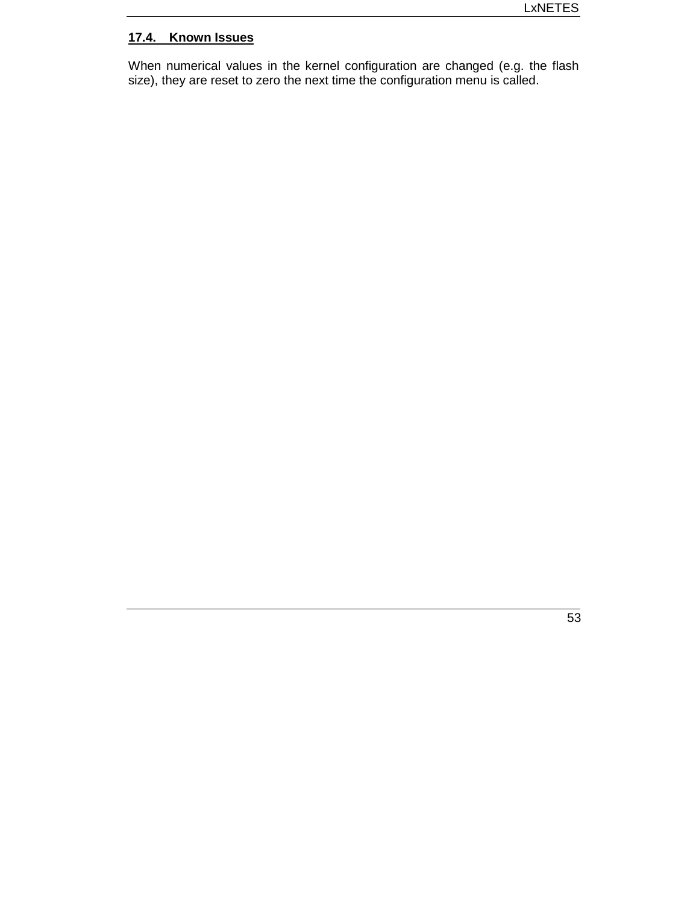### 17.4. Known Issues

When numerical values in the kernel configuration are changed (e.g. the flash size), they are reset to zero the next time the configuration menu is called.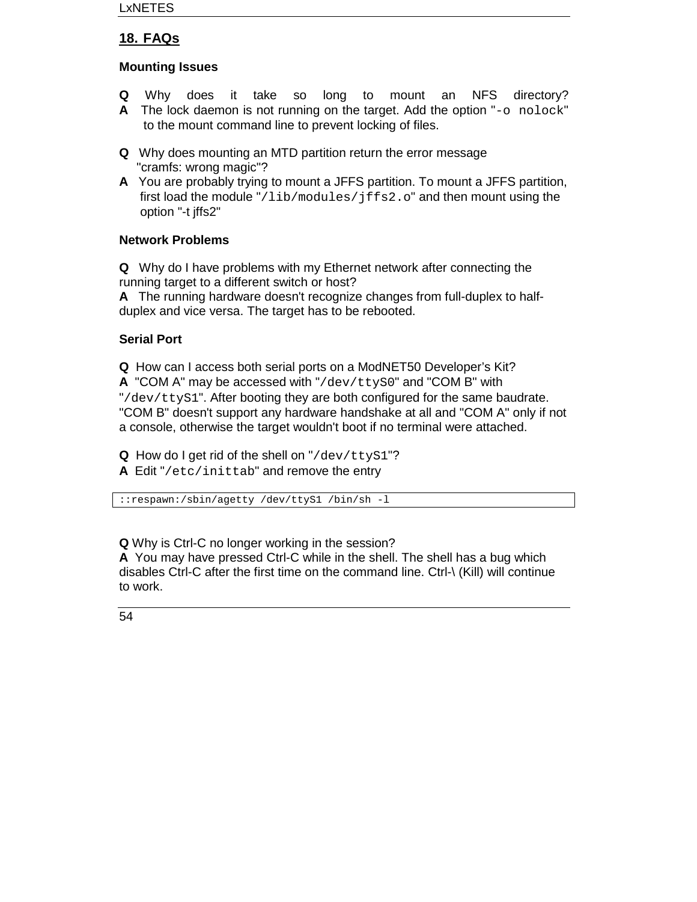## 18. FAQs

### Mounting Issues

**Q** Why does it take so long to mount an NFS directory?
**A** The lock daemon is not running on the target. Add the option "`-o nolock`" to the mount command line to prevent locking of files.

**Q** Why does mounting an MTD partition return the error message "cramfs: wrong magic"?
**A** You are probably trying to mount a JFFS partition. To mount a JFFS partition, first load the module "`/lib/modules/jffs2.o`" and then mount using the option "-t jffs2"

### Network Problems

**Q** Why do I have problems with my Ethernet network after connecting the running target to a different switch or host?
**A** The running hardware doesn't recognize changes from full-duplex to half-duplex and vice versa. The target has to be rebooted.

### Serial Port

**Q** How can I access both serial ports on a ModNET50 Developer's Kit?
**A** "COM A" may be accessed with "`/dev/ttyS0`" and "COM B" with "`/dev/ttyS1`". After booting they are both configured for the same baudrate. "COM B" doesn't support any hardware handshake at all and "COM A" only if not a console, otherwise the target wouldn't boot if no terminal were attached.

**Q** How do I get rid of the shell on "`/dev/ttyS1`"?
**A** Edit "`/etc/inittab`" and remove the entry

```
::respawn:/sbin/agetty /dev/ttyS1 /bin/sh -l
```

**Q** Why is Ctrl-C no longer working in the session?
**A** You may have pressed Ctrl-C while in the shell. The shell has a bug which disables Ctrl-C after the first time on the command line. Ctrl-\ (Kill) will continue to work.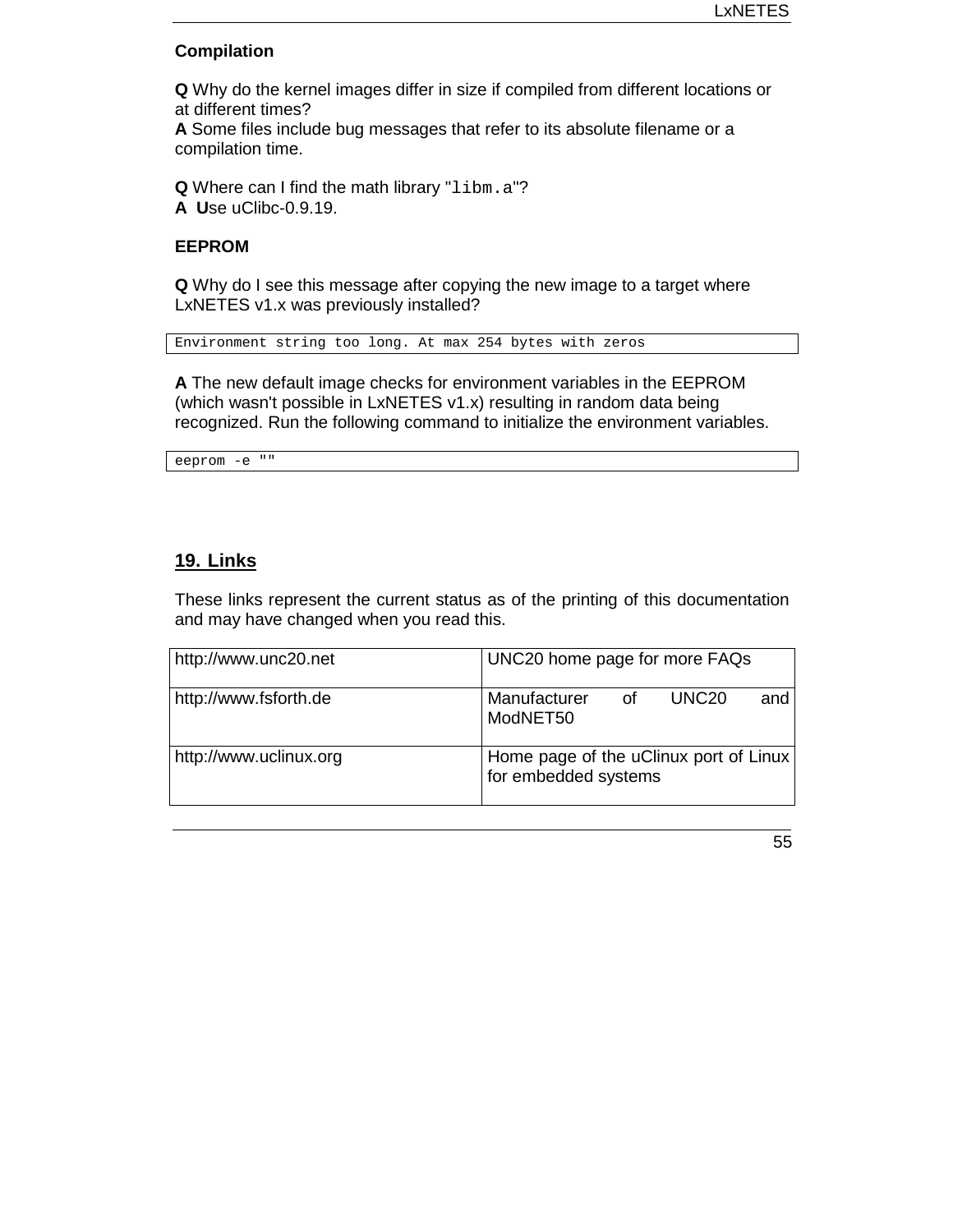### Compilation

**Q** Why do the kernel images differ in size if compiled from different locations or at different times?
**A** Some files include bug messages that refer to its absolute filename or a compilation time.

**Q** Where can I find the math library "`libm.a`"?
**A** **U**se uClibc-0.9.19.

### EEPROM

**Q** Why do I see this message after copying the new image to a target where LxNETES v1.x was previously installed?

```
Environment string too long. At max 254 bytes with zeros
```

**A** The new default image checks for environment variables in the EEPROM (which wasn't possible in LxNETES v1.x) resulting in random data being recognized. Run the following command to initialize the environment variables.

```
eeprom -e ""
```

## 19. Links

These links represent the current status as of the printing of this documentation and may have changed when you read this.

| | |
|---|---|
| http://www.unc20.net | UNC20 home page for more FAQs |
| http://www.fsforth.de | Manufacturer of UNC20 and ModNET50 |
| http://www.uclinux.org | Home page of the uClinux port of Linux for embedded systems |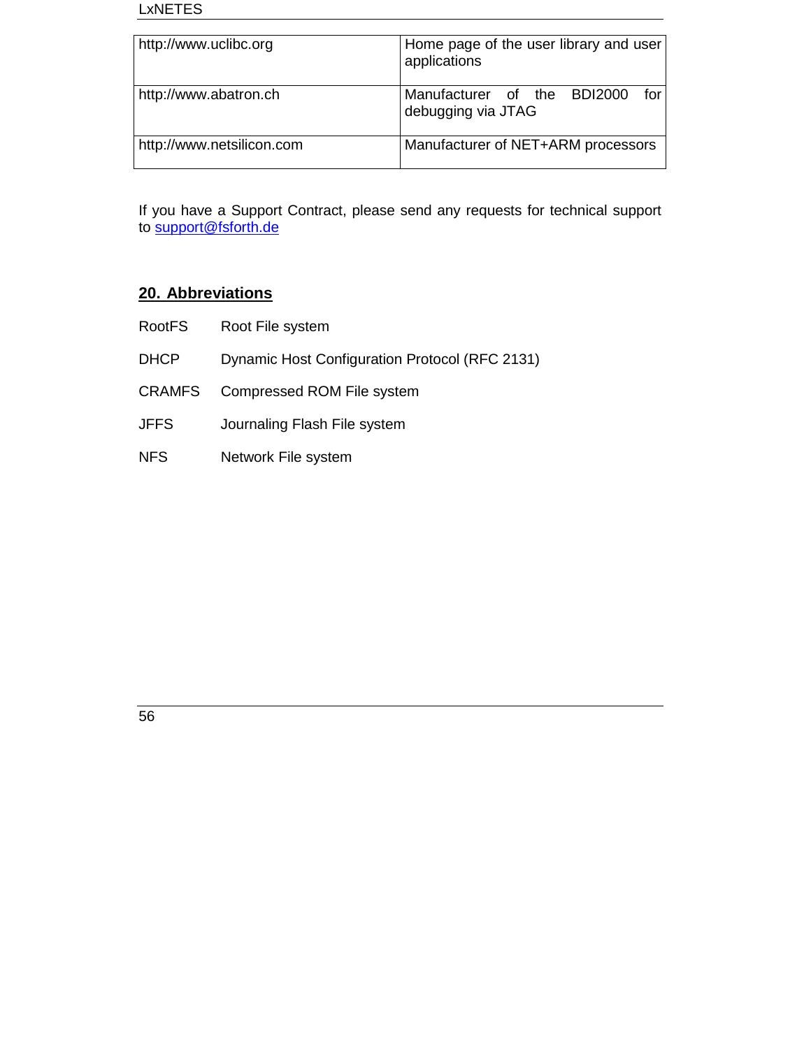| | |
|---|---|
| http://www.uclibc.org | Home page of the user library and user applications |
| http://www.abatron.ch | Manufacturer of the BDI2000 for debugging via JTAG |
| http://www.netsilicon.com | Manufacturer of NET+ARM processors |

If you have a Support Contract, please send any requests for technical support to support@fsforth.de

## 20. Abbreviations

RootFS Root File system

DHCP Dynamic Host Configuration Protocol (RFC 2131)

CRAMFS Compressed ROM File system

JFFS Journaling Flash File system

NFS Network File system